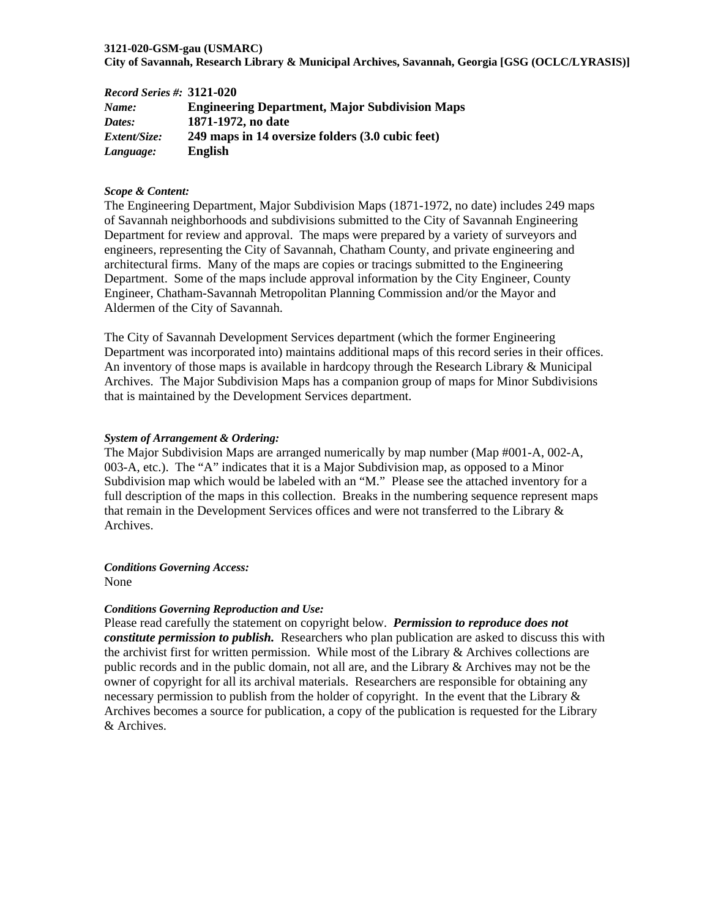**3121-020-GSM-gau (USMARC)**
**City of Savannah, Research Library & Municipal Archives, Savannah, Georgia [GSG (OCLC/LYRASIS)]**

| | |
|---|---|
| ***Record Series #:*** | **3121-020** |
| ***Name:*** | **Engineering Department, Major Subdivision Maps** |
| ***Dates:*** | **1871-1972, no date** |
| ***Extent/Size:*** | **249 maps in 14 oversize folders (3.0 cubic feet)** |
| ***Language:*** | **English** |

***Scope & Content:***

The Engineering Department, Major Subdivision Maps (1871-1972, no date) includes 249 maps of Savannah neighborhoods and subdivisions submitted to the City of Savannah Engineering Department for review and approval. The maps were prepared by a variety of surveyors and engineers, representing the City of Savannah, Chatham County, and private engineering and architectural firms. Many of the maps are copies or tracings submitted to the Engineering Department. Some of the maps include approval information by the City Engineer, County Engineer, Chatham-Savannah Metropolitan Planning Commission and/or the Mayor and Aldermen of the City of Savannah.

The City of Savannah Development Services department (which the former Engineering Department was incorporated into) maintains additional maps of this record series in their offices. An inventory of those maps is available in hardcopy through the Research Library & Municipal Archives. The Major Subdivision Maps has a companion group of maps for Minor Subdivisions that is maintained by the Development Services department.

***System of Arrangement & Ordering:***

The Major Subdivision Maps are arranged numerically by map number (Map #001-A, 002-A, 003-A, etc.). The "A" indicates that it is a Major Subdivision map, as opposed to a Minor Subdivision map which would be labeled with an "M." Please see the attached inventory for a full description of the maps in this collection. Breaks in the numbering sequence represent maps that remain in the Development Services offices and were not transferred to the Library & Archives.

***Conditions Governing Access:***

None

***Conditions Governing Reproduction and Use:***

Please read carefully the statement on copyright below. ***Permission to reproduce does not constitute permission to publish.*** Researchers who plan publication are asked to discuss this with the archivist first for written permission. While most of the Library & Archives collections are public records and in the public domain, not all are, and the Library & Archives may not be the owner of copyright for all its archival materials. Researchers are responsible for obtaining any necessary permission to publish from the holder of copyright. In the event that the Library & Archives becomes a source for publication, a copy of the publication is requested for the Library & Archives.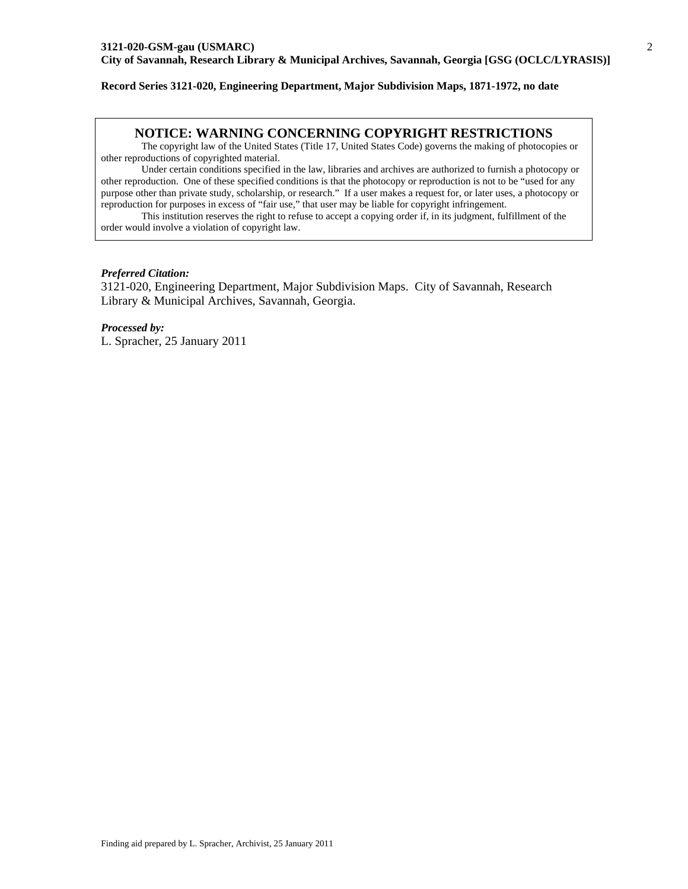**Record Series 3121-020, Engineering Department, Major Subdivision Maps, 1871-1972, no date**

## NOTICE: WARNING CONCERNING COPYRIGHT RESTRICTIONS

The copyright law of the United States (Title 17, United States Code) governs the making of photocopies or other reproductions of copyrighted material.

Under certain conditions specified in the law, libraries and archives are authorized to furnish a photocopy or other reproduction. One of these specified conditions is that the photocopy or reproduction is not to be "used for any purpose other than private study, scholarship, or research." If a user makes a request for, or later uses, a photocopy or reproduction for purposes in excess of "fair use," that user may be liable for copyright infringement.

This institution reserves the right to refuse to accept a copying order if, in its judgment, fulfillment of the order would involve a violation of copyright law.

***Preferred Citation:***
3121-020, Engineering Department, Major Subdivision Maps. City of Savannah, Research Library & Municipal Archives, Savannah, Georgia.

***Processed by:***
L. Spracher, 25 January 2011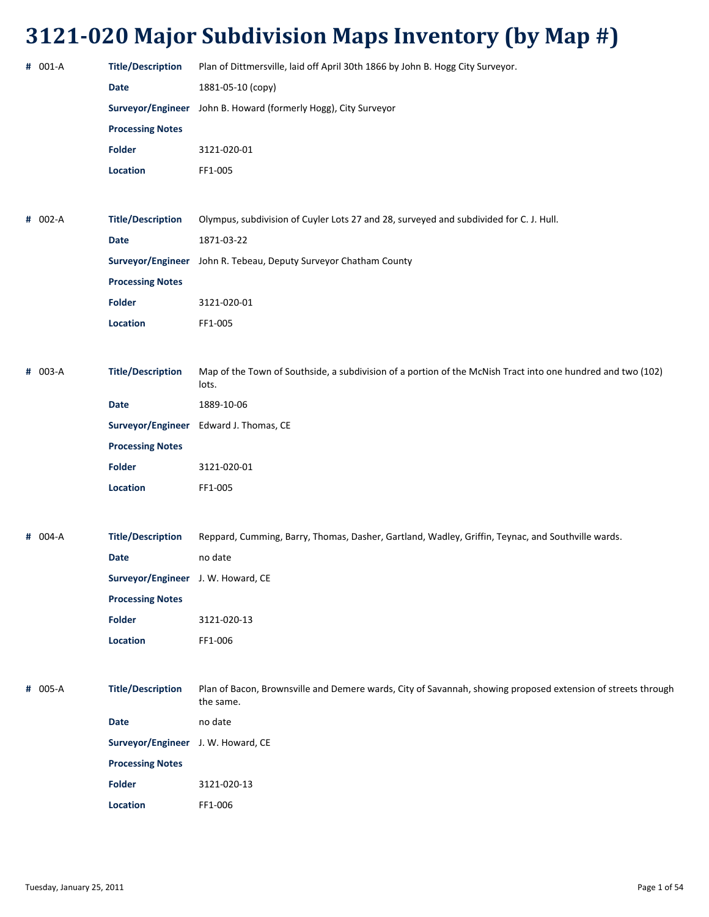# 3121-020 Major Subdivision Maps Inventory (by Map #)

**#** 001-A

| | |
|---|---|
| **Title/Description** | Plan of Dittmersville, laid off April 30th 1866 by John B. Hogg City Surveyor. |
| **Date** | 1881-05-10 (copy) |
| **Surveyor/Engineer** | John B. Howard (formerly Hogg), City Surveyor |
| **Processing Notes** | |
| **Folder** | 3121-020-01 |
| **Location** | FF1-005 |

**#** 002-A

| | |
|---|---|
| **Title/Description** | Olympus, subdivision of Cuyler Lots 27 and 28, surveyed and subdivided for C. J. Hull. |
| **Date** | 1871-03-22 |
| **Surveyor/Engineer** | John R. Tebeau, Deputy Surveyor Chatham County |
| **Processing Notes** | |
| **Folder** | 3121-020-01 |
| **Location** | FF1-005 |

**#** 003-A

| | |
|---|---|
| **Title/Description** | Map of the Town of Southside, a subdivision of a portion of the McNish Tract into one hundred and two (102) lots. |
| **Date** | 1889-10-06 |
| **Surveyor/Engineer** | Edward J. Thomas, CE |
| **Processing Notes** | |
| **Folder** | 3121-020-01 |
| **Location** | FF1-005 |

**#** 004-A

| | |
|---|---|
| **Title/Description** | Reppard, Cumming, Barry, Thomas, Dasher, Gartland, Wadley, Griffin, Teynac, and Southville wards. |
| **Date** | no date |
| **Surveyor/Engineer** | J. W. Howard, CE |
| **Processing Notes** | |
| **Folder** | 3121-020-13 |
| **Location** | FF1-006 |

**#** 005-A

| | |
|---|---|
| **Title/Description** | Plan of Bacon, Brownsville and Demere wards, City of Savannah, showing proposed extension of streets through the same. |
| **Date** | no date |
| **Surveyor/Engineer** | J. W. Howard, CE |
| **Processing Notes** | |
| **Folder** | 3121-020-13 |
| **Location** | FF1-006 |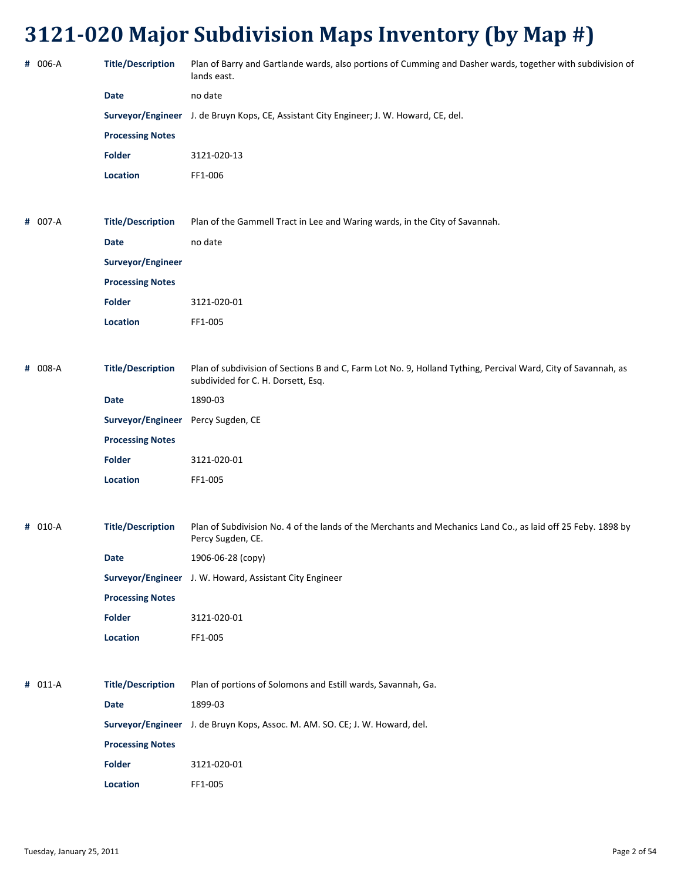# 3121-020 Major Subdivision Maps Inventory (by Map #)

**#** 006-A

| | |
|---|---|
| **Title/Description** | Plan of Barry and Gartlande wards, also portions of Cumming and Dasher wards, together with subdivision of lands east. |
| **Date** | no date |
| **Surveyor/Engineer** | J. de Bruyn Kops, CE, Assistant City Engineer; J. W. Howard, CE, del. |
| **Processing Notes** | |
| **Folder** | 3121-020-13 |
| **Location** | FF1-006 |

**#** 007-A

| | |
|---|---|
| **Title/Description** | Plan of the Gammell Tract in Lee and Waring wards, in the City of Savannah. |
| **Date** | no date |
| **Surveyor/Engineer** | |
| **Processing Notes** | |
| **Folder** | 3121-020-01 |
| **Location** | FF1-005 |

**#** 008-A

| | |
|---|---|
| **Title/Description** | Plan of subdivision of Sections B and C, Farm Lot No. 9, Holland Tything, Percival Ward, City of Savannah, as subdivided for C. H. Dorsett, Esq. |
| **Date** | 1890-03 |
| **Surveyor/Engineer** | Percy Sugden, CE |
| **Processing Notes** | |
| **Folder** | 3121-020-01 |
| **Location** | FF1-005 |

**#** 010-A

| | |
|---|---|
| **Title/Description** | Plan of Subdivision No. 4 of the lands of the Merchants and Mechanics Land Co., as laid off 25 Feby. 1898 by Percy Sugden, CE. |
| **Date** | 1906-06-28 (copy) |
| **Surveyor/Engineer** | J. W. Howard, Assistant City Engineer |
| **Processing Notes** | |
| **Folder** | 3121-020-01 |
| **Location** | FF1-005 |

**#** 011-A

| | |
|---|---|
| **Title/Description** | Plan of portions of Solomons and Estill wards, Savannah, Ga. |
| **Date** | 1899-03 |
| **Surveyor/Engineer** | J. de Bruyn Kops, Assoc. M. AM. SO. CE; J. W. Howard, del. |
| **Processing Notes** | |
| **Folder** | 3121-020-01 |
| **Location** | FF1-005 |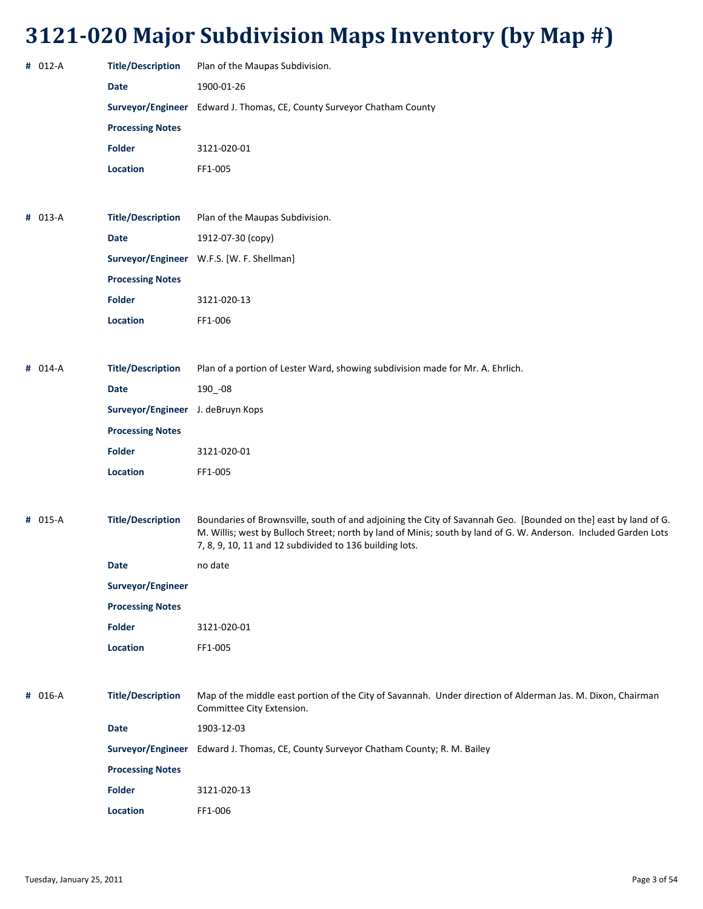# 3121-020 Major Subdivision Maps Inventory (by Map #)

**#** 012-A

| | |
|---|---|
| **Title/Description** | Plan of the Maupas Subdivision. |
| **Date** | 1900-01-26 |
| **Surveyor/Engineer** | Edward J. Thomas, CE, County Surveyor Chatham County |
| **Processing Notes** | |
| **Folder** | 3121-020-01 |
| **Location** | FF1-005 |

**#** 013-A

| | |
|---|---|
| **Title/Description** | Plan of the Maupas Subdivision. |
| **Date** | 1912-07-30 (copy) |
| **Surveyor/Engineer** | W.F.S. [W. F. Shellman] |
| **Processing Notes** | |
| **Folder** | 3121-020-13 |
| **Location** | FF1-006 |

**#** 014-A

| | |
|---|---|
| **Title/Description** | Plan of a portion of Lester Ward, showing subdivision made for Mr. A. Ehrlich. |
| **Date** | 190_-08 |
| **Surveyor/Engineer** | J. deBruyn Kops |
| **Processing Notes** | |
| **Folder** | 3121-020-01 |
| **Location** | FF1-005 |

**#** 015-A

| | |
|---|---|
| **Title/Description** | Boundaries of Brownsville, south of and adjoining the City of Savannah Geo. [Bounded on the] east by land of G. M. Willis; west by Bulloch Street; north by land of Minis; south by land of G. W. Anderson. Included Garden Lots 7, 8, 9, 10, 11 and 12 subdivided to 136 building lots. |
| **Date** | no date |
| **Surveyor/Engineer** | |
| **Processing Notes** | |
| **Folder** | 3121-020-01 |
| **Location** | FF1-005 |

**#** 016-A

| | |
|---|---|
| **Title/Description** | Map of the middle east portion of the City of Savannah. Under direction of Alderman Jas. M. Dixon, Chairman Committee City Extension. |
| **Date** | 1903-12-03 |
| **Surveyor/Engineer** | Edward J. Thomas, CE, County Surveyor Chatham County; R. M. Bailey |
| **Processing Notes** | |
| **Folder** | 3121-020-13 |
| **Location** | FF1-006 |

Tuesday, January 25, 2011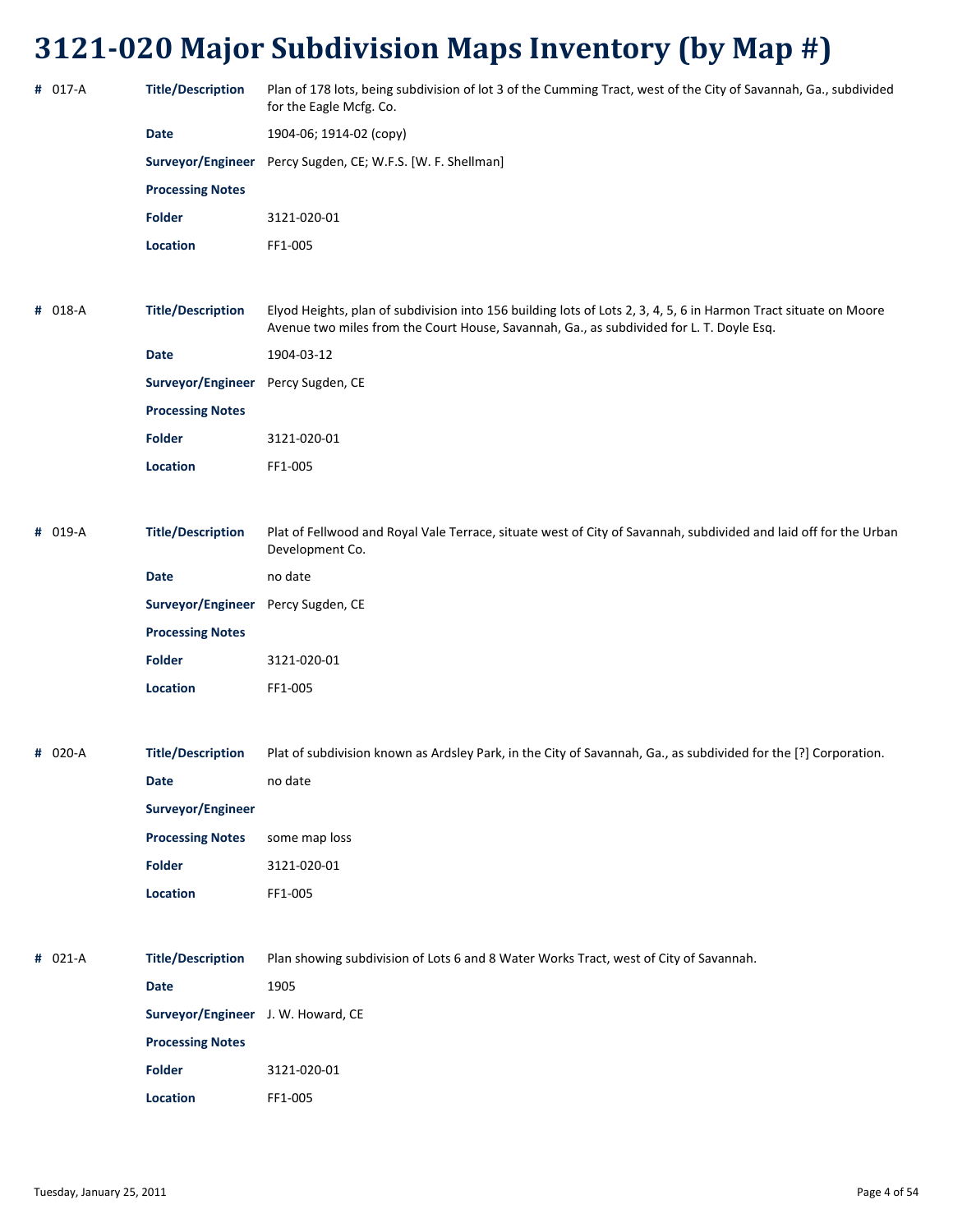# 3121-020 Major Subdivision Maps Inventory (by Map #)

**#** 017-A

| | |
|---|---|
| **Title/Description** | Plan of 178 lots, being subdivision of lot 3 of the Cumming Tract, west of the City of Savannah, Ga., subdivided for the Eagle Mcfg. Co. |
| **Date** | 1904-06; 1914-02 (copy) |
| **Surveyor/Engineer** | Percy Sugden, CE; W.F.S. [W. F. Shellman] |
| **Processing Notes** | |
| **Folder** | 3121-020-01 |
| **Location** | FF1-005 |

**#** 018-A

| | |
|---|---|
| **Title/Description** | Elyod Heights, plan of subdivision into 156 building lots of Lots 2, 3, 4, 5, 6 in Harmon Tract situate on Moore Avenue two miles from the Court House, Savannah, Ga., as subdivided for L. T. Doyle Esq. |
| **Date** | 1904-03-12 |
| **Surveyor/Engineer** | Percy Sugden, CE |
| **Processing Notes** | |
| **Folder** | 3121-020-01 |
| **Location** | FF1-005 |

**#** 019-A

| | |
|---|---|
| **Title/Description** | Plat of Fellwood and Royal Vale Terrace, situate west of City of Savannah, subdivided and laid off for the Urban Development Co. |
| **Date** | no date |
| **Surveyor/Engineer** | Percy Sugden, CE |
| **Processing Notes** | |
| **Folder** | 3121-020-01 |
| **Location** | FF1-005 |

**#** 020-A

| | |
|---|---|
| **Title/Description** | Plat of subdivision known as Ardsley Park, in the City of Savannah, Ga., as subdivided for the [?] Corporation. |
| **Date** | no date |
| **Surveyor/Engineer** | |
| **Processing Notes** | some map loss |
| **Folder** | 3121-020-01 |
| **Location** | FF1-005 |

**#** 021-A

| | |
|---|---|
| **Title/Description** | Plan showing subdivision of Lots 6 and 8 Water Works Tract, west of City of Savannah. |
| **Date** | 1905 |
| **Surveyor/Engineer** | J. W. Howard, CE |
| **Processing Notes** | |
| **Folder** | 3121-020-01 |
| **Location** | FF1-005 |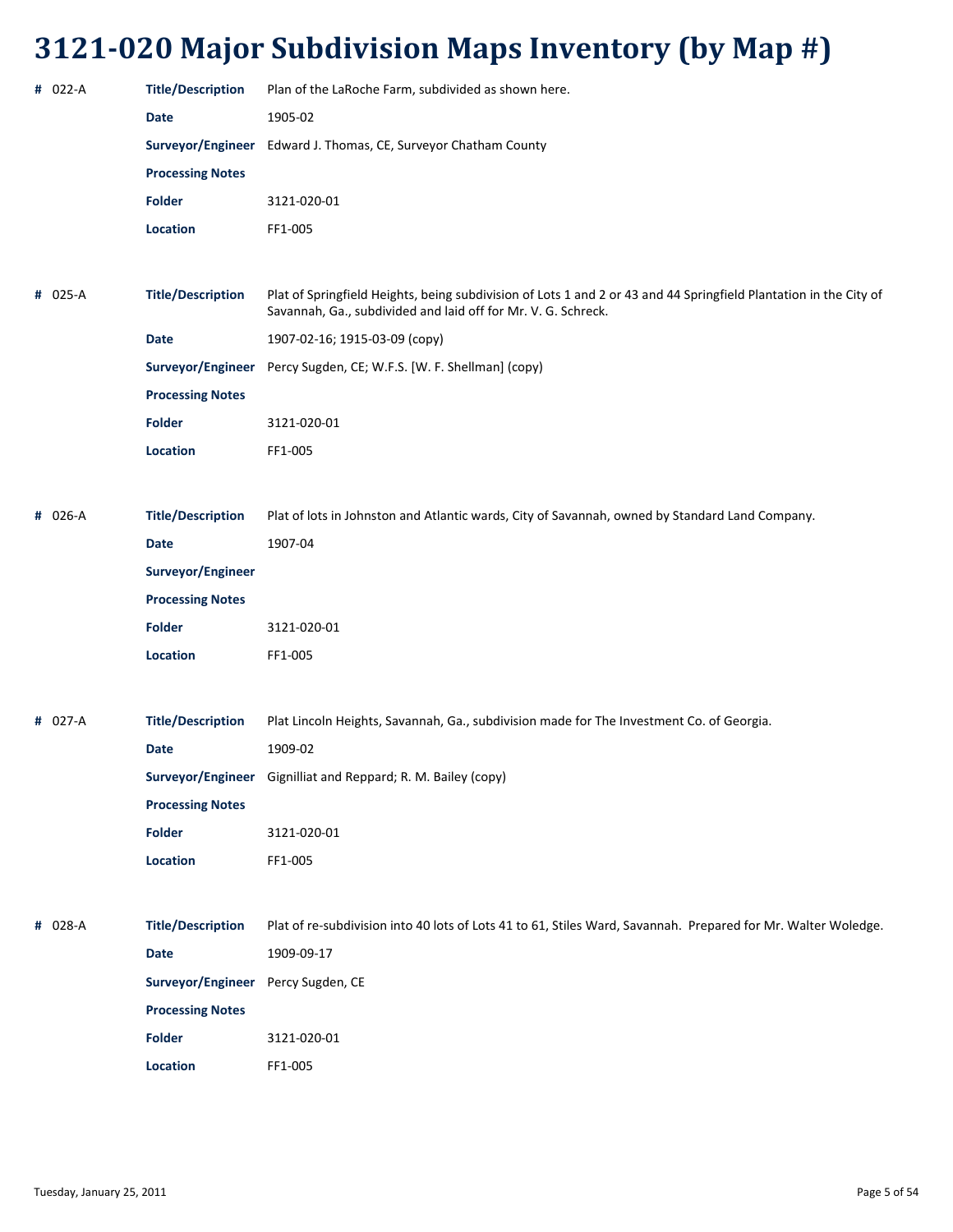# 3121-020 Major Subdivision Maps Inventory (by Map #)

| # | | |
|---|---|---|
| **#** 022-A | **Title/Description** | Plan of the LaRoche Farm, subdivided as shown here. |
| | **Date** | 1905-02 |
| | **Surveyor/Engineer** | Edward J. Thomas, CE, Surveyor Chatham County |
| | **Processing Notes** | |
| | **Folder** | 3121-020-01 |
| | **Location** | FF1-005 |

| # | | |
|---|---|---|
| **#** 025-A | **Title/Description** | Plat of Springfield Heights, being subdivision of Lots 1 and 2 or 43 and 44 Springfield Plantation in the City of Savannah, Ga., subdivided and laid off for Mr. V. G. Schreck. |
| | **Date** | 1907-02-16; 1915-03-09 (copy) |
| | **Surveyor/Engineer** | Percy Sugden, CE; W.F.S. [W. F. Shellman] (copy) |
| | **Processing Notes** | |
| | **Folder** | 3121-020-01 |
| | **Location** | FF1-005 |

| # | | |
|---|---|---|
| **#** 026-A | **Title/Description** | Plat of lots in Johnston and Atlantic wards, City of Savannah, owned by Standard Land Company. |
| | **Date** | 1907-04 |
| | **Surveyor/Engineer** | |
| | **Processing Notes** | |
| | **Folder** | 3121-020-01 |
| | **Location** | FF1-005 |

| # | | |
|---|---|---|
| **#** 027-A | **Title/Description** | Plat Lincoln Heights, Savannah, Ga., subdivision made for The Investment Co. of Georgia. |
| | **Date** | 1909-02 |
| | **Surveyor/Engineer** | Gignilliat and Reppard; R. M. Bailey (copy) |
| | **Processing Notes** | |
| | **Folder** | 3121-020-01 |
| | **Location** | FF1-005 |

| # | | |
|---|---|---|
| **#** 028-A | **Title/Description** | Plat of re-subdivision into 40 lots of Lots 41 to 61, Stiles Ward, Savannah. Prepared for Mr. Walter Woledge. |
| | **Date** | 1909-09-17 |
| | **Surveyor/Engineer** | Percy Sugden, CE |
| | **Processing Notes** | |
| | **Folder** | 3121-020-01 |
| | **Location** | FF1-005 |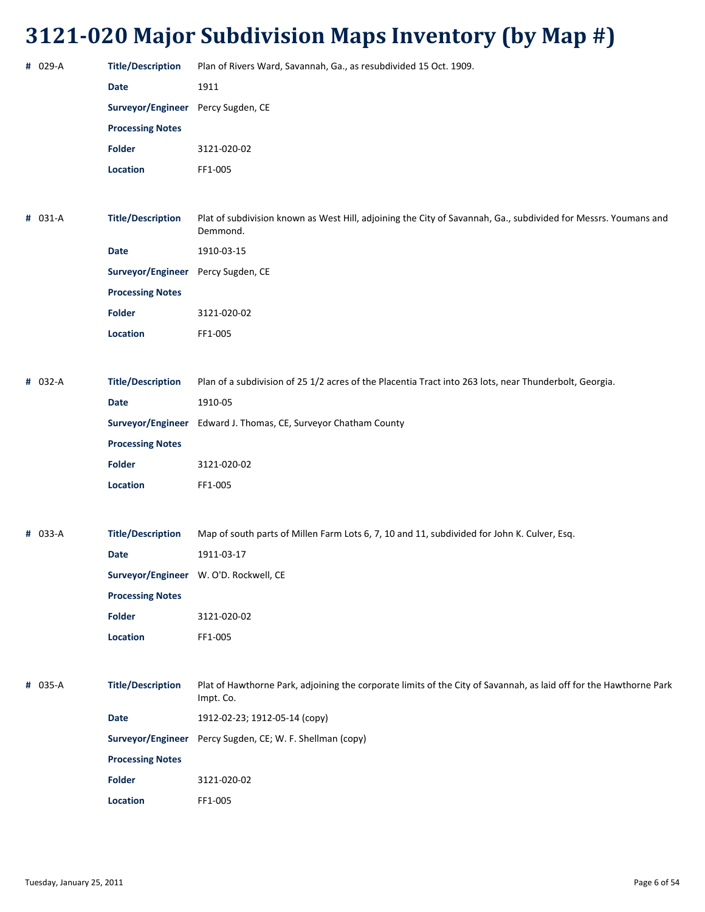# 3121-020 Major Subdivision Maps Inventory (by Map #)

**#** 029-A

| | |
|---|---|
| **Title/Description** | Plan of Rivers Ward, Savannah, Ga., as resubdivided 15 Oct. 1909. |
| **Date** | 1911 |
| **Surveyor/Engineer** | Percy Sugden, CE |
| **Processing Notes** | |
| **Folder** | 3121-020-02 |
| **Location** | FF1-005 |

**#** 031-A

| | |
|---|---|
| **Title/Description** | Plat of subdivision known as West Hill, adjoining the City of Savannah, Ga., subdivided for Messrs. Youmans and Demmond. |
| **Date** | 1910-03-15 |
| **Surveyor/Engineer** | Percy Sugden, CE |
| **Processing Notes** | |
| **Folder** | 3121-020-02 |
| **Location** | FF1-005 |

**#** 032-A

| | |
|---|---|
| **Title/Description** | Plan of a subdivision of 25 1/2 acres of the Placentia Tract into 263 lots, near Thunderbolt, Georgia. |
| **Date** | 1910-05 |
| **Surveyor/Engineer** | Edward J. Thomas, CE, Surveyor Chatham County |
| **Processing Notes** | |
| **Folder** | 3121-020-02 |
| **Location** | FF1-005 |

**#** 033-A

| | |
|---|---|
| **Title/Description** | Map of south parts of Millen Farm Lots 6, 7, 10 and 11, subdivided for John K. Culver, Esq. |
| **Date** | 1911-03-17 |
| **Surveyor/Engineer** | W. O'D. Rockwell, CE |
| **Processing Notes** | |
| **Folder** | 3121-020-02 |
| **Location** | FF1-005 |

**#** 035-A

| | |
|---|---|
| **Title/Description** | Plat of Hawthorne Park, adjoining the corporate limits of the City of Savannah, as laid off for the Hawthorne Park Impt. Co. |
| **Date** | 1912-02-23; 1912-05-14 (copy) |
| **Surveyor/Engineer** | Percy Sugden, CE; W. F. Shellman (copy) |
| **Processing Notes** | |
| **Folder** | 3121-020-02 |
| **Location** | FF1-005 |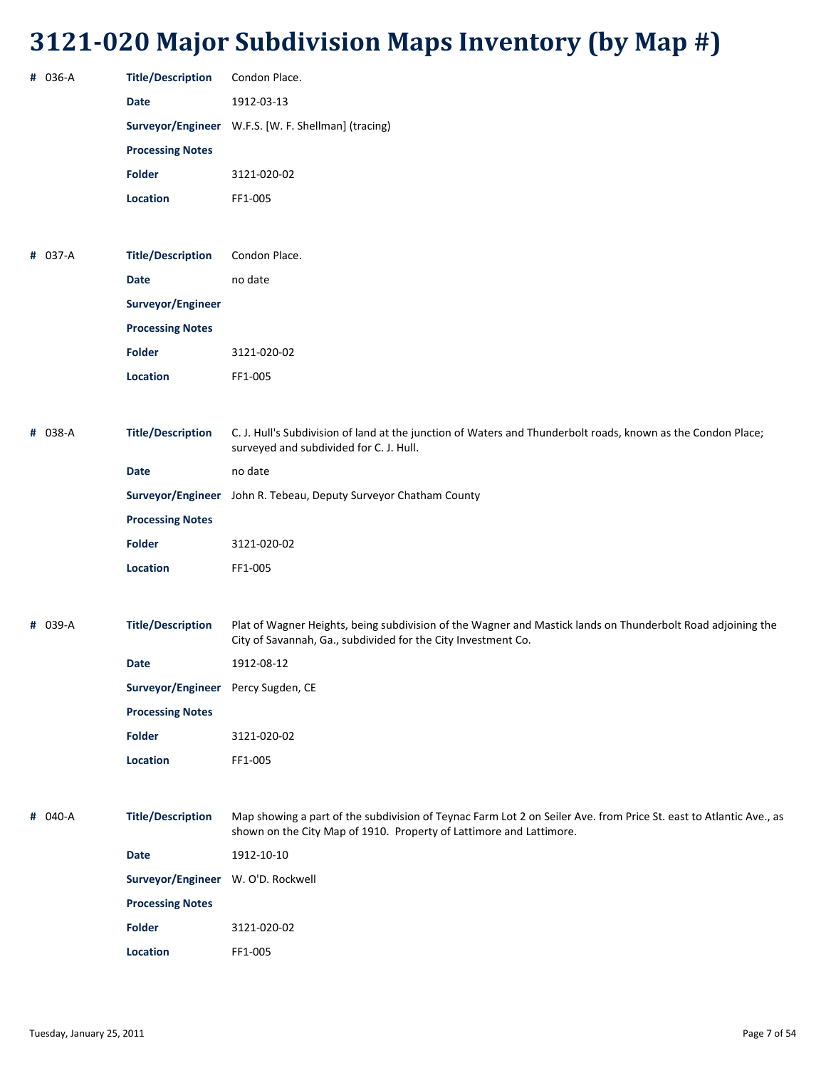# 3121-020 Major Subdivision Maps Inventory (by Map #)

**#** 036-A

**Title/Description** Condon Place.

**Date** 1912-03-13

**Surveyor/Engineer** W.F.S. [W. F. Shellman] (tracing)

**Processing Notes**

**Folder** 3121-020-02

**Location** FF1-005

**#** 037-A

**Title/Description** Condon Place.

**Date** no date

**Surveyor/Engineer**

**Processing Notes**

**Folder** 3121-020-02

**Location** FF1-005

**#** 038-A

**Title/Description** C. J. Hull's Subdivision of land at the junction of Waters and Thunderbolt roads, known as the Condon Place; surveyed and subdivided for C. J. Hull.

**Date** no date

**Surveyor/Engineer** John R. Tebeau, Deputy Surveyor Chatham County

**Processing Notes**

**Folder** 3121-020-02

**Location** FF1-005

**#** 039-A

**Title/Description** Plat of Wagner Heights, being subdivision of the Wagner and Mastick lands on Thunderbolt Road adjoining the City of Savannah, Ga., subdivided for the City Investment Co.

**Date** 1912-08-12

**Surveyor/Engineer** Percy Sugden, CE

**Processing Notes**

**Folder** 3121-020-02

**Location** FF1-005

**#** 040-A

**Title/Description** Map showing a part of the subdivision of Teynac Farm Lot 2 on Seiler Ave. from Price St. east to Atlantic Ave., as shown on the City Map of 1910. Property of Lattimore and Lattimore.

**Date** 1912-10-10

**Surveyor/Engineer** W. O'D. Rockwell

**Processing Notes**

**Folder** 3121-020-02

**Location** FF1-005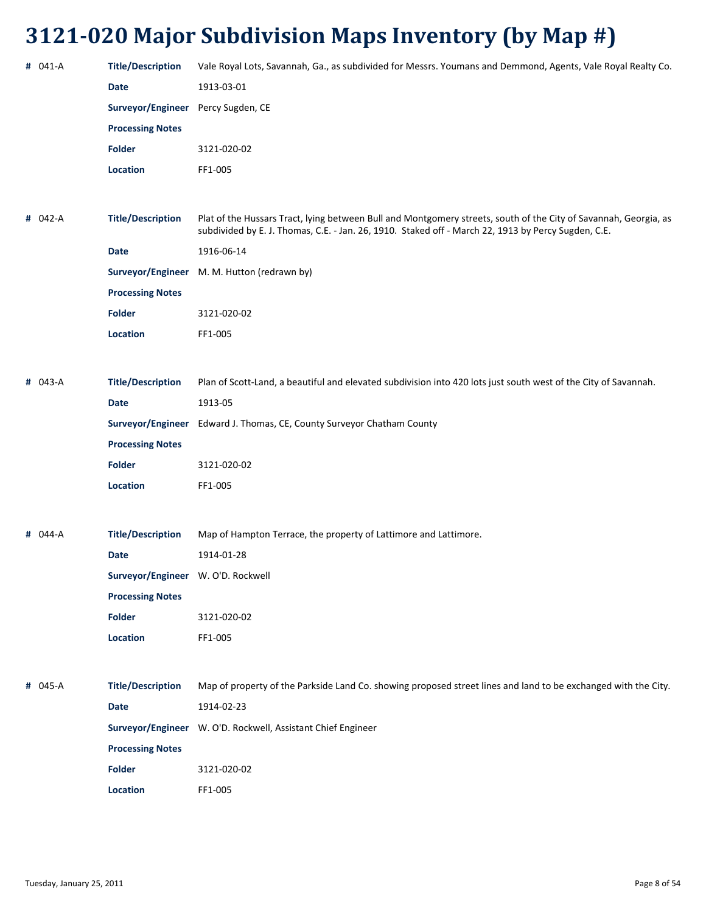# 3121-020 Major Subdivision Maps Inventory (by Map #)

**#** 041-A

| | |
|---|---|
| **Title/Description** | Vale Royal Lots, Savannah, Ga., as subdivided for Messrs. Youmans and Demmond, Agents, Vale Royal Realty Co. |
| **Date** | 1913-03-01 |
| **Surveyor/Engineer** | Percy Sugden, CE |
| **Processing Notes** | |
| **Folder** | 3121-020-02 |
| **Location** | FF1-005 |

**#** 042-A

| | |
|---|---|
| **Title/Description** | Plat of the Hussars Tract, lying between Bull and Montgomery streets, south of the City of Savannah, Georgia, as subdivided by E. J. Thomas, C.E. - Jan. 26, 1910. Staked off - March 22, 1913 by Percy Sugden, C.E. |
| **Date** | 1916-06-14 |
| **Surveyor/Engineer** | M. M. Hutton (redrawn by) |
| **Processing Notes** | |
| **Folder** | 3121-020-02 |
| **Location** | FF1-005 |

**#** 043-A

| | |
|---|---|
| **Title/Description** | Plan of Scott-Land, a beautiful and elevated subdivision into 420 lots just south west of the City of Savannah. |
| **Date** | 1913-05 |
| **Surveyor/Engineer** | Edward J. Thomas, CE, County Surveyor Chatham County |
| **Processing Notes** | |
| **Folder** | 3121-020-02 |
| **Location** | FF1-005 |

**#** 044-A

| | |
|---|---|
| **Title/Description** | Map of Hampton Terrace, the property of Lattimore and Lattimore. |
| **Date** | 1914-01-28 |
| **Surveyor/Engineer** | W. O'D. Rockwell |
| **Processing Notes** | |
| **Folder** | 3121-020-02 |
| **Location** | FF1-005 |

**#** 045-A

| | |
|---|---|
| **Title/Description** | Map of property of the Parkside Land Co. showing proposed street lines and land to be exchanged with the City. |
| **Date** | 1914-02-23 |
| **Surveyor/Engineer** | W. O'D. Rockwell, Assistant Chief Engineer |
| **Processing Notes** | |
| **Folder** | 3121-020-02 |
| **Location** | FF1-005 |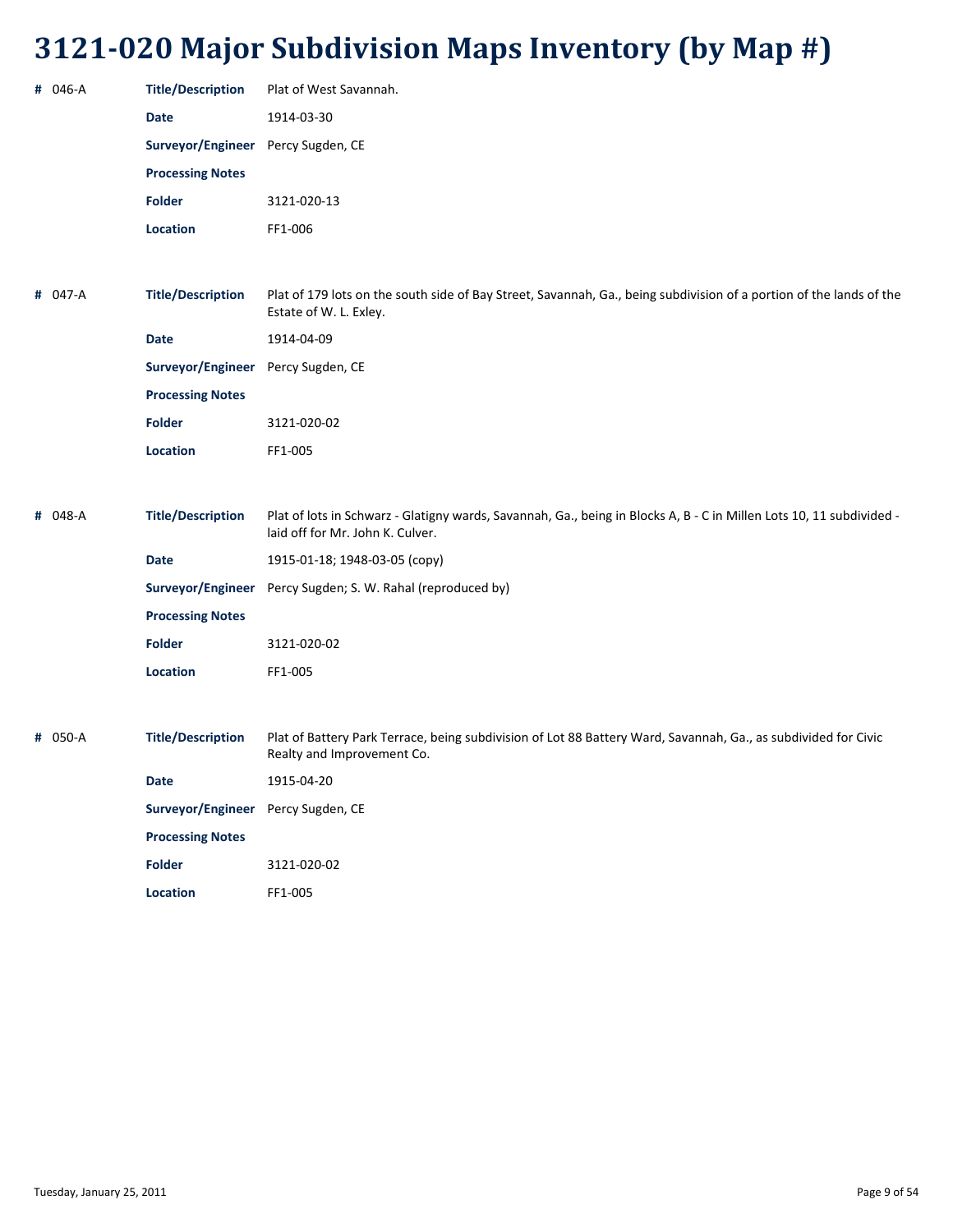# 3121-020 Major Subdivision Maps Inventory (by Map #)

**#** 046-A

| | |
|---|---|
| **Title/Description** | Plat of West Savannah. |
| **Date** | 1914-03-30 |
| **Surveyor/Engineer** | Percy Sugden, CE |
| **Processing Notes** | |
| **Folder** | 3121-020-13 |
| **Location** | FF1-006 |

**#** 047-A

| | |
|---|---|
| **Title/Description** | Plat of 179 lots on the south side of Bay Street, Savannah, Ga., being subdivision of a portion of the lands of the Estate of W. L. Exley. |
| **Date** | 1914-04-09 |
| **Surveyor/Engineer** | Percy Sugden, CE |
| **Processing Notes** | |
| **Folder** | 3121-020-02 |
| **Location** | FF1-005 |

**#** 048-A

| | |
|---|---|
| **Title/Description** | Plat of lots in Schwarz - Glatigny wards, Savannah, Ga., being in Blocks A, B - C in Millen Lots 10, 11 subdivided - laid off for Mr. John K. Culver. |
| **Date** | 1915-01-18; 1948-03-05 (copy) |
| **Surveyor/Engineer** | Percy Sugden; S. W. Rahal (reproduced by) |
| **Processing Notes** | |
| **Folder** | 3121-020-02 |
| **Location** | FF1-005 |

**#** 050-A

| | |
|---|---|
| **Title/Description** | Plat of Battery Park Terrace, being subdivision of Lot 88 Battery Ward, Savannah, Ga., as subdivided for Civic Realty and Improvement Co. |
| **Date** | 1915-04-20 |
| **Surveyor/Engineer** | Percy Sugden, CE |
| **Processing Notes** | |
| **Folder** | 3121-020-02 |
| **Location** | FF1-005 |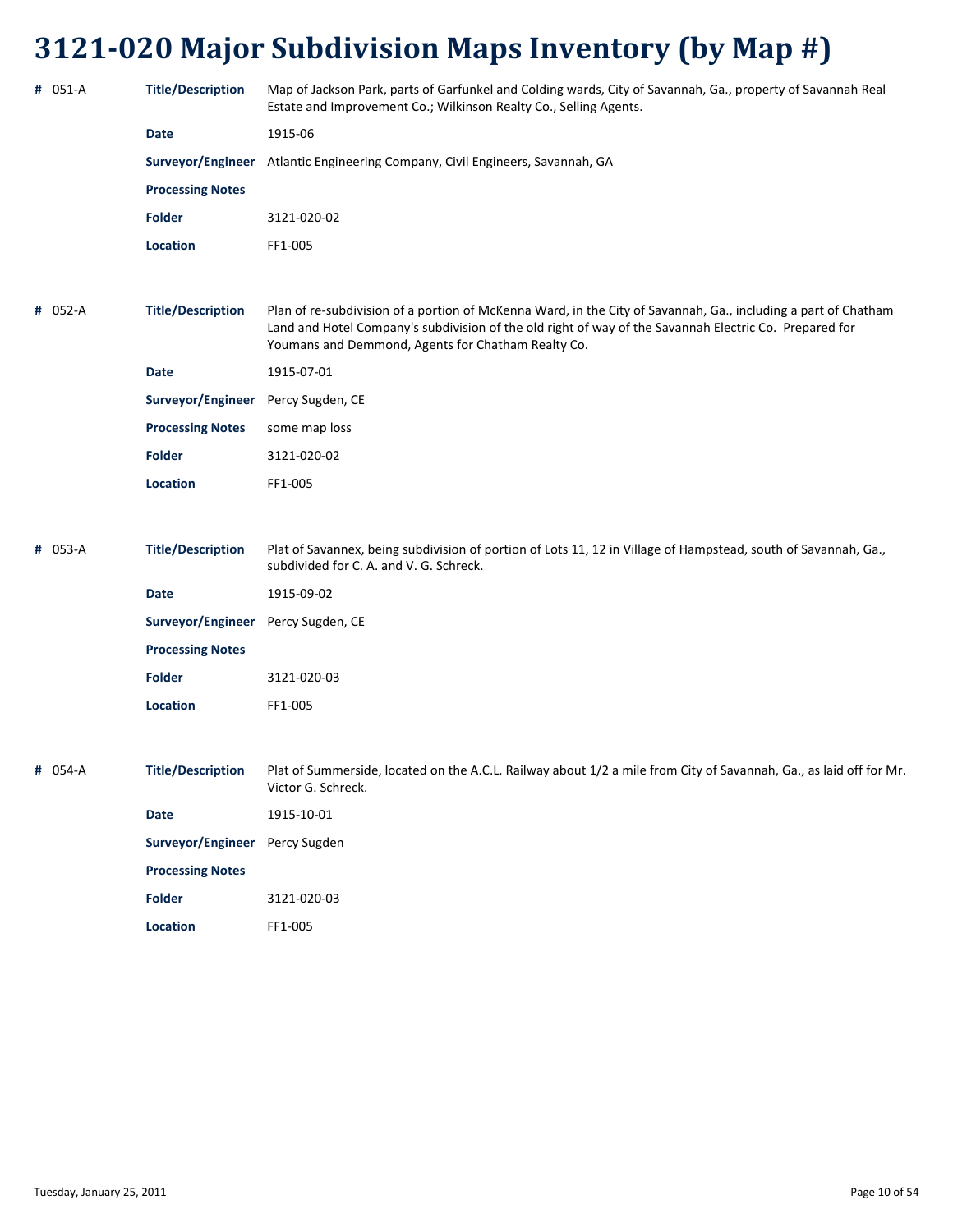# 3121-020 Major Subdivision Maps Inventory (by Map #)

**#** 051-A

| | |
|---|---|
| **Title/Description** | Map of Jackson Park, parts of Garfunkel and Colding wards, City of Savannah, Ga., property of Savannah Real Estate and Improvement Co.; Wilkinson Realty Co., Selling Agents. |
| **Date** | 1915-06 |
| **Surveyor/Engineer** | Atlantic Engineering Company, Civil Engineers, Savannah, GA |
| **Processing Notes** | |
| **Folder** | 3121-020-02 |
| **Location** | FF1-005 |

**#** 052-A

| | |
|---|---|
| **Title/Description** | Plan of re-subdivision of a portion of McKenna Ward, in the City of Savannah, Ga., including a part of Chatham Land and Hotel Company's subdivision of the old right of way of the Savannah Electric Co. Prepared for Youmans and Demmond, Agents for Chatham Realty Co. |
| **Date** | 1915-07-01 |
| **Surveyor/Engineer** | Percy Sugden, CE |
| **Processing Notes** | some map loss |
| **Folder** | 3121-020-02 |
| **Location** | FF1-005 |

**#** 053-A

| | |
|---|---|
| **Title/Description** | Plat of Savannex, being subdivision of portion of Lots 11, 12 in Village of Hampstead, south of Savannah, Ga., subdivided for C. A. and V. G. Schreck. |
| **Date** | 1915-09-02 |
| **Surveyor/Engineer** | Percy Sugden, CE |
| **Processing Notes** | |
| **Folder** | 3121-020-03 |
| **Location** | FF1-005 |

**#** 054-A

| | |
|---|---|
| **Title/Description** | Plat of Summerside, located on the A.C.L. Railway about 1/2 a mile from City of Savannah, Ga., as laid off for Mr. Victor G. Schreck. |
| **Date** | 1915-10-01 |
| **Surveyor/Engineer** | Percy Sugden |
| **Processing Notes** | |
| **Folder** | 3121-020-03 |
| **Location** | FF1-005 |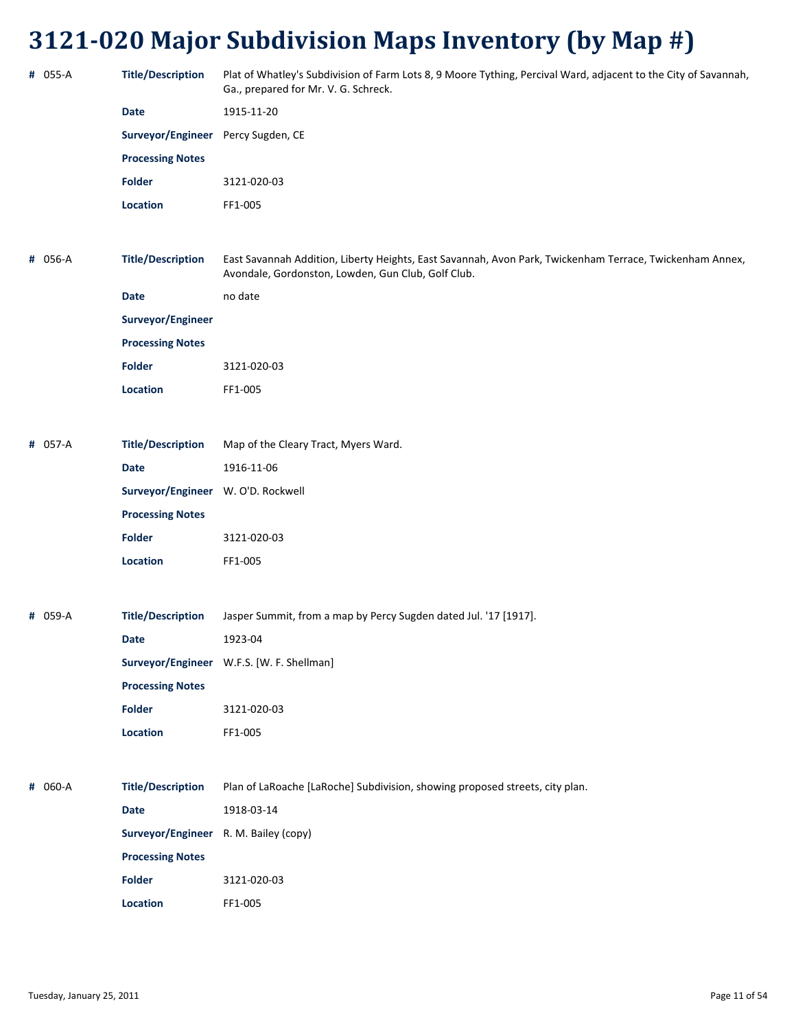# 3121-020 Major Subdivision Maps Inventory (by Map #)

**#** 055-A

**Title/Description** Plat of Whatley's Subdivision of Farm Lots 8, 9 Moore Tything, Percival Ward, adjacent to the City of Savannah, Ga., prepared for Mr. V. G. Schreck.

**Date** 1915-11-20

**Surveyor/Engineer** Percy Sugden, CE

**Processing Notes**

**Folder** 3121-020-03

**Location** FF1-005

**#** 056-A

**Title/Description** East Savannah Addition, Liberty Heights, East Savannah, Avon Park, Twickenham Terrace, Twickenham Annex, Avondale, Gordonston, Lowden, Gun Club, Golf Club.

**Date** no date

**Surveyor/Engineer**

**Processing Notes**

**Folder** 3121-020-03

**Location** FF1-005

**#** 057-A

**Title/Description** Map of the Cleary Tract, Myers Ward.

**Date** 1916-11-06

**Surveyor/Engineer** W. O'D. Rockwell

**Processing Notes**

**Folder** 3121-020-03

**Location** FF1-005

**#** 059-A

**Title/Description** Jasper Summit, from a map by Percy Sugden dated Jul. '17 [1917].

**Date** 1923-04

**Surveyor/Engineer** W.F.S. [W. F. Shellman]

**Processing Notes**

**Folder** 3121-020-03

**Location** FF1-005

**#** 060-A

**Title/Description** Plan of LaRoache [LaRoche] Subdivision, showing proposed streets, city plan.

**Date** 1918-03-14

**Surveyor/Engineer** R. M. Bailey (copy)

**Processing Notes**

**Folder** 3121-020-03

**Location** FF1-005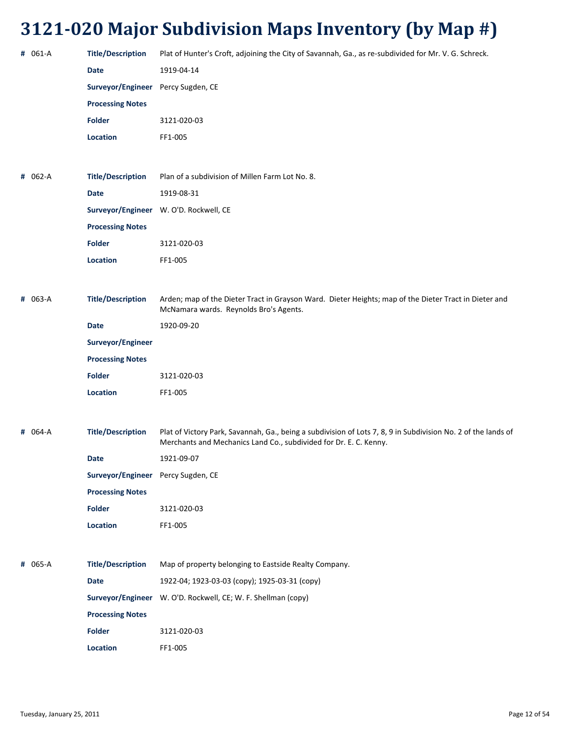# 3121-020 Major Subdivision Maps Inventory (by Map #)

**#** 061-A

**Title/Description** Plat of Hunter's Croft, adjoining the City of Savannah, Ga., as re-subdivided for Mr. V. G. Schreck.

**Date** 1919-04-14

**Surveyor/Engineer** Percy Sugden, CE

**Processing Notes**

**Folder** 3121-020-03

**Location** FF1-005

**#** 062-A

**Title/Description** Plan of a subdivision of Millen Farm Lot No. 8.

**Date** 1919-08-31

**Surveyor/Engineer** W. O'D. Rockwell, CE

**Processing Notes**

**Folder** 3121-020-03

**Location** FF1-005

**#** 063-A

**Title/Description** Arden; map of the Dieter Tract in Grayson Ward. Dieter Heights; map of the Dieter Tract in Dieter and McNamara wards. Reynolds Bro's Agents.

**Date** 1920-09-20

**Surveyor/Engineer**

**Processing Notes**

**Folder** 3121-020-03

**Location** FF1-005

**#** 064-A

**Title/Description** Plat of Victory Park, Savannah, Ga., being a subdivision of Lots 7, 8, 9 in Subdivision No. 2 of the lands of Merchants and Mechanics Land Co., subdivided for Dr. E. C. Kenny.

**Date** 1921-09-07

**Surveyor/Engineer** Percy Sugden, CE

**Processing Notes**

**Folder** 3121-020-03

**Location** FF1-005

**#** 065-A

**Title/Description** Map of property belonging to Eastside Realty Company.

**Date** 1922-04; 1923-03-03 (copy); 1925-03-31 (copy)

**Surveyor/Engineer** W. O'D. Rockwell, CE; W. F. Shellman (copy)

**Processing Notes**

**Folder** 3121-020-03

**Location** FF1-005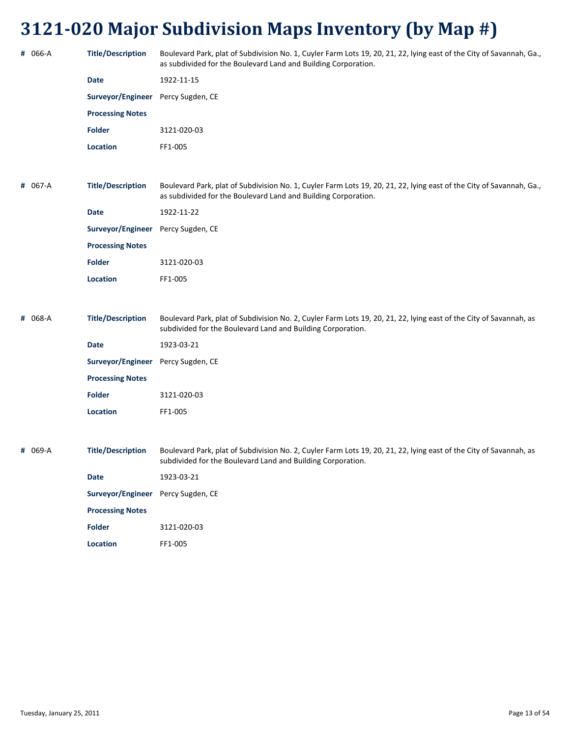# 3121-020 Major Subdivision Maps Inventory (by Map #)

**#** 066-A

| | |
|---|---|
| **Title/Description** | Boulevard Park, plat of Subdivision No. 1, Cuyler Farm Lots 19, 20, 21, 22, lying east of the City of Savannah, Ga., as subdivided for the Boulevard Land and Building Corporation. |
| **Date** | 1922-11-15 |
| **Surveyor/Engineer** | Percy Sugden, CE |
| **Processing Notes** | |
| **Folder** | 3121-020-03 |
| **Location** | FF1-005 |

**#** 067-A

| | |
|---|---|
| **Title/Description** | Boulevard Park, plat of Subdivision No. 1, Cuyler Farm Lots 19, 20, 21, 22, lying east of the City of Savannah, Ga., as subdivided for the Boulevard Land and Building Corporation. |
| **Date** | 1922-11-22 |
| **Surveyor/Engineer** | Percy Sugden, CE |
| **Processing Notes** | |
| **Folder** | 3121-020-03 |
| **Location** | FF1-005 |

**#** 068-A

| | |
|---|---|
| **Title/Description** | Boulevard Park, plat of Subdivision No. 2, Cuyler Farm Lots 19, 20, 21, 22, lying east of the City of Savannah, as subdivided for the Boulevard Land and Building Corporation. |
| **Date** | 1923-03-21 |
| **Surveyor/Engineer** | Percy Sugden, CE |
| **Processing Notes** | |
| **Folder** | 3121-020-03 |
| **Location** | FF1-005 |

**#** 069-A

| | |
|---|---|
| **Title/Description** | Boulevard Park, plat of Subdivision No. 2, Cuyler Farm Lots 19, 20, 21, 22, lying east of the City of Savannah, as subdivided for the Boulevard Land and Building Corporation. |
| **Date** | 1923-03-21 |
| **Surveyor/Engineer** | Percy Sugden, CE |
| **Processing Notes** | |
| **Folder** | 3121-020-03 |
| **Location** | FF1-005 |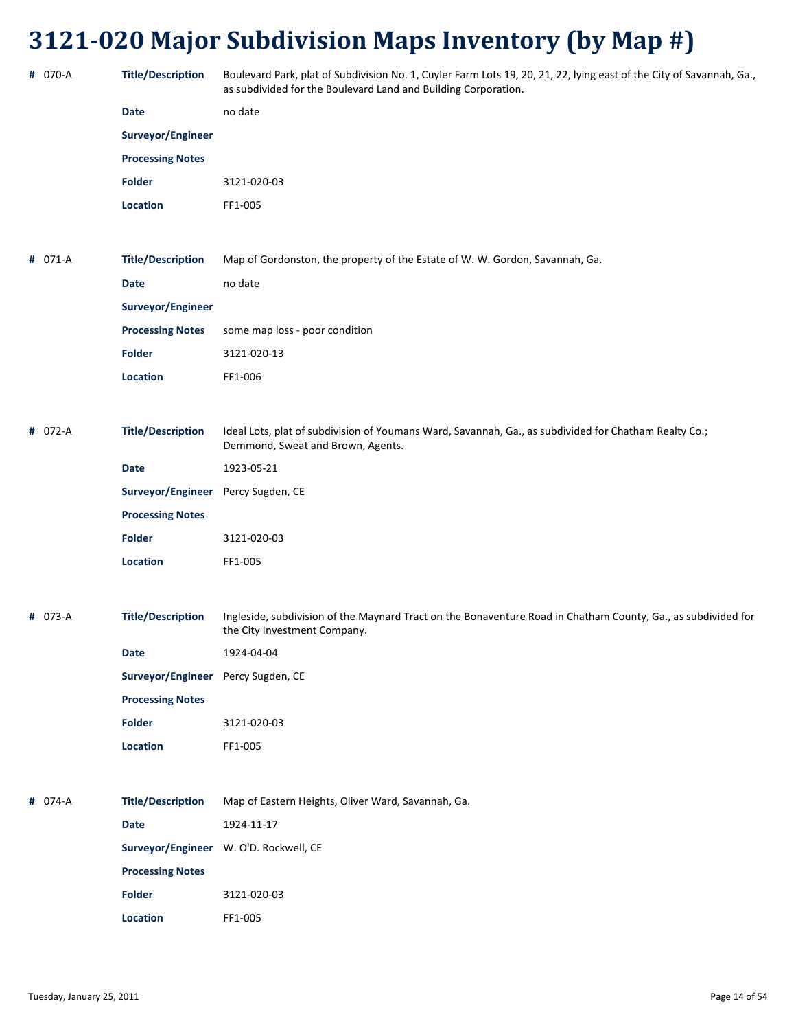# 3121-020 Major Subdivision Maps Inventory (by Map #)

**#** 070-A

| | |
|---|---|
| **Title/Description** | Boulevard Park, plat of Subdivision No. 1, Cuyler Farm Lots 19, 20, 21, 22, lying east of the City of Savannah, Ga., as subdivided for the Boulevard Land and Building Corporation. |
| **Date** | no date |
| **Surveyor/Engineer** | |
| **Processing Notes** | |
| **Folder** | 3121-020-03 |
| **Location** | FF1-005 |

**#** 071-A

| | |
|---|---|
| **Title/Description** | Map of Gordonston, the property of the Estate of W. W. Gordon, Savannah, Ga. |
| **Date** | no date |
| **Surveyor/Engineer** | |
| **Processing Notes** | some map loss - poor condition |
| **Folder** | 3121-020-13 |
| **Location** | FF1-006 |

**#** 072-A

| | |
|---|---|
| **Title/Description** | Ideal Lots, plat of subdivision of Youmans Ward, Savannah, Ga., as subdivided for Chatham Realty Co.; Demmond, Sweat and Brown, Agents. |
| **Date** | 1923-05-21 |
| **Surveyor/Engineer** | Percy Sugden, CE |
| **Processing Notes** | |
| **Folder** | 3121-020-03 |
| **Location** | FF1-005 |

**#** 073-A

| | |
|---|---|
| **Title/Description** | Ingleside, subdivision of the Maynard Tract on the Bonaventure Road in Chatham County, Ga., as subdivided for the City Investment Company. |
| **Date** | 1924-04-04 |
| **Surveyor/Engineer** | Percy Sugden, CE |
| **Processing Notes** | |
| **Folder** | 3121-020-03 |
| **Location** | FF1-005 |

**#** 074-A

| | |
|---|---|
| **Title/Description** | Map of Eastern Heights, Oliver Ward, Savannah, Ga. |
| **Date** | 1924-11-17 |
| **Surveyor/Engineer** | W. O'D. Rockwell, CE |
| **Processing Notes** | |
| **Folder** | 3121-020-03 |
| **Location** | FF1-005 |

Tuesday, January 25, 2011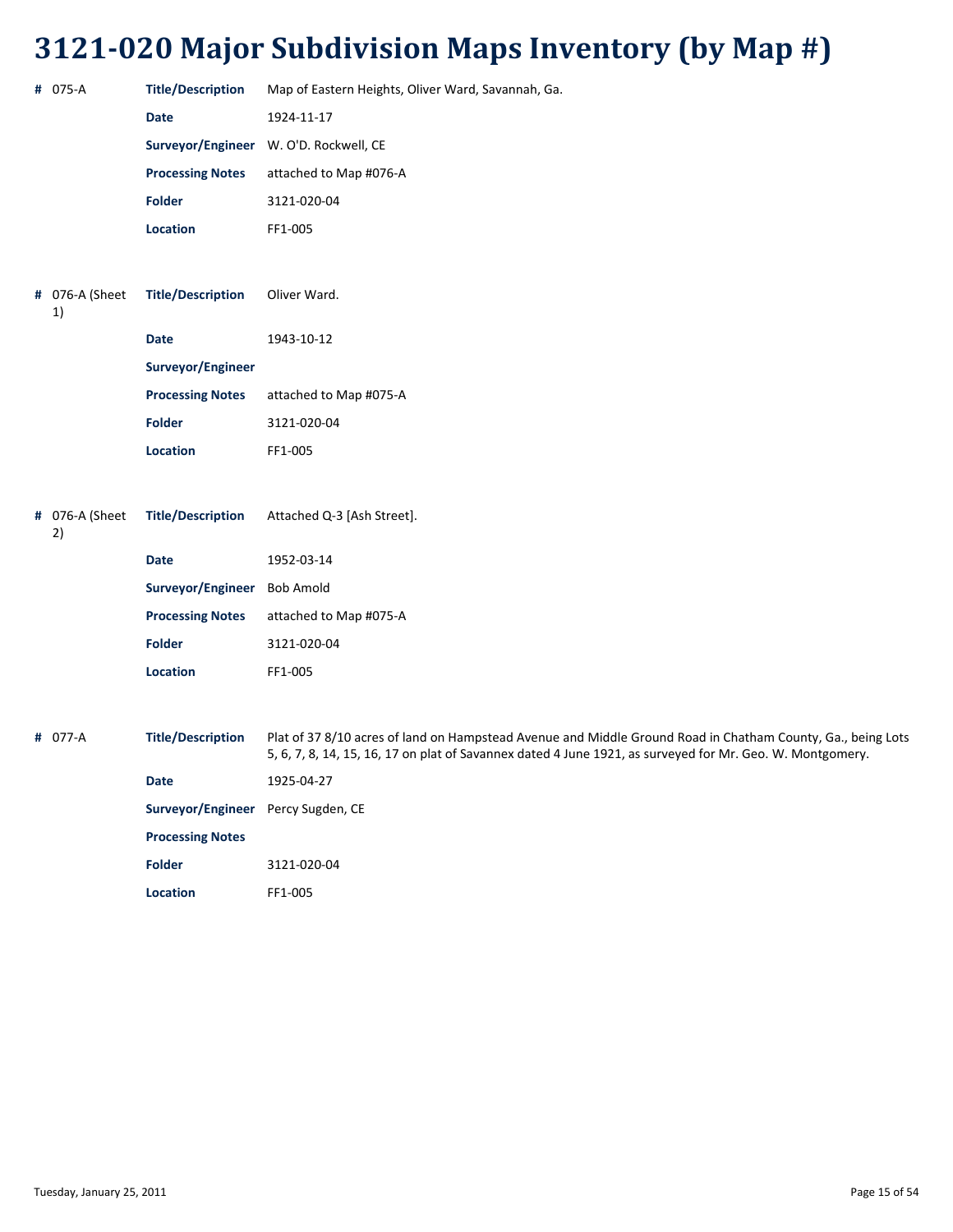# 3121-020 Major Subdivision Maps Inventory (by Map #)

**#** 075-A

| | |
|---|---|
| **Title/Description** | Map of Eastern Heights, Oliver Ward, Savannah, Ga. |
| **Date** | 1924-11-17 |
| **Surveyor/Engineer** | W. O'D. Rockwell, CE |
| **Processing Notes** | attached to Map #076-A |
| **Folder** | 3121-020-04 |
| **Location** | FF1-005 |

**#** 076-A (Sheet 1)

| | |
|---|---|
| **Title/Description** | Oliver Ward. |
| **Date** | 1943-10-12 |
| **Surveyor/Engineer** | |
| **Processing Notes** | attached to Map #075-A |
| **Folder** | 3121-020-04 |
| **Location** | FF1-005 |

**#** 076-A (Sheet 2)

| | |
|---|---|
| **Title/Description** | Attached Q-3 [Ash Street]. |
| **Date** | 1952-03-14 |
| **Surveyor/Engineer** | Bob Amold |
| **Processing Notes** | attached to Map #075-A |
| **Folder** | 3121-020-04 |
| **Location** | FF1-005 |

**#** 077-A

| | |
|---|---|
| **Title/Description** | Plat of 37 8/10 acres of land on Hampstead Avenue and Middle Ground Road in Chatham County, Ga., being Lots 5, 6, 7, 8, 14, 15, 16, 17 on plat of Savannex dated 4 June 1921, as surveyed for Mr. Geo. W. Montgomery. |
| **Date** | 1925-04-27 |
| **Surveyor/Engineer** | Percy Sugden, CE |
| **Processing Notes** | |
| **Folder** | 3121-020-04 |
| **Location** | FF1-005 |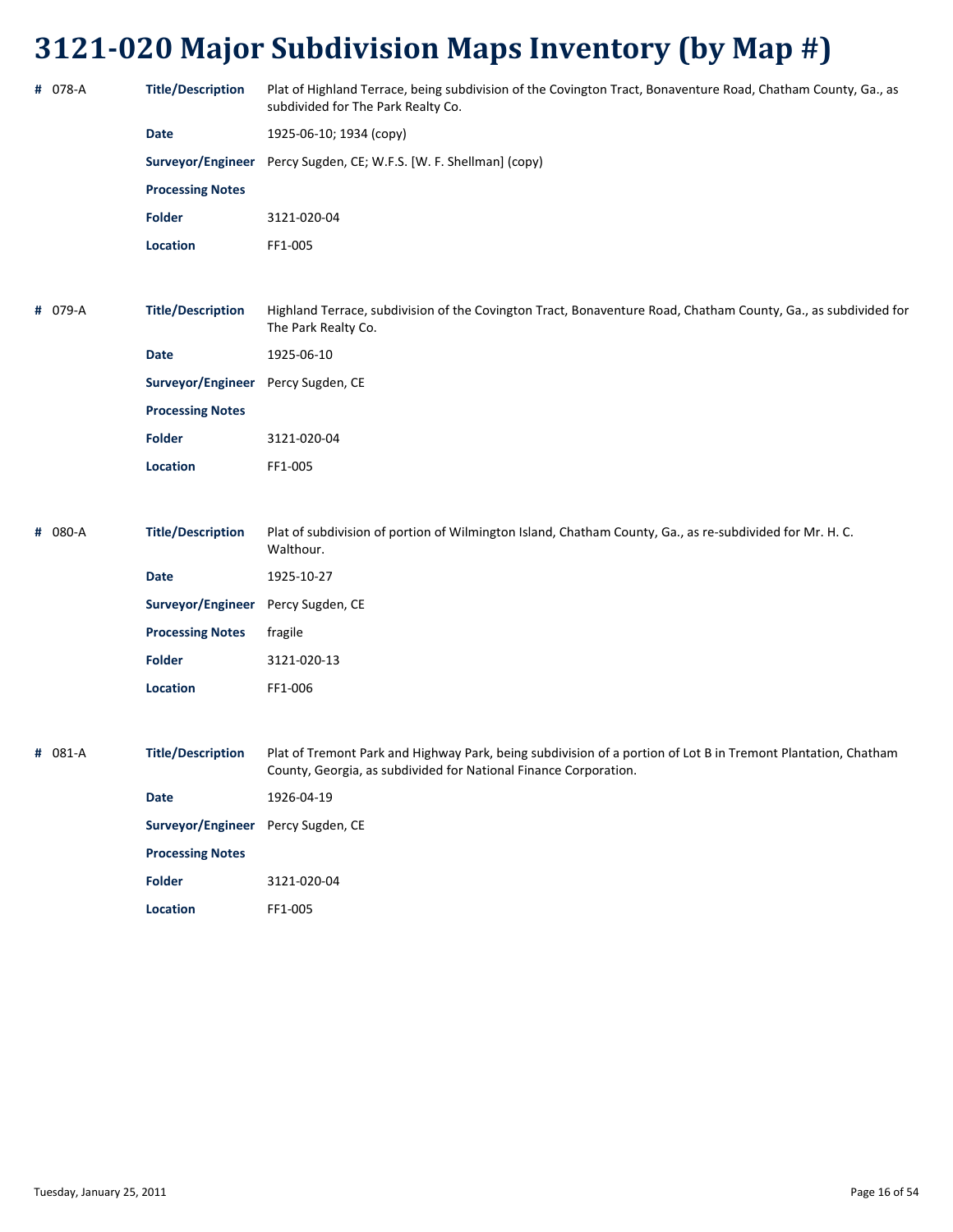# 3121-020 Major Subdivision Maps Inventory (by Map #)

| # | Field | Value |
|---|---|---|
| 078-A | **Title/Description** | Plat of Highland Terrace, being subdivision of the Covington Tract, Bonaventure Road, Chatham County, Ga., as subdivided for The Park Realty Co. |
| | **Date** | 1925-06-10; 1934 (copy) |
| | **Surveyor/Engineer** | Percy Sugden, CE; W.F.S. [W. F. Shellman] (copy) |
| | **Processing Notes** | |
| | **Folder** | 3121-020-04 |
| | **Location** | FF1-005 |

| # | Field | Value |
|---|---|---|
| 079-A | **Title/Description** | Highland Terrace, subdivision of the Covington Tract, Bonaventure Road, Chatham County, Ga., as subdivided for The Park Realty Co. |
| | **Date** | 1925-06-10 |
| | **Surveyor/Engineer** | Percy Sugden, CE |
| | **Processing Notes** | |
| | **Folder** | 3121-020-04 |
| | **Location** | FF1-005 |

| # | Field | Value |
|---|---|---|
| 080-A | **Title/Description** | Plat of subdivision of portion of Wilmington Island, Chatham County, Ga., as re-subdivided for Mr. H. C. Walthour. |
| | **Date** | 1925-10-27 |
| | **Surveyor/Engineer** | Percy Sugden, CE |
| | **Processing Notes** | fragile |
| | **Folder** | 3121-020-13 |
| | **Location** | FF1-006 |

| # | Field | Value |
|---|---|---|
| 081-A | **Title/Description** | Plat of Tremont Park and Highway Park, being subdivision of a portion of Lot B in Tremont Plantation, Chatham County, Georgia, as subdivided for National Finance Corporation. |
| | **Date** | 1926-04-19 |
| | **Surveyor/Engineer** | Percy Sugden, CE |
| | **Processing Notes** | |
| | **Folder** | 3121-020-04 |
| | **Location** | FF1-005 |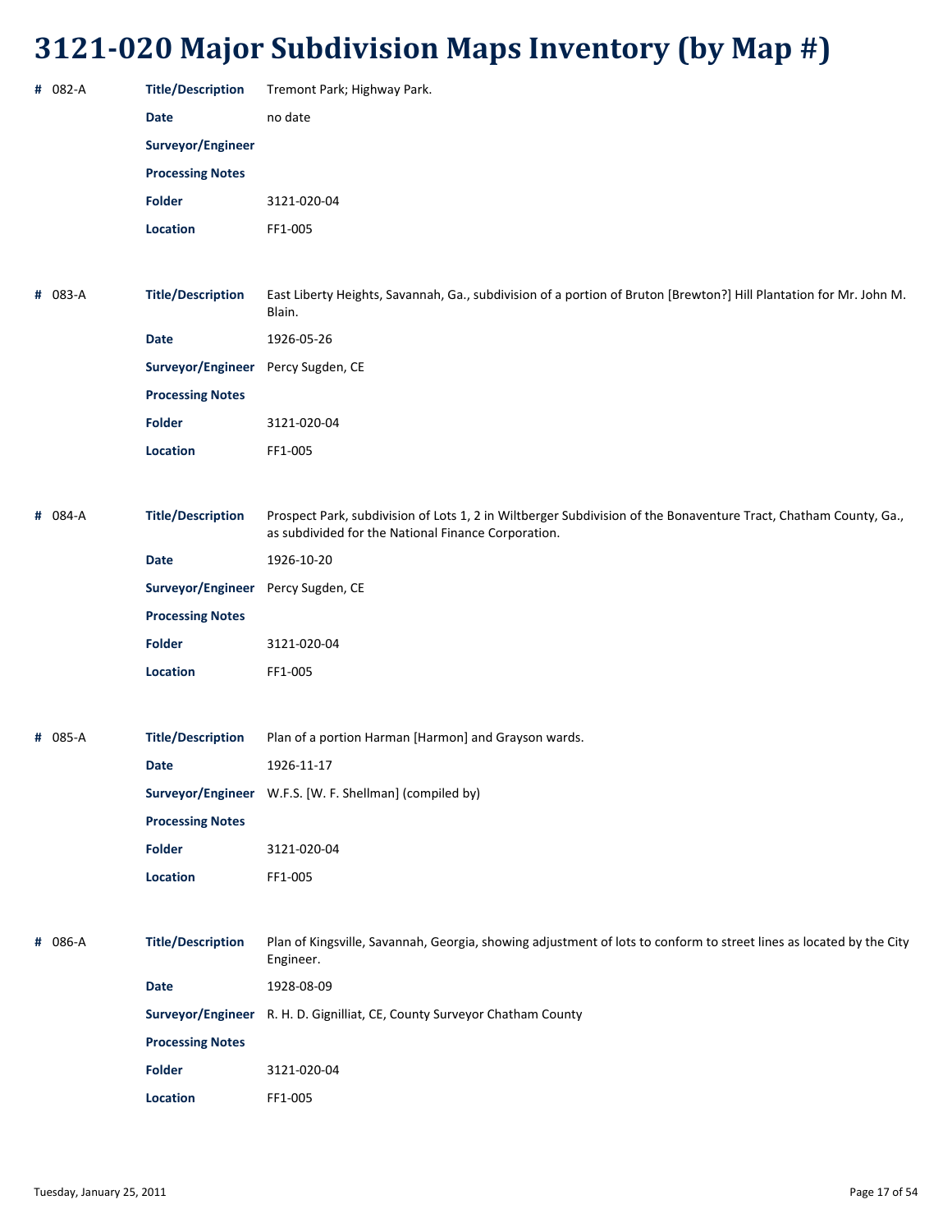# 3121-020 Major Subdivision Maps Inventory (by Map #)

**#** 082-A

| | |
|---|---|
| **Title/Description** | Tremont Park; Highway Park. |
| **Date** | no date |
| **Surveyor/Engineer** | |
| **Processing Notes** | |
| **Folder** | 3121-020-04 |
| **Location** | FF1-005 |

**#** 083-A

| | |
|---|---|
| **Title/Description** | East Liberty Heights, Savannah, Ga., subdivision of a portion of Bruton [Brewton?] Hill Plantation for Mr. John M. Blain. |
| **Date** | 1926-05-26 |
| **Surveyor/Engineer** | Percy Sugden, CE |
| **Processing Notes** | |
| **Folder** | 3121-020-04 |
| **Location** | FF1-005 |

**#** 084-A

| | |
|---|---|
| **Title/Description** | Prospect Park, subdivision of Lots 1, 2 in Wiltberger Subdivision of the Bonaventure Tract, Chatham County, Ga., as subdivided for the National Finance Corporation. |
| **Date** | 1926-10-20 |
| **Surveyor/Engineer** | Percy Sugden, CE |
| **Processing Notes** | |
| **Folder** | 3121-020-04 |
| **Location** | FF1-005 |

**#** 085-A

| | |
|---|---|
| **Title/Description** | Plan of a portion Harman [Harmon] and Grayson wards. |
| **Date** | 1926-11-17 |
| **Surveyor/Engineer** | W.F.S. [W. F. Shellman] (compiled by) |
| **Processing Notes** | |
| **Folder** | 3121-020-04 |
| **Location** | FF1-005 |

**#** 086-A

| | |
|---|---|
| **Title/Description** | Plan of Kingsville, Savannah, Georgia, showing adjustment of lots to conform to street lines as located by the City Engineer. |
| **Date** | 1928-08-09 |
| **Surveyor/Engineer** | R. H. D. Gignilliat, CE, County Surveyor Chatham County |
| **Processing Notes** | |
| **Folder** | 3121-020-04 |
| **Location** | FF1-005 |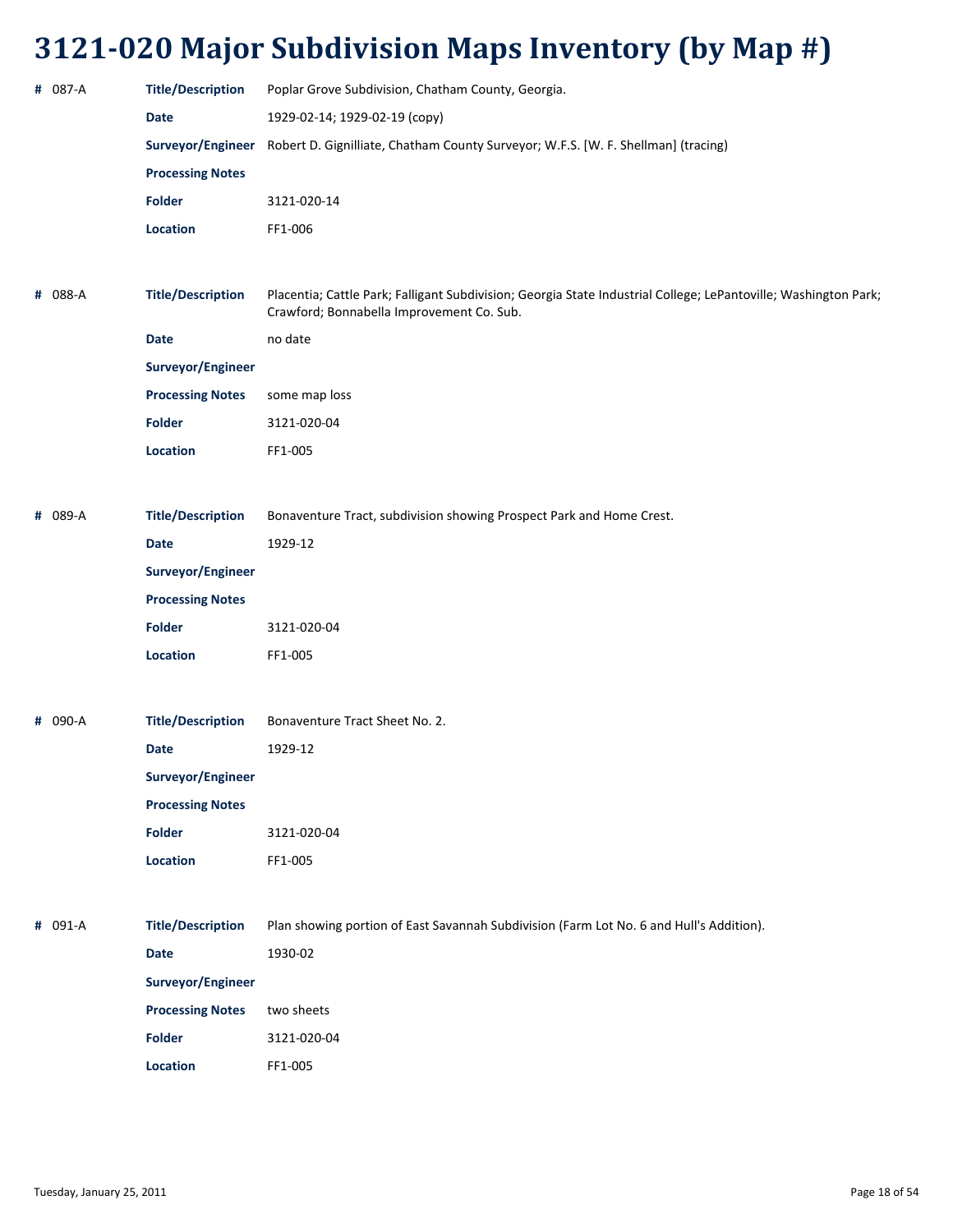# 3121-020 Major Subdivision Maps Inventory (by Map #)

**#** 087-A

| | |
|---|---|
| **Title/Description** | Poplar Grove Subdivision, Chatham County, Georgia. |
| **Date** | 1929-02-14; 1929-02-19 (copy) |
| **Surveyor/Engineer** | Robert D. Gignilliate, Chatham County Surveyor; W.F.S. [W. F. Shellman] (tracing) |
| **Processing Notes** | |
| **Folder** | 3121-020-14 |
| **Location** | FF1-006 |

**#** 088-A

| | |
|---|---|
| **Title/Description** | Placentia; Cattle Park; Falligant Subdivision; Georgia State Industrial College; LePantoville; Washington Park; Crawford; Bonnabella Improvement Co. Sub. |
| **Date** | no date |
| **Surveyor/Engineer** | |
| **Processing Notes** | some map loss |
| **Folder** | 3121-020-04 |
| **Location** | FF1-005 |

**#** 089-A

| | |
|---|---|
| **Title/Description** | Bonaventure Tract, subdivision showing Prospect Park and Home Crest. |
| **Date** | 1929-12 |
| **Surveyor/Engineer** | |
| **Processing Notes** | |
| **Folder** | 3121-020-04 |
| **Location** | FF1-005 |

**#** 090-A

| | |
|---|---|
| **Title/Description** | Bonaventure Tract Sheet No. 2. |
| **Date** | 1929-12 |
| **Surveyor/Engineer** | |
| **Processing Notes** | |
| **Folder** | 3121-020-04 |
| **Location** | FF1-005 |

**#** 091-A

| | |
|---|---|
| **Title/Description** | Plan showing portion of East Savannah Subdivision (Farm Lot No. 6 and Hull's Addition). |
| **Date** | 1930-02 |
| **Surveyor/Engineer** | |
| **Processing Notes** | two sheets |
| **Folder** | 3121-020-04 |
| **Location** | FF1-005 |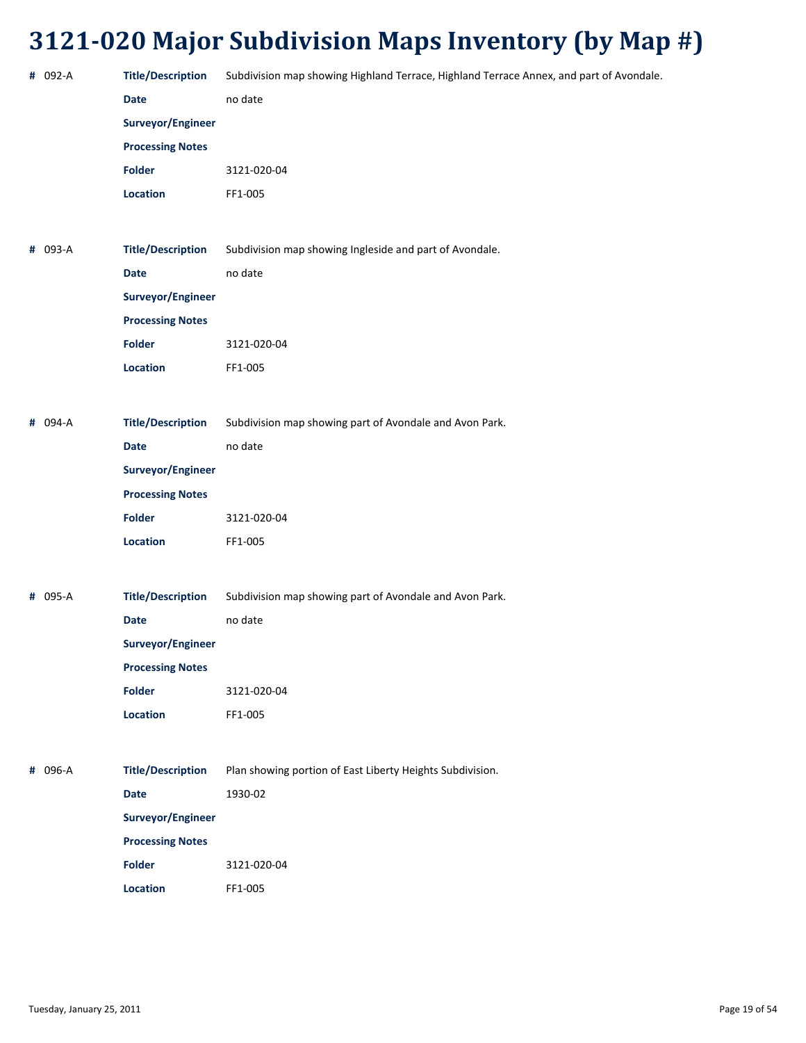# 3121-020 Major Subdivision Maps Inventory (by Map #)

**#** 092-A

| | |
|---|---|
| **Title/Description** | Subdivision map showing Highland Terrace, Highland Terrace Annex, and part of Avondale. |
| **Date** | no date |
| **Surveyor/Engineer** | |
| **Processing Notes** | |
| **Folder** | 3121-020-04 |
| **Location** | FF1-005 |

**#** 093-A

| | |
|---|---|
| **Title/Description** | Subdivision map showing Ingleside and part of Avondale. |
| **Date** | no date |
| **Surveyor/Engineer** | |
| **Processing Notes** | |
| **Folder** | 3121-020-04 |
| **Location** | FF1-005 |

**#** 094-A

| | |
|---|---|
| **Title/Description** | Subdivision map showing part of Avondale and Avon Park. |
| **Date** | no date |
| **Surveyor/Engineer** | |
| **Processing Notes** | |
| **Folder** | 3121-020-04 |
| **Location** | FF1-005 |

**#** 095-A

| | |
|---|---|
| **Title/Description** | Subdivision map showing part of Avondale and Avon Park. |
| **Date** | no date |
| **Surveyor/Engineer** | |
| **Processing Notes** | |
| **Folder** | 3121-020-04 |
| **Location** | FF1-005 |

**#** 096-A

| | |
|---|---|
| **Title/Description** | Plan showing portion of East Liberty Heights Subdivision. |
| **Date** | 1930-02 |
| **Surveyor/Engineer** | |
| **Processing Notes** | |
| **Folder** | 3121-020-04 |
| **Location** | FF1-005 |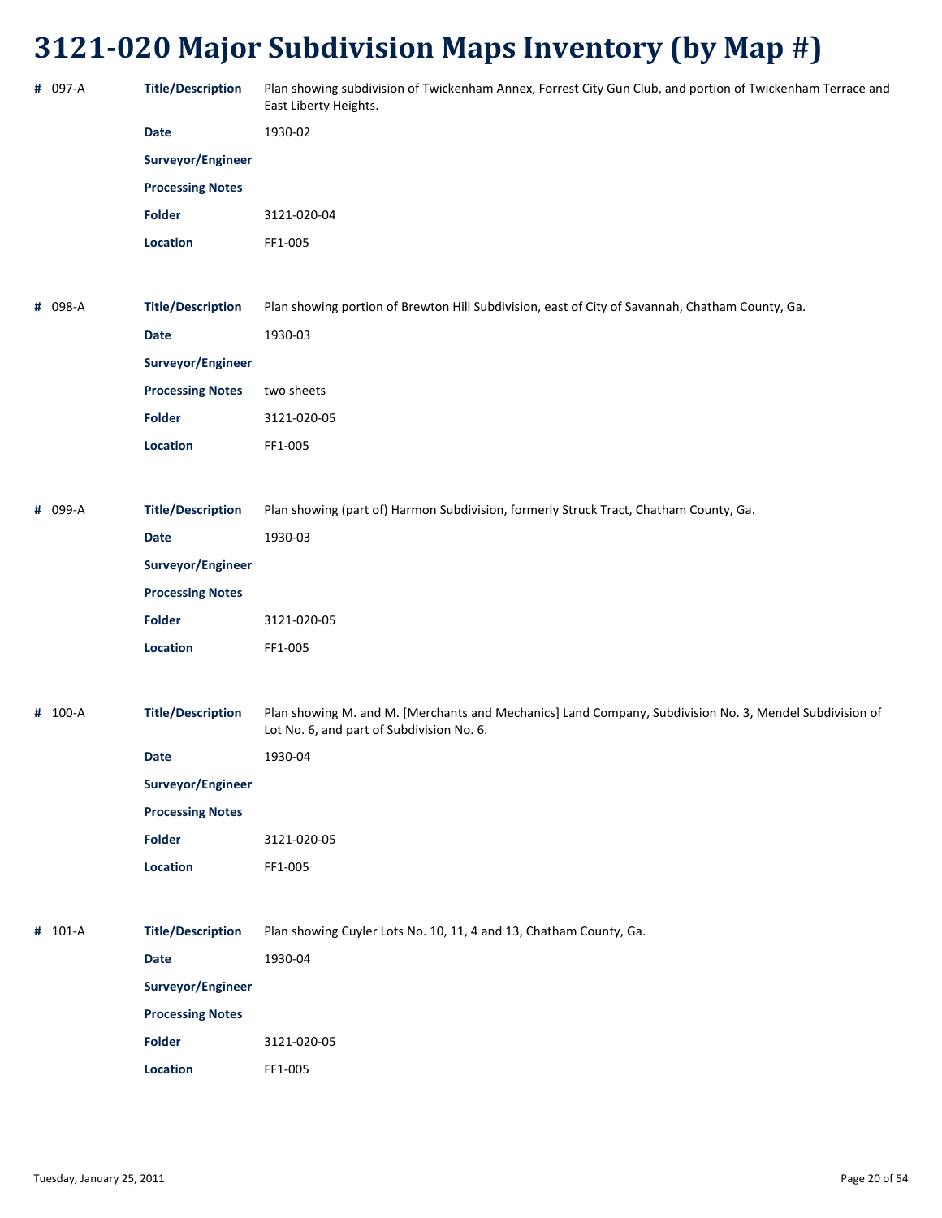# 3121-020 Major Subdivision Maps Inventory (by Map #)

**#** 097-A

**Title/Description** Plan showing subdivision of Twickenham Annex, Forrest City Gun Club, and portion of Twickenham Terrace and East Liberty Heights.

**Date** 1930-02

**Surveyor/Engineer**

**Processing Notes**

**Folder** 3121-020-04

**Location** FF1-005

**#** 098-A

**Title/Description** Plan showing portion of Brewton Hill Subdivision, east of City of Savannah, Chatham County, Ga.

**Date** 1930-03

**Surveyor/Engineer**

**Processing Notes** two sheets

**Folder** 3121-020-05

**Location** FF1-005

**#** 099-A

**Title/Description** Plan showing (part of) Harmon Subdivision, formerly Struck Tract, Chatham County, Ga.

**Date** 1930-03

**Surveyor/Engineer**

**Processing Notes**

**Folder** 3121-020-05

**Location** FF1-005

**#** 100-A

**Title/Description** Plan showing M. and M. [Merchants and Mechanics] Land Company, Subdivision No. 3, Mendel Subdivision of Lot No. 6, and part of Subdivision No. 6.

**Date** 1930-04

**Surveyor/Engineer**

**Processing Notes**

**Folder** 3121-020-05

**Location** FF1-005

**#** 101-A

**Title/Description** Plan showing Cuyler Lots No. 10, 11, 4 and 13, Chatham County, Ga.

**Date** 1930-04

**Surveyor/Engineer**

**Processing Notes**

**Folder** 3121-020-05

**Location** FF1-005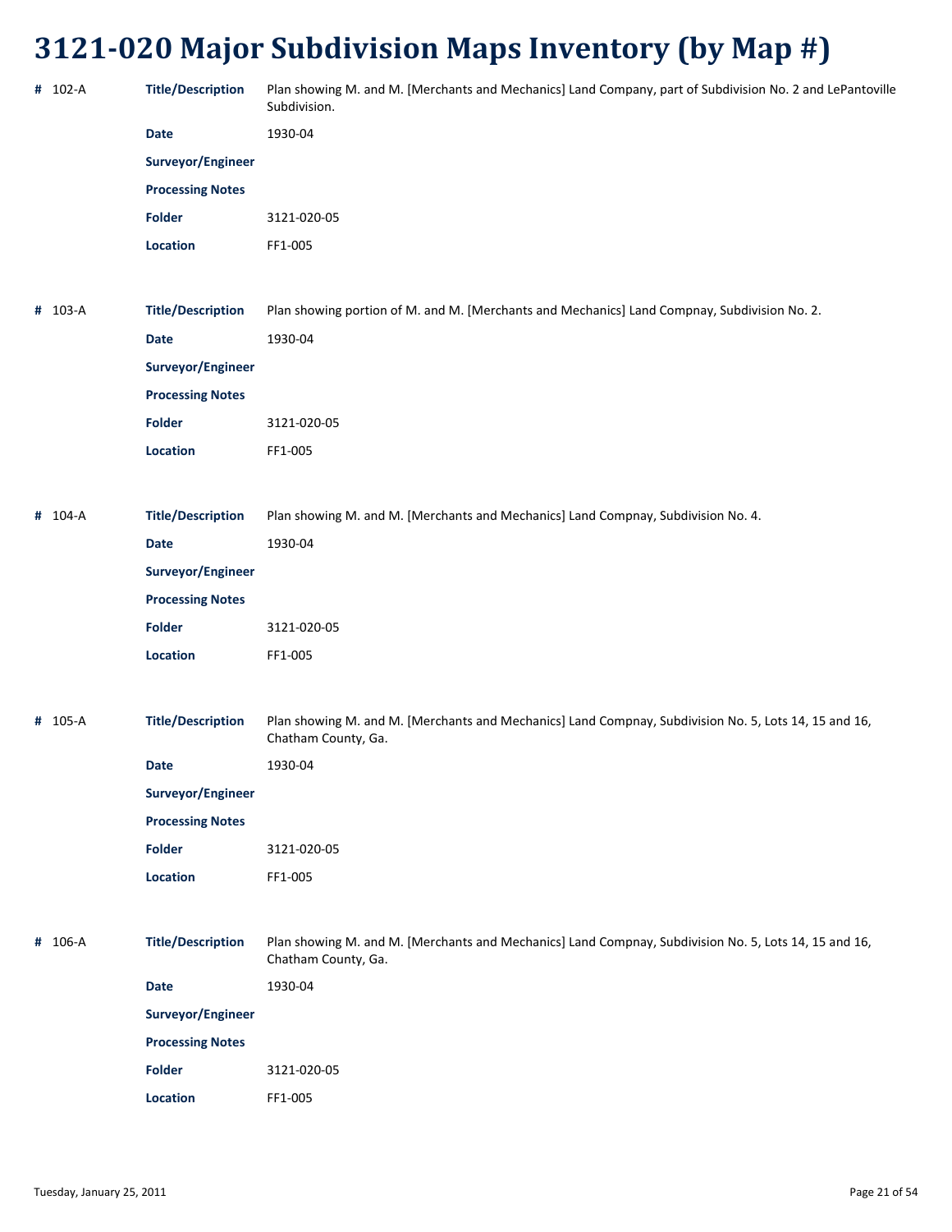# 3121-020 Major Subdivision Maps Inventory (by Map #)

**#** 102-A

| | |
|---|---|
| **Title/Description** | Plan showing M. and M. [Merchants and Mechanics] Land Company, part of Subdivision No. 2 and LePantoville Subdivision. |
| **Date** | 1930-04 |
| **Surveyor/Engineer** | |
| **Processing Notes** | |
| **Folder** | 3121-020-05 |
| **Location** | FF1-005 |

**#** 103-A

| | |
|---|---|
| **Title/Description** | Plan showing portion of M. and M. [Merchants and Mechanics] Land Compnay, Subdivision No. 2. |
| **Date** | 1930-04 |
| **Surveyor/Engineer** | |
| **Processing Notes** | |
| **Folder** | 3121-020-05 |
| **Location** | FF1-005 |

**#** 104-A

| | |
|---|---|
| **Title/Description** | Plan showing M. and M. [Merchants and Mechanics] Land Compnay, Subdivision No. 4. |
| **Date** | 1930-04 |
| **Surveyor/Engineer** | |
| **Processing Notes** | |
| **Folder** | 3121-020-05 |
| **Location** | FF1-005 |

**#** 105-A

| | |
|---|---|
| **Title/Description** | Plan showing M. and M. [Merchants and Mechanics] Land Compnay, Subdivision No. 5, Lots 14, 15 and 16, Chatham County, Ga. |
| **Date** | 1930-04 |
| **Surveyor/Engineer** | |
| **Processing Notes** | |
| **Folder** | 3121-020-05 |
| **Location** | FF1-005 |

**#** 106-A

| | |
|---|---|
| **Title/Description** | Plan showing M. and M. [Merchants and Mechanics] Land Compnay, Subdivision No. 5, Lots 14, 15 and 16, Chatham County, Ga. |
| **Date** | 1930-04 |
| **Surveyor/Engineer** | |
| **Processing Notes** | |
| **Folder** | 3121-020-05 |
| **Location** | FF1-005 |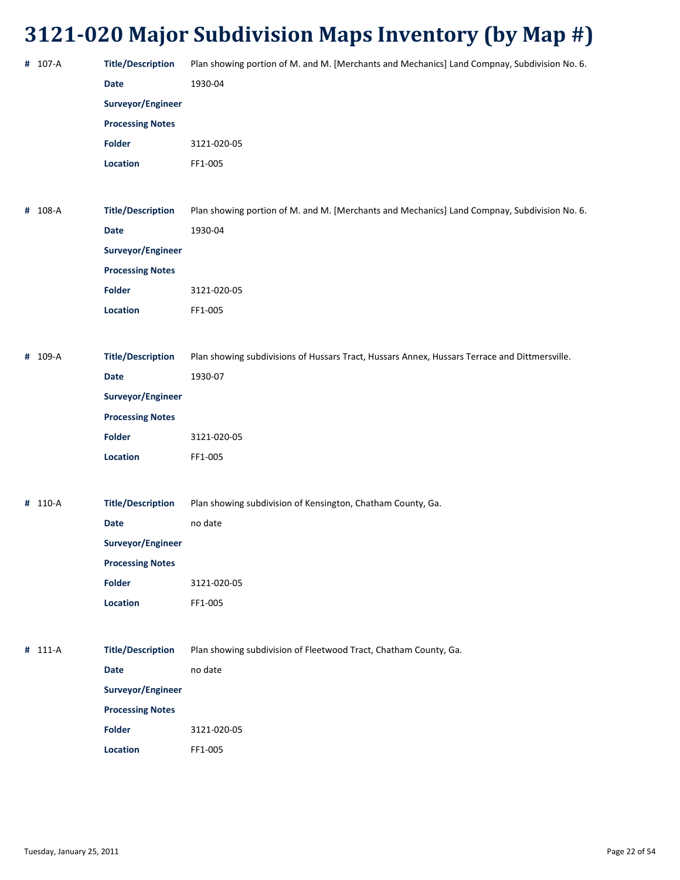# 3121-020 Major Subdivision Maps Inventory (by Map #)

**#** 107-A

**Title/Description** Plan showing portion of M. and M. [Merchants and Mechanics] Land Compnay, Subdivision No. 6.

**Date** 1930-04

**Surveyor/Engineer**

**Processing Notes**

**Folder** 3121-020-05

**Location** FF1-005

**#** 108-A

**Title/Description** Plan showing portion of M. and M. [Merchants and Mechanics] Land Compnay, Subdivision No. 6.

**Date** 1930-04

**Surveyor/Engineer**

**Processing Notes**

**Folder** 3121-020-05

**Location** FF1-005

**#** 109-A

**Title/Description** Plan showing subdivisions of Hussars Tract, Hussars Annex, Hussars Terrace and Dittmersville.

**Date** 1930-07

**Surveyor/Engineer**

**Processing Notes**

**Folder** 3121-020-05

**Location** FF1-005

**#** 110-A

**Title/Description** Plan showing subdivision of Kensington, Chatham County, Ga.

**Date** no date

**Surveyor/Engineer**

**Processing Notes**

**Folder** 3121-020-05

**Location** FF1-005

**#** 111-A

**Title/Description** Plan showing subdivision of Fleetwood Tract, Chatham County, Ga.

**Date** no date

**Surveyor/Engineer**

**Processing Notes**

**Folder** 3121-020-05

**Location** FF1-005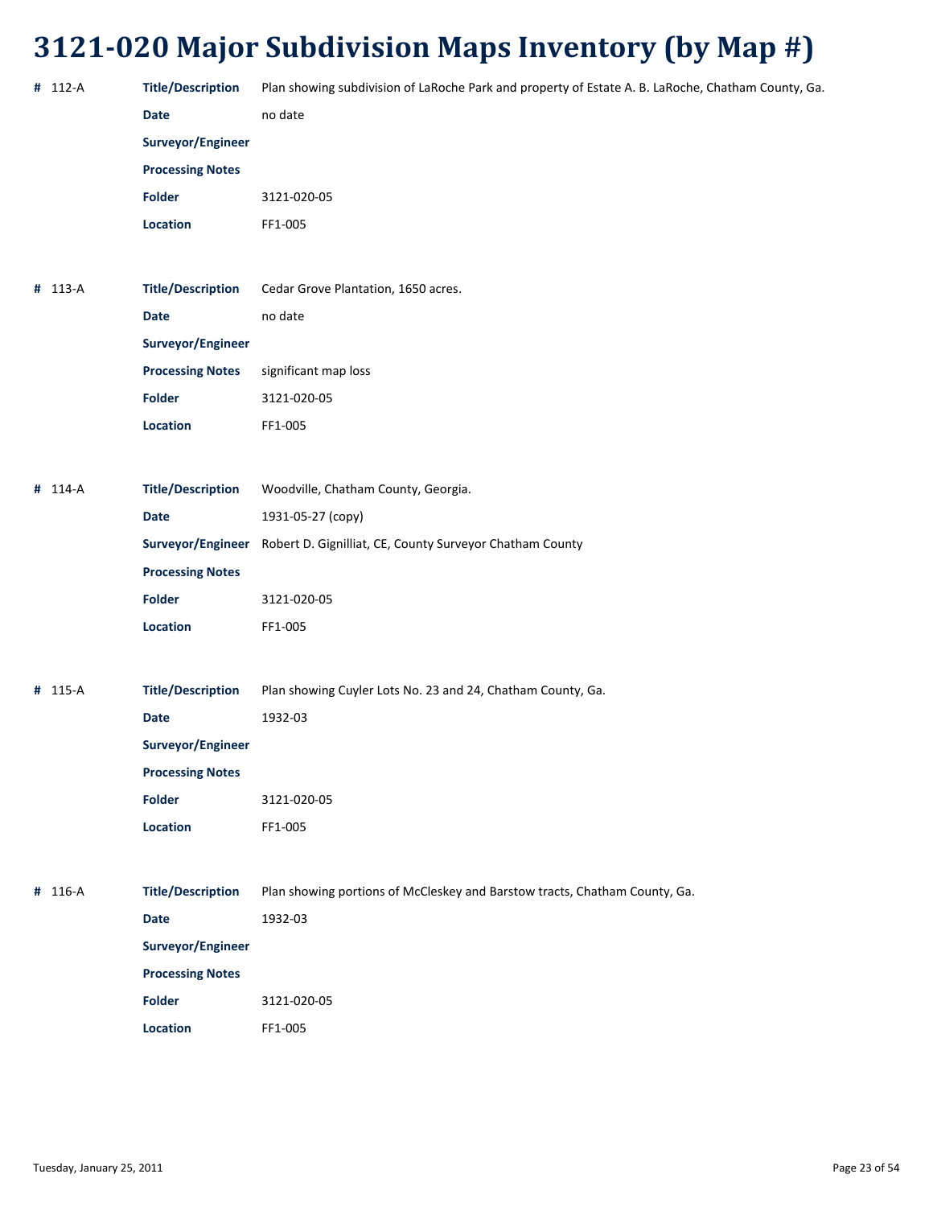# 3121-020 Major Subdivision Maps Inventory (by Map #)

**#** 112-A

| | |
|---|---|
| **Title/Description** | Plan showing subdivision of LaRoche Park and property of Estate A. B. LaRoche, Chatham County, Ga. |
| **Date** | no date |
| **Surveyor/Engineer** | |
| **Processing Notes** | |
| **Folder** | 3121-020-05 |
| **Location** | FF1-005 |

**#** 113-A

| | |
|---|---|
| **Title/Description** | Cedar Grove Plantation, 1650 acres. |
| **Date** | no date |
| **Surveyor/Engineer** | |
| **Processing Notes** | significant map loss |
| **Folder** | 3121-020-05 |
| **Location** | FF1-005 |

**#** 114-A

| | |
|---|---|
| **Title/Description** | Woodville, Chatham County, Georgia. |
| **Date** | 1931-05-27 (copy) |
| **Surveyor/Engineer** | Robert D. Gignilliat, CE, County Surveyor Chatham County |
| **Processing Notes** | |
| **Folder** | 3121-020-05 |
| **Location** | FF1-005 |

**#** 115-A

| | |
|---|---|
| **Title/Description** | Plan showing Cuyler Lots No. 23 and 24, Chatham County, Ga. |
| **Date** | 1932-03 |
| **Surveyor/Engineer** | |
| **Processing Notes** | |
| **Folder** | 3121-020-05 |
| **Location** | FF1-005 |

**#** 116-A

| | |
|---|---|
| **Title/Description** | Plan showing portions of McCleskey and Barstow tracts, Chatham County, Ga. |
| **Date** | 1932-03 |
| **Surveyor/Engineer** | |
| **Processing Notes** | |
| **Folder** | 3121-020-05 |
| **Location** | FF1-005 |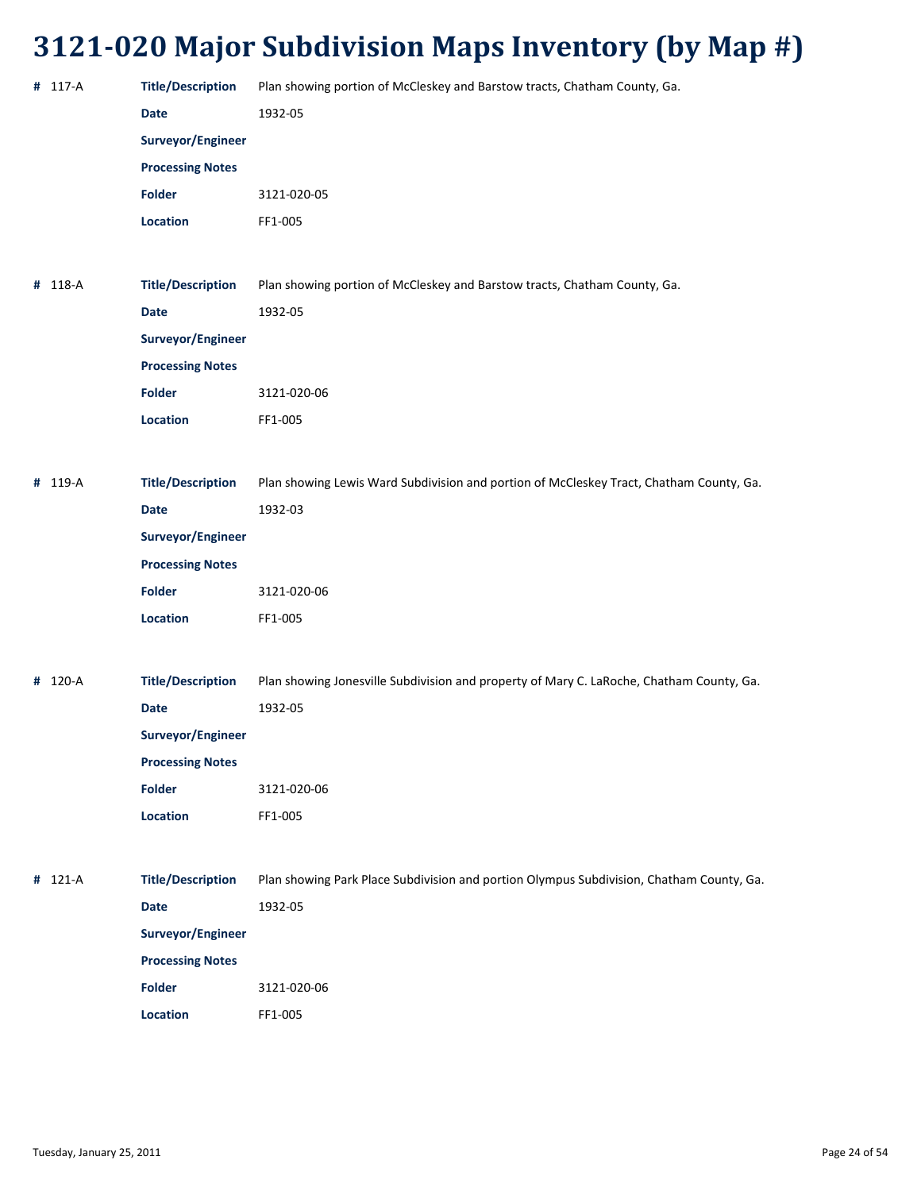# 3121-020 Major Subdivision Maps Inventory (by Map #)

**#** 117-A

| | |
|---|---|
| **Title/Description** | Plan showing portion of McCleskey and Barstow tracts, Chatham County, Ga. |
| **Date** | 1932-05 |
| **Surveyor/Engineer** | |
| **Processing Notes** | |
| **Folder** | 3121-020-05 |
| **Location** | FF1-005 |

**#** 118-A

| | |
|---|---|
| **Title/Description** | Plan showing portion of McCleskey and Barstow tracts, Chatham County, Ga. |
| **Date** | 1932-05 |
| **Surveyor/Engineer** | |
| **Processing Notes** | |
| **Folder** | 3121-020-06 |
| **Location** | FF1-005 |

**#** 119-A

| | |
|---|---|
| **Title/Description** | Plan showing Lewis Ward Subdivision and portion of McCleskey Tract, Chatham County, Ga. |
| **Date** | 1932-03 |
| **Surveyor/Engineer** | |
| **Processing Notes** | |
| **Folder** | 3121-020-06 |
| **Location** | FF1-005 |

**#** 120-A

| | |
|---|---|
| **Title/Description** | Plan showing Jonesville Subdivision and property of Mary C. LaRoche, Chatham County, Ga. |
| **Date** | 1932-05 |
| **Surveyor/Engineer** | |
| **Processing Notes** | |
| **Folder** | 3121-020-06 |
| **Location** | FF1-005 |

**#** 121-A

| | |
|---|---|
| **Title/Description** | Plan showing Park Place Subdivision and portion Olympus Subdivision, Chatham County, Ga. |
| **Date** | 1932-05 |
| **Surveyor/Engineer** | |
| **Processing Notes** | |
| **Folder** | 3121-020-06 |
| **Location** | FF1-005 |

Tuesday, January 25, 2011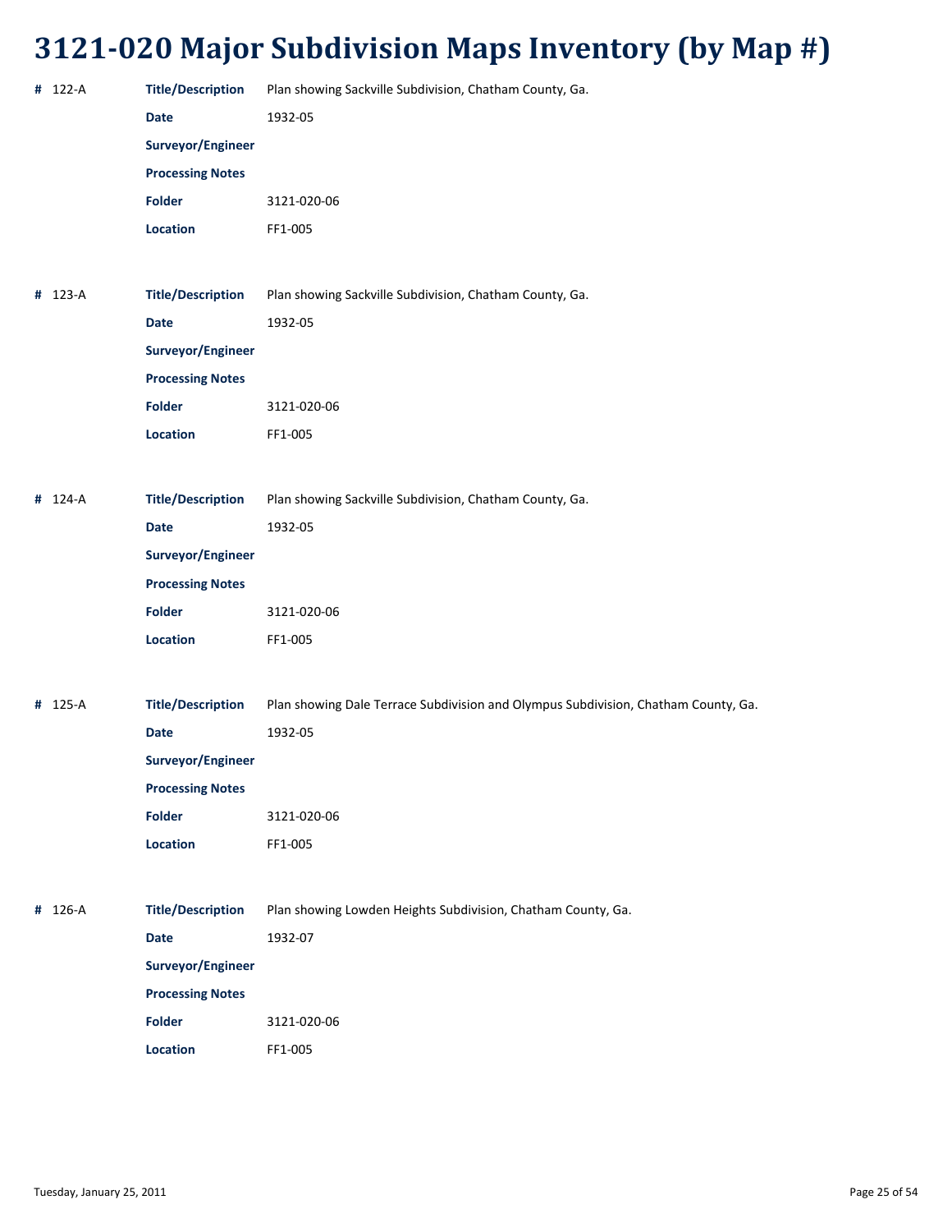# 3121-020 Major Subdivision Maps Inventory (by Map #)

**#** 122-A

**Title/Description** Plan showing Sackville Subdivision, Chatham County, Ga.

**Date** 1932-05

**Surveyor/Engineer**

**Processing Notes**

**Folder** 3121-020-06

**Location** FF1-005

**#** 123-A

**Title/Description** Plan showing Sackville Subdivision, Chatham County, Ga.

**Date** 1932-05

**Surveyor/Engineer**

**Processing Notes**

**Folder** 3121-020-06

**Location** FF1-005

**#** 124-A

**Title/Description** Plan showing Sackville Subdivision, Chatham County, Ga.

**Date** 1932-05

**Surveyor/Engineer**

**Processing Notes**

**Folder** 3121-020-06

**Location** FF1-005

**#** 125-A

**Title/Description** Plan showing Dale Terrace Subdivision and Olympus Subdivision, Chatham County, Ga.

**Date** 1932-05

**Surveyor/Engineer**

**Processing Notes**

**Folder** 3121-020-06

**Location** FF1-005

**#** 126-A

**Title/Description** Plan showing Lowden Heights Subdivision, Chatham County, Ga.

**Date** 1932-07

**Surveyor/Engineer**

**Processing Notes**

**Folder** 3121-020-06

**Location** FF1-005

Tuesday, January 25, 2011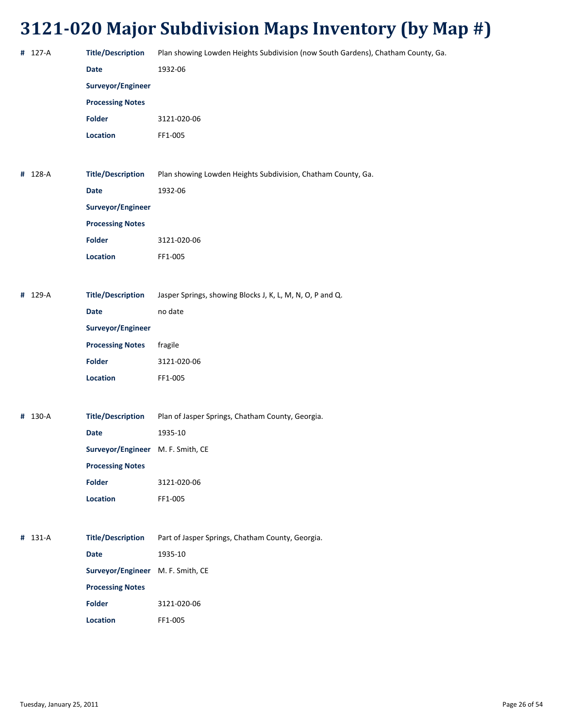# 3121-020 Major Subdivision Maps Inventory (by Map #)

**#** 127-A

**Title/Description** Plan showing Lowden Heights Subdivision (now South Gardens), Chatham County, Ga.

**Date** 1932-06

**Surveyor/Engineer**

**Processing Notes**

**Folder** 3121-020-06

**Location** FF1-005

**#** 128-A

**Title/Description** Plan showing Lowden Heights Subdivision, Chatham County, Ga.

**Date** 1932-06

**Surveyor/Engineer**

**Processing Notes**

**Folder** 3121-020-06

**Location** FF1-005

**#** 129-A

**Title/Description** Jasper Springs, showing Blocks J, K, L, M, N, O, P and Q.

**Date** no date

**Surveyor/Engineer**

**Processing Notes** fragile

**Folder** 3121-020-06

**Location** FF1-005

**#** 130-A

**Title/Description** Plan of Jasper Springs, Chatham County, Georgia.

**Date** 1935-10

**Surveyor/Engineer** M. F. Smith, CE

**Processing Notes**

**Folder** 3121-020-06

**Location** FF1-005

**#** 131-A

**Title/Description** Part of Jasper Springs, Chatham County, Georgia.

**Date** 1935-10

**Surveyor/Engineer** M. F. Smith, CE

**Processing Notes**

**Folder** 3121-020-06

**Location** FF1-005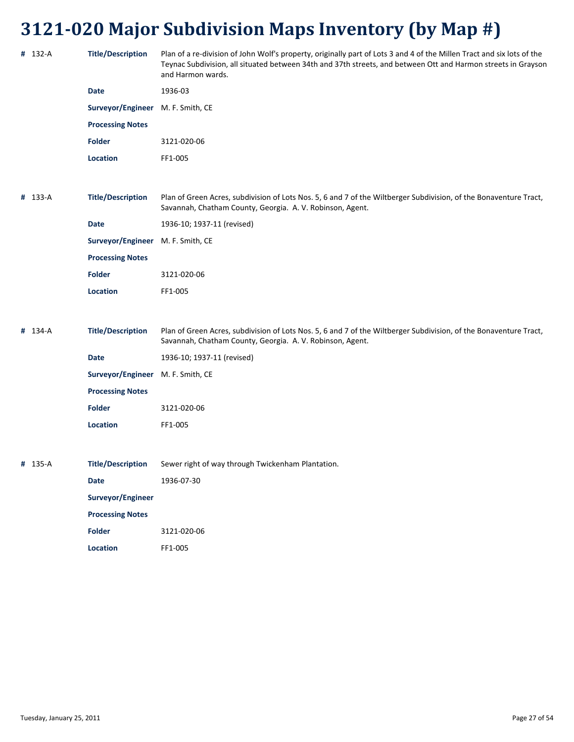# 3121-020 Major Subdivision Maps Inventory (by Map #)

**#** 132-A

| | |
|---|---|
| **Title/Description** | Plan of a re-division of John Wolf's property, originally part of Lots 3 and 4 of the Millen Tract and six lots of the Teynac Subdivision, all situated between 34th and 37th streets, and between Ott and Harmon streets in Grayson and Harmon wards. |
| **Date** | 1936-03 |
| **Surveyor/Engineer** | M. F. Smith, CE |
| **Processing Notes** | |
| **Folder** | 3121-020-06 |
| **Location** | FF1-005 |

**#** 133-A

| | |
|---|---|
| **Title/Description** | Plan of Green Acres, subdivision of Lots Nos. 5, 6 and 7 of the Wiltberger Subdivision, of the Bonaventure Tract, Savannah, Chatham County, Georgia. A. V. Robinson, Agent. |
| **Date** | 1936-10; 1937-11 (revised) |
| **Surveyor/Engineer** | M. F. Smith, CE |
| **Processing Notes** | |
| **Folder** | 3121-020-06 |
| **Location** | FF1-005 |

**#** 134-A

| | |
|---|---|
| **Title/Description** | Plan of Green Acres, subdivision of Lots Nos. 5, 6 and 7 of the Wiltberger Subdivision, of the Bonaventure Tract, Savannah, Chatham County, Georgia. A. V. Robinson, Agent. |
| **Date** | 1936-10; 1937-11 (revised) |
| **Surveyor/Engineer** | M. F. Smith, CE |
| **Processing Notes** | |
| **Folder** | 3121-020-06 |
| **Location** | FF1-005 |

**#** 135-A

| | |
|---|---|
| **Title/Description** | Sewer right of way through Twickenham Plantation. |
| **Date** | 1936-07-30 |
| **Surveyor/Engineer** | |
| **Processing Notes** | |
| **Folder** | 3121-020-06 |
| **Location** | FF1-005 |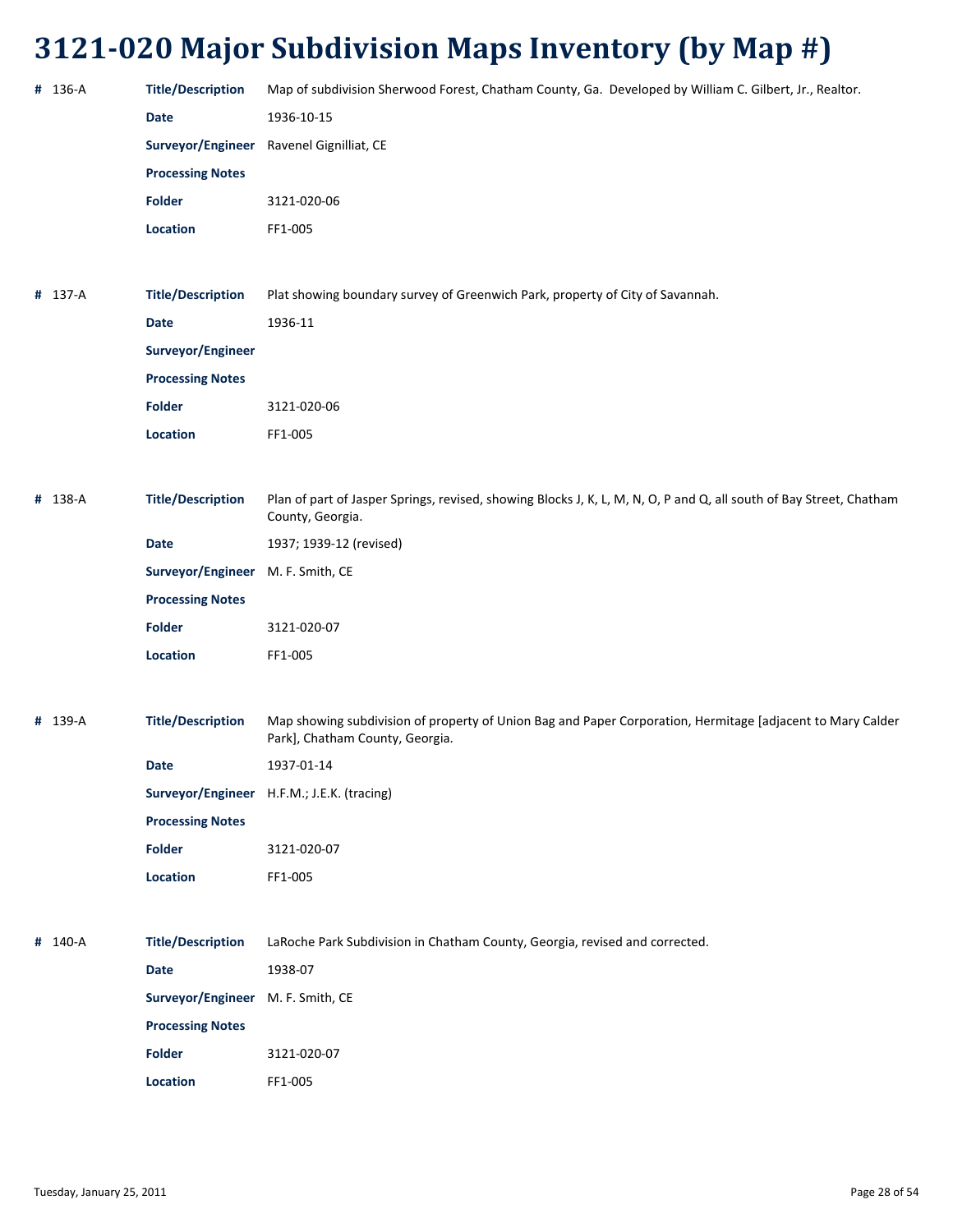# 3121-020 Major Subdivision Maps Inventory (by Map #)

**#** 136-A

**Title/Description** Map of subdivision Sherwood Forest, Chatham County, Ga. Developed by William C. Gilbert, Jr., Realtor.

**Date** 1936-10-15

**Surveyor/Engineer** Ravenel Gignilliat, CE

**Processing Notes**

**Folder** 3121-020-06

**Location** FF1-005

**#** 137-A

**Title/Description** Plat showing boundary survey of Greenwich Park, property of City of Savannah.

**Date** 1936-11

**Surveyor/Engineer**

**Processing Notes**

**Folder** 3121-020-06

**Location** FF1-005

**#** 138-A

**Title/Description** Plan of part of Jasper Springs, revised, showing Blocks J, K, L, M, N, O, P and Q, all south of Bay Street, Chatham County, Georgia.

**Date** 1937; 1939-12 (revised)

**Surveyor/Engineer** M. F. Smith, CE

**Processing Notes**

**Folder** 3121-020-07

**Location** FF1-005

**#** 139-A

**Title/Description** Map showing subdivision of property of Union Bag and Paper Corporation, Hermitage [adjacent to Mary Calder Park], Chatham County, Georgia.

**Date** 1937-01-14

**Surveyor/Engineer** H.F.M.; J.E.K. (tracing)

**Processing Notes**

**Folder** 3121-020-07

**Location** FF1-005

**#** 140-A

**Title/Description** LaRoche Park Subdivision in Chatham County, Georgia, revised and corrected.

**Date** 1938-07

**Surveyor/Engineer** M. F. Smith, CE

**Processing Notes**

**Folder** 3121-020-07

**Location** FF1-005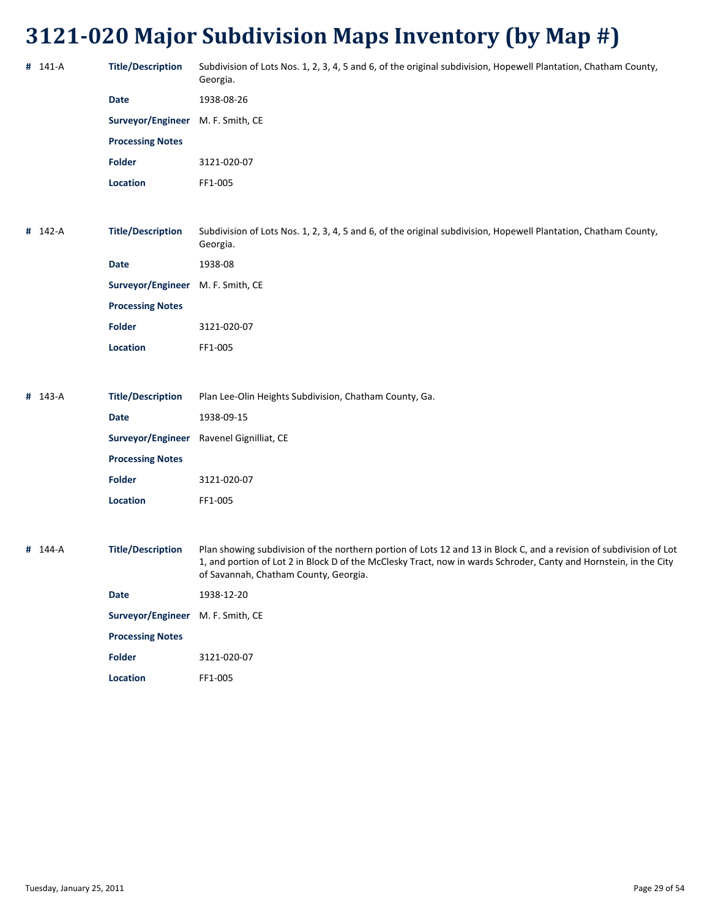# 3121-020 Major Subdivision Maps Inventory (by Map #)

**#** 141-A

**Title/Description** Subdivision of Lots Nos. 1, 2, 3, 4, 5 and 6, of the original subdivision, Hopewell Plantation, Chatham County, Georgia.

**Date** 1938-08-26

**Surveyor/Engineer** M. F. Smith, CE

**Processing Notes**

**Folder** 3121-020-07

**Location** FF1-005

**#** 142-A

**Title/Description** Subdivision of Lots Nos. 1, 2, 3, 4, 5 and 6, of the original subdivision, Hopewell Plantation, Chatham County, Georgia.

**Date** 1938-08

**Surveyor/Engineer** M. F. Smith, CE

**Processing Notes**

**Folder** 3121-020-07

**Location** FF1-005

**#** 143-A

**Title/Description** Plan Lee-Olin Heights Subdivision, Chatham County, Ga.

**Date** 1938-09-15

**Surveyor/Engineer** Ravenel Gignilliat, CE

**Processing Notes**

**Folder** 3121-020-07

**Location** FF1-005

**#** 144-A

**Title/Description** Plan showing subdivision of the northern portion of Lots 12 and 13 in Block C, and a revision of subdivision of Lot 1, and portion of Lot 2 in Block D of the McClesky Tract, now in wards Schroder, Canty and Hornstein, in the City of Savannah, Chatham County, Georgia.

**Date** 1938-12-20

**Surveyor/Engineer** M. F. Smith, CE

**Processing Notes**

**Folder** 3121-020-07

**Location** FF1-005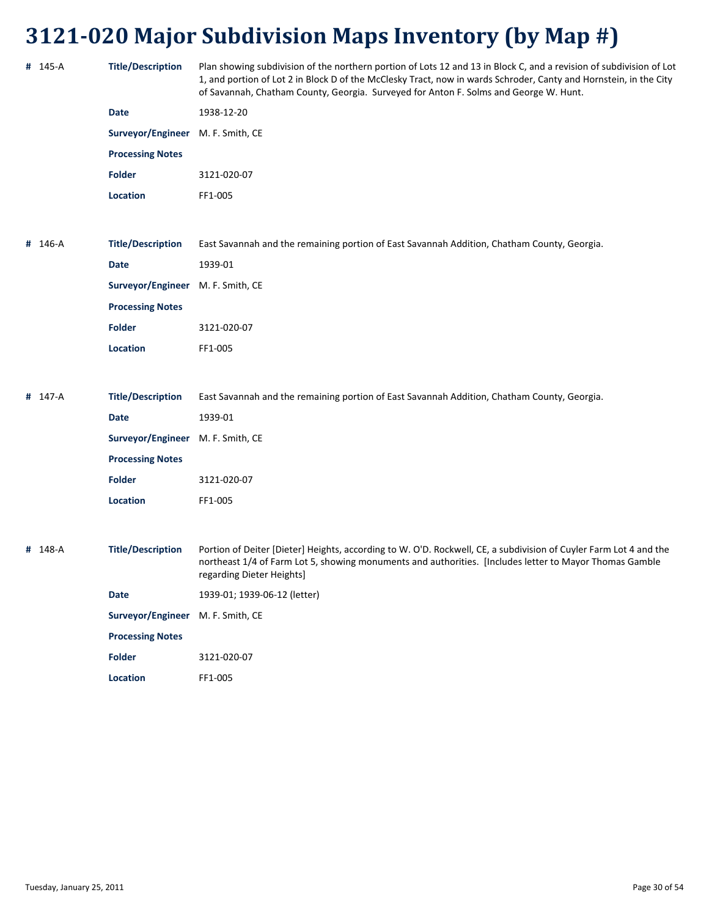# 3121-020 Major Subdivision Maps Inventory (by Map #)

**#** 145-A

**Title/Description** Plan showing subdivision of the northern portion of Lots 12 and 13 in Block C, and a revision of subdivision of Lot 1, and portion of Lot 2 in Block D of the McClesky Tract, now in wards Schroder, Canty and Hornstein, in the City of Savannah, Chatham County, Georgia. Surveyed for Anton F. Solms and George W. Hunt.

**Date** 1938-12-20

**Surveyor/Engineer** M. F. Smith, CE

**Processing Notes**

**Folder** 3121-020-07

**Location** FF1-005

**#** 146-A

**Title/Description** East Savannah and the remaining portion of East Savannah Addition, Chatham County, Georgia.

**Date** 1939-01

**Surveyor/Engineer** M. F. Smith, CE

**Processing Notes**

**Folder** 3121-020-07

**Location** FF1-005

**#** 147-A

**Title/Description** East Savannah and the remaining portion of East Savannah Addition, Chatham County, Georgia.

**Date** 1939-01

**Surveyor/Engineer** M. F. Smith, CE

**Processing Notes**

**Folder** 3121-020-07

**Location** FF1-005

**#** 148-A

**Title/Description** Portion of Deiter [Dieter] Heights, according to W. O'D. Rockwell, CE, a subdivision of Cuyler Farm Lot 4 and the northeast 1/4 of Farm Lot 5, showing monuments and authorities. [Includes letter to Mayor Thomas Gamble regarding Dieter Heights]

**Date** 1939-01; 1939-06-12 (letter)

**Surveyor/Engineer** M. F. Smith, CE

**Processing Notes**

**Folder** 3121-020-07

**Location** FF1-005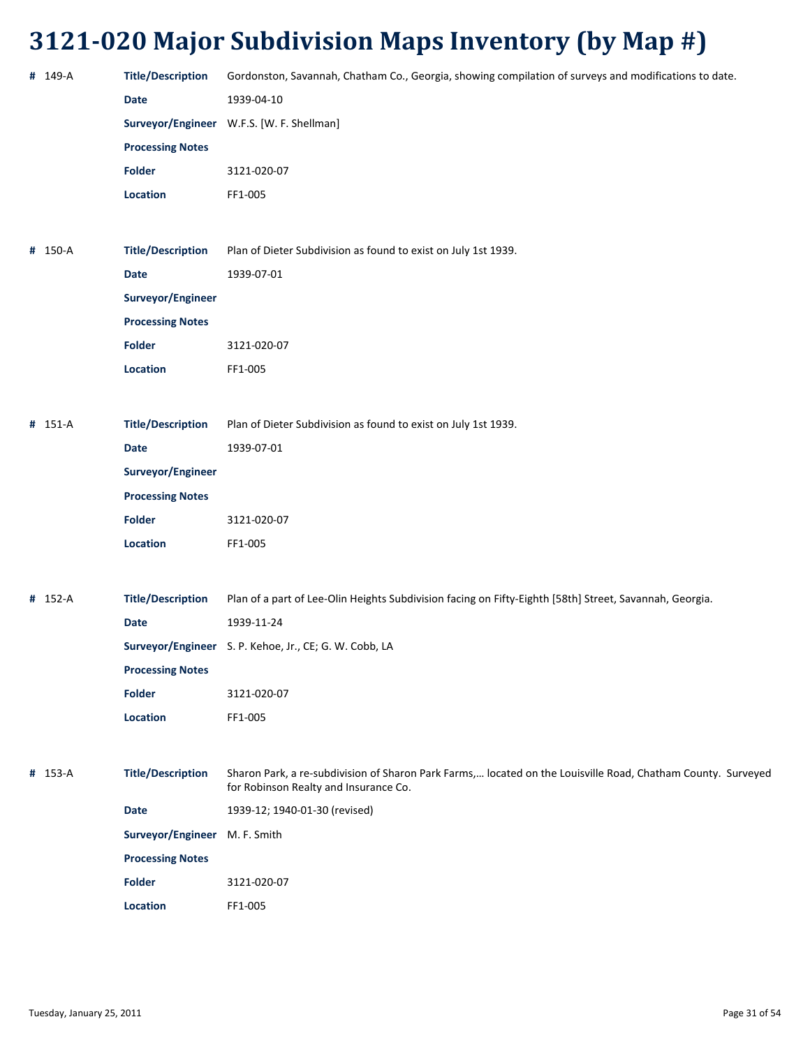# 3121-020 Major Subdivision Maps Inventory (by Map #)

**#** 149-A

| | |
|---|---|
| **Title/Description** | Gordonston, Savannah, Chatham Co., Georgia, showing compilation of surveys and modifications to date. |
| **Date** | 1939-04-10 |
| **Surveyor/Engineer** | W.F.S. [W. F. Shellman] |
| **Processing Notes** | |
| **Folder** | 3121-020-07 |
| **Location** | FF1-005 |

**#** 150-A

| | |
|---|---|
| **Title/Description** | Plan of Dieter Subdivision as found to exist on July 1st 1939. |
| **Date** | 1939-07-01 |
| **Surveyor/Engineer** | |
| **Processing Notes** | |
| **Folder** | 3121-020-07 |
| **Location** | FF1-005 |

**#** 151-A

| | |
|---|---|
| **Title/Description** | Plan of Dieter Subdivision as found to exist on July 1st 1939. |
| **Date** | 1939-07-01 |
| **Surveyor/Engineer** | |
| **Processing Notes** | |
| **Folder** | 3121-020-07 |
| **Location** | FF1-005 |

**#** 152-A

| | |
|---|---|
| **Title/Description** | Plan of a part of Lee-Olin Heights Subdivision facing on Fifty-Eighth [58th] Street, Savannah, Georgia. |
| **Date** | 1939-11-24 |
| **Surveyor/Engineer** | S. P. Kehoe, Jr., CE; G. W. Cobb, LA |
| **Processing Notes** | |
| **Folder** | 3121-020-07 |
| **Location** | FF1-005 |

**#** 153-A

| | |
|---|---|
| **Title/Description** | Sharon Park, a re-subdivision of Sharon Park Farms,… located on the Louisville Road, Chatham County. Surveyed for Robinson Realty and Insurance Co. |
| **Date** | 1939-12; 1940-01-30 (revised) |
| **Surveyor/Engineer** | M. F. Smith |
| **Processing Notes** | |
| **Folder** | 3121-020-07 |
| **Location** | FF1-005 |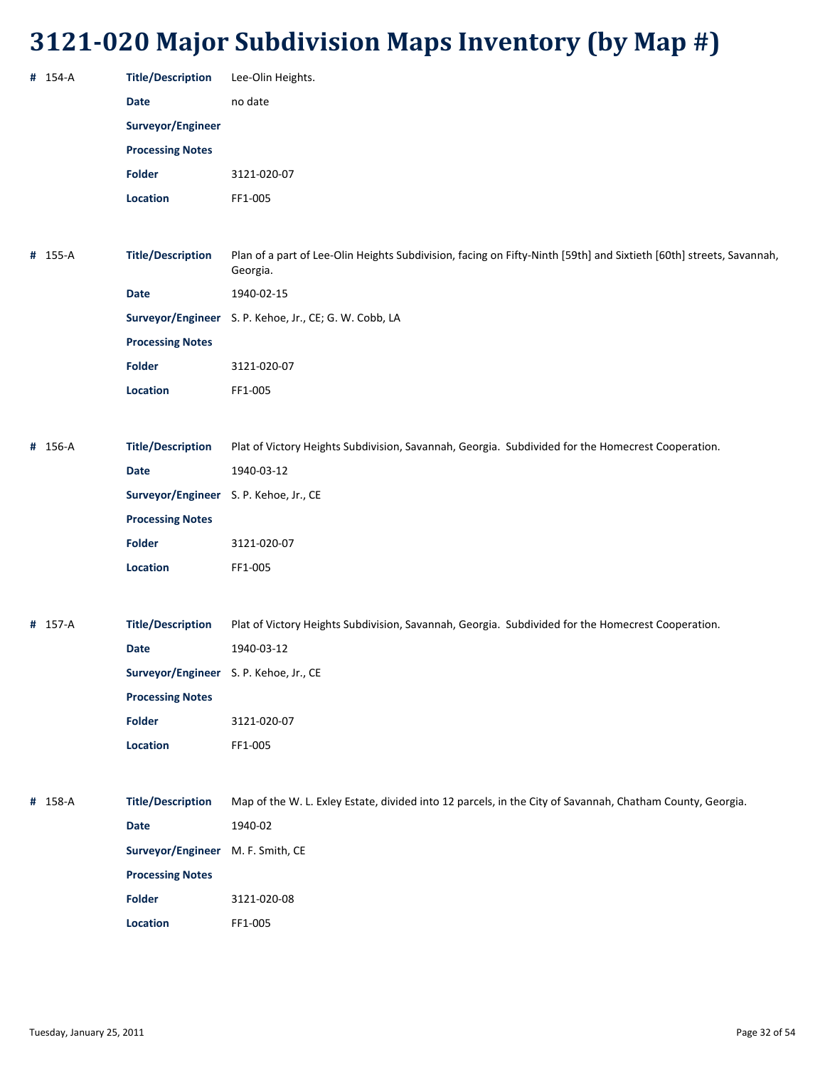# 3121-020 Major Subdivision Maps Inventory (by Map #)

**#** 154-A

| | |
|---|---|
| **Title/Description** | Lee-Olin Heights. |
| **Date** | no date |
| **Surveyor/Engineer** | |
| **Processing Notes** | |
| **Folder** | 3121-020-07 |
| **Location** | FF1-005 |

**#** 155-A

| | |
|---|---|
| **Title/Description** | Plan of a part of Lee-Olin Heights Subdivision, facing on Fifty-Ninth [59th] and Sixtieth [60th] streets, Savannah, Georgia. |
| **Date** | 1940-02-15 |
| **Surveyor/Engineer** | S. P. Kehoe, Jr., CE; G. W. Cobb, LA |
| **Processing Notes** | |
| **Folder** | 3121-020-07 |
| **Location** | FF1-005 |

**#** 156-A

| | |
|---|---|
| **Title/Description** | Plat of Victory Heights Subdivision, Savannah, Georgia. Subdivided for the Homecrest Cooperation. |
| **Date** | 1940-03-12 |
| **Surveyor/Engineer** | S. P. Kehoe, Jr., CE |
| **Processing Notes** | |
| **Folder** | 3121-020-07 |
| **Location** | FF1-005 |

**#** 157-A

| | |
|---|---|
| **Title/Description** | Plat of Victory Heights Subdivision, Savannah, Georgia. Subdivided for the Homecrest Cooperation. |
| **Date** | 1940-03-12 |
| **Surveyor/Engineer** | S. P. Kehoe, Jr., CE |
| **Processing Notes** | |
| **Folder** | 3121-020-07 |
| **Location** | FF1-005 |

**#** 158-A

| | |
|---|---|
| **Title/Description** | Map of the W. L. Exley Estate, divided into 12 parcels, in the City of Savannah, Chatham County, Georgia. |
| **Date** | 1940-02 |
| **Surveyor/Engineer** | M. F. Smith, CE |
| **Processing Notes** | |
| **Folder** | 3121-020-08 |
| **Location** | FF1-005 |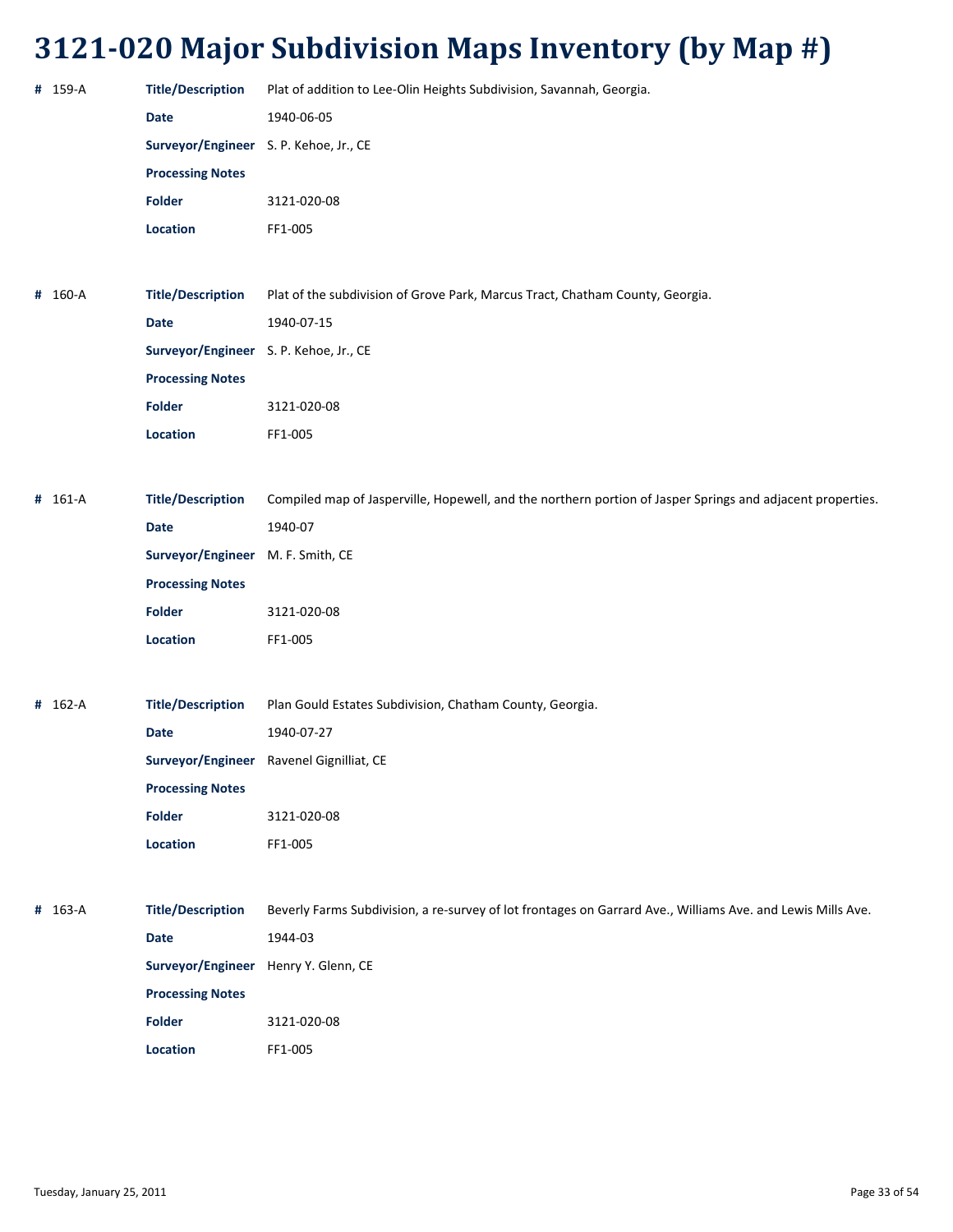# 3121-020 Major Subdivision Maps Inventory (by Map #)

**#** 159-A

**Title/Description** Plat of addition to Lee-Olin Heights Subdivision, Savannah, Georgia.

**Date** 1940-06-05

**Surveyor/Engineer** S. P. Kehoe, Jr., CE

**Processing Notes**

**Folder** 3121-020-08

**Location** FF1-005

**#** 160-A

**Title/Description** Plat of the subdivision of Grove Park, Marcus Tract, Chatham County, Georgia.

**Date** 1940-07-15

**Surveyor/Engineer** S. P. Kehoe, Jr., CE

**Processing Notes**

**Folder** 3121-020-08

**Location** FF1-005

**#** 161-A

**Title/Description** Compiled map of Jasperville, Hopewell, and the northern portion of Jasper Springs and adjacent properties.

**Date** 1940-07

**Surveyor/Engineer** M. F. Smith, CE

**Processing Notes**

**Folder** 3121-020-08

**Location** FF1-005

**#** 162-A

**Title/Description** Plan Gould Estates Subdivision, Chatham County, Georgia.

**Date** 1940-07-27

**Surveyor/Engineer** Ravenel Gignilliat, CE

**Processing Notes**

**Folder** 3121-020-08

**Location** FF1-005

**#** 163-A

**Title/Description** Beverly Farms Subdivision, a re-survey of lot frontages on Garrard Ave., Williams Ave. and Lewis Mills Ave.

**Date** 1944-03

**Surveyor/Engineer** Henry Y. Glenn, CE

**Processing Notes**

**Folder** 3121-020-08

**Location** FF1-005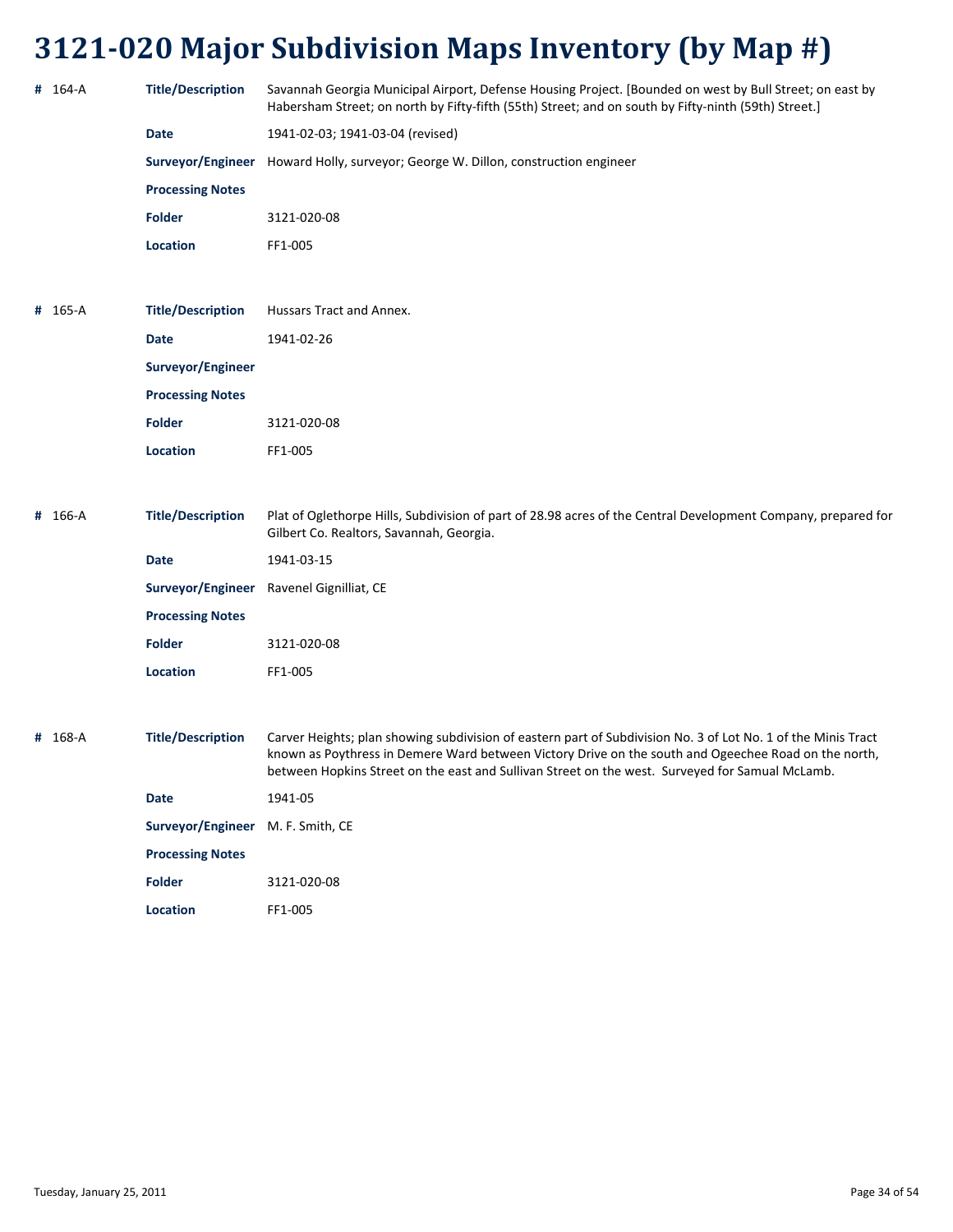# 3121-020 Major Subdivision Maps Inventory (by Map #)

**#** 164-A

| | |
|---|---|
| **Title/Description** | Savannah Georgia Municipal Airport, Defense Housing Project. [Bounded on west by Bull Street; on east by Habersham Street; on north by Fifty-fifth (55th) Street; and on south by Fifty-ninth (59th) Street.] |
| **Date** | 1941-02-03; 1941-03-04 (revised) |
| **Surveyor/Engineer** | Howard Holly, surveyor; George W. Dillon, construction engineer |
| **Processing Notes** | |
| **Folder** | 3121-020-08 |
| **Location** | FF1-005 |

**#** 165-A

| | |
|---|---|
| **Title/Description** | Hussars Tract and Annex. |
| **Date** | 1941-02-26 |
| **Surveyor/Engineer** | |
| **Processing Notes** | |
| **Folder** | 3121-020-08 |
| **Location** | FF1-005 |

**#** 166-A

| | |
|---|---|
| **Title/Description** | Plat of Oglethorpe Hills, Subdivision of part of 28.98 acres of the Central Development Company, prepared for Gilbert Co. Realtors, Savannah, Georgia. |
| **Date** | 1941-03-15 |
| **Surveyor/Engineer** | Ravenel Gignilliat, CE |
| **Processing Notes** | |
| **Folder** | 3121-020-08 |
| **Location** | FF1-005 |

**#** 168-A

| | |
|---|---|
| **Title/Description** | Carver Heights; plan showing subdivision of eastern part of Subdivision No. 3 of Lot No. 1 of the Minis Tract known as Poythress in Demere Ward between Victory Drive on the south and Ogeechee Road on the north, between Hopkins Street on the east and Sullivan Street on the west. Surveyed for Samual McLamb. |
| **Date** | 1941-05 |
| **Surveyor/Engineer** | M. F. Smith, CE |
| **Processing Notes** | |
| **Folder** | 3121-020-08 |
| **Location** | FF1-005 |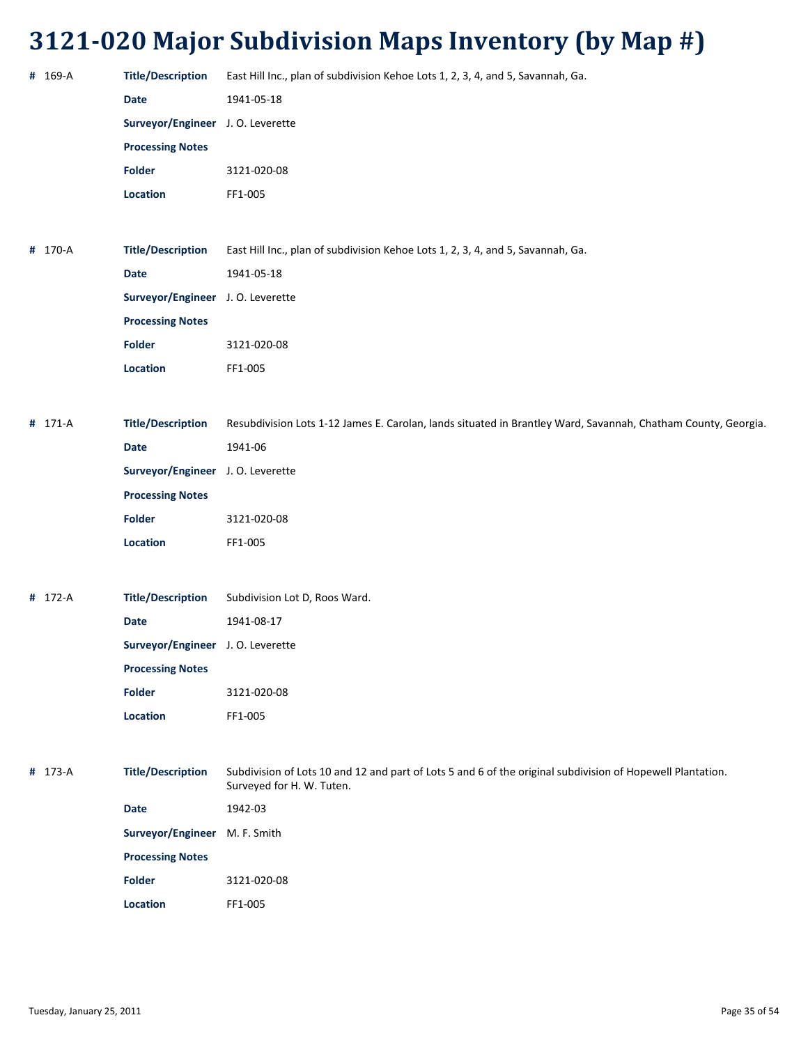# 3121-020 Major Subdivision Maps Inventory (by Map #)

**#** 169-A

| | |
|---|---|
| **Title/Description** | East Hill Inc., plan of subdivision Kehoe Lots 1, 2, 3, 4, and 5, Savannah, Ga. |
| **Date** | 1941-05-18 |
| **Surveyor/Engineer** | J. O. Leverette |
| **Processing Notes** | |
| **Folder** | 3121-020-08 |
| **Location** | FF1-005 |

**#** 170-A

| | |
|---|---|
| **Title/Description** | East Hill Inc., plan of subdivision Kehoe Lots 1, 2, 3, 4, and 5, Savannah, Ga. |
| **Date** | 1941-05-18 |
| **Surveyor/Engineer** | J. O. Leverette |
| **Processing Notes** | |
| **Folder** | 3121-020-08 |
| **Location** | FF1-005 |

**#** 171-A

| | |
|---|---|
| **Title/Description** | Resubdivision Lots 1-12 James E. Carolan, lands situated in Brantley Ward, Savannah, Chatham County, Georgia. |
| **Date** | 1941-06 |
| **Surveyor/Engineer** | J. O. Leverette |
| **Processing Notes** | |
| **Folder** | 3121-020-08 |
| **Location** | FF1-005 |

**#** 172-A

| | |
|---|---|
| **Title/Description** | Subdivision Lot D, Roos Ward. |
| **Date** | 1941-08-17 |
| **Surveyor/Engineer** | J. O. Leverette |
| **Processing Notes** | |
| **Folder** | 3121-020-08 |
| **Location** | FF1-005 |

**#** 173-A

| | |
|---|---|
| **Title/Description** | Subdivision of Lots 10 and 12 and part of Lots 5 and 6 of the original subdivision of Hopewell Plantation. Surveyed for H. W. Tuten. |
| **Date** | 1942-03 |
| **Surveyor/Engineer** | M. F. Smith |
| **Processing Notes** | |
| **Folder** | 3121-020-08 |
| **Location** | FF1-005 |

Tuesday, January 25, 2011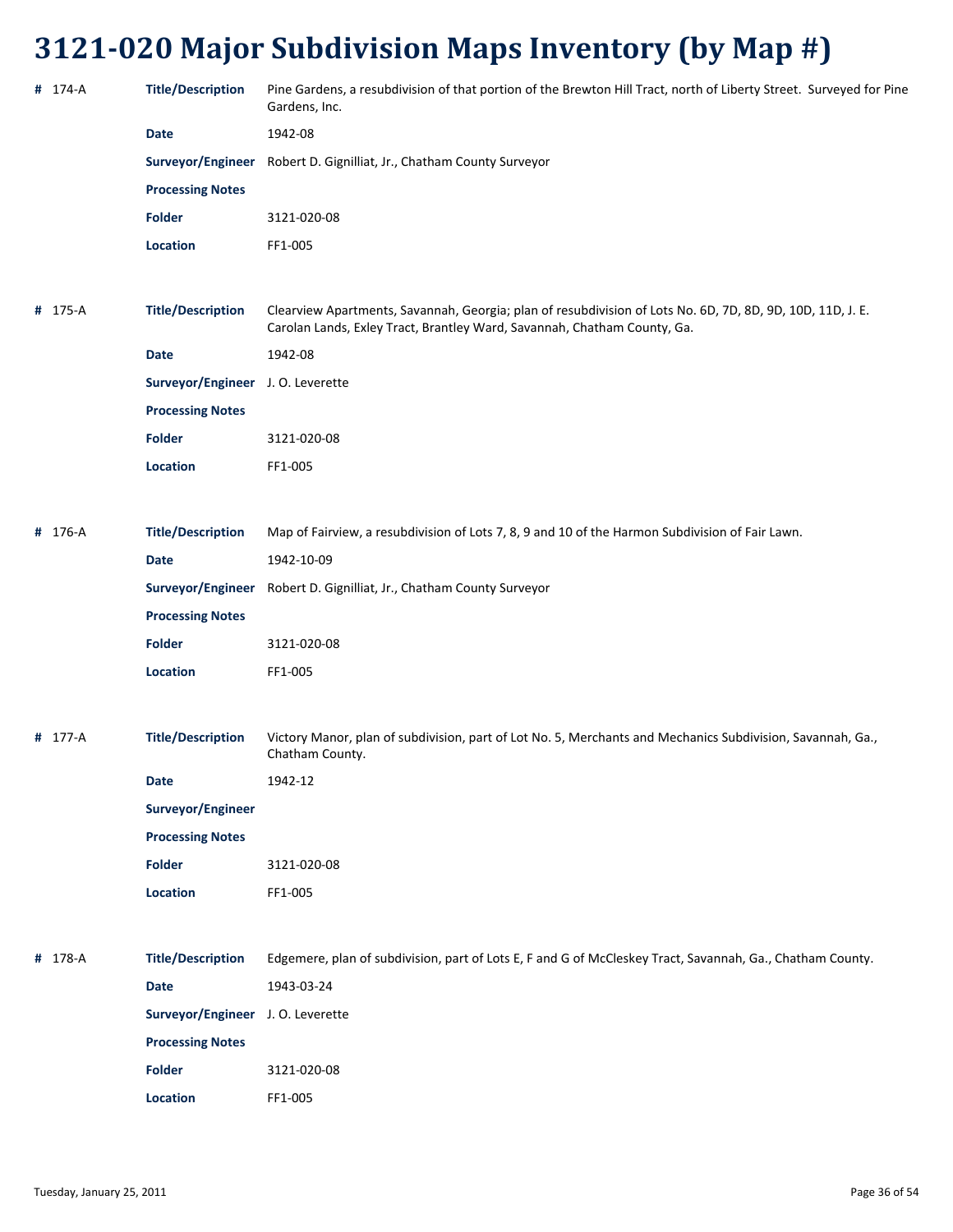# 3121-020 Major Subdivision Maps Inventory (by Map #)

| # | Field | Value |
|---|---|---|
| 174-A | **Title/Description** | Pine Gardens, a resubdivision of that portion of the Brewton Hill Tract, north of Liberty Street. Surveyed for Pine Gardens, Inc. |
| | **Date** | 1942-08 |
| | **Surveyor/Engineer** | Robert D. Gignilliat, Jr., Chatham County Surveyor |
| | **Processing Notes** | |
| | **Folder** | 3121-020-08 |
| | **Location** | FF1-005 |

| # | Field | Value |
|---|---|---|
| 175-A | **Title/Description** | Clearview Apartments, Savannah, Georgia; plan of resubdivision of Lots No. 6D, 7D, 8D, 9D, 10D, 11D, J. E. Carolan Lands, Exley Tract, Brantley Ward, Savannah, Chatham County, Ga. |
| | **Date** | 1942-08 |
| | **Surveyor/Engineer** | J. O. Leverette |
| | **Processing Notes** | |
| | **Folder** | 3121-020-08 |
| | **Location** | FF1-005 |

| # | Field | Value |
|---|---|---|
| 176-A | **Title/Description** | Map of Fairview, a resubdivision of Lots 7, 8, 9 and 10 of the Harmon Subdivision of Fair Lawn. |
| | **Date** | 1942-10-09 |
| | **Surveyor/Engineer** | Robert D. Gignilliat, Jr., Chatham County Surveyor |
| | **Processing Notes** | |
| | **Folder** | 3121-020-08 |
| | **Location** | FF1-005 |

| # | Field | Value |
|---|---|---|
| 177-A | **Title/Description** | Victory Manor, plan of subdivision, part of Lot No. 5, Merchants and Mechanics Subdivision, Savannah, Ga., Chatham County. |
| | **Date** | 1942-12 |
| | **Surveyor/Engineer** | |
| | **Processing Notes** | |
| | **Folder** | 3121-020-08 |
| | **Location** | FF1-005 |

| # | Field | Value |
|---|---|---|
| 178-A | **Title/Description** | Edgemere, plan of subdivision, part of Lots E, F and G of McCleskey Tract, Savannah, Ga., Chatham County. |
| | **Date** | 1943-03-24 |
| | **Surveyor/Engineer** | J. O. Leverette |
| | **Processing Notes** | |
| | **Folder** | 3121-020-08 |
| | **Location** | FF1-005 |

Tuesday, January 25, 2011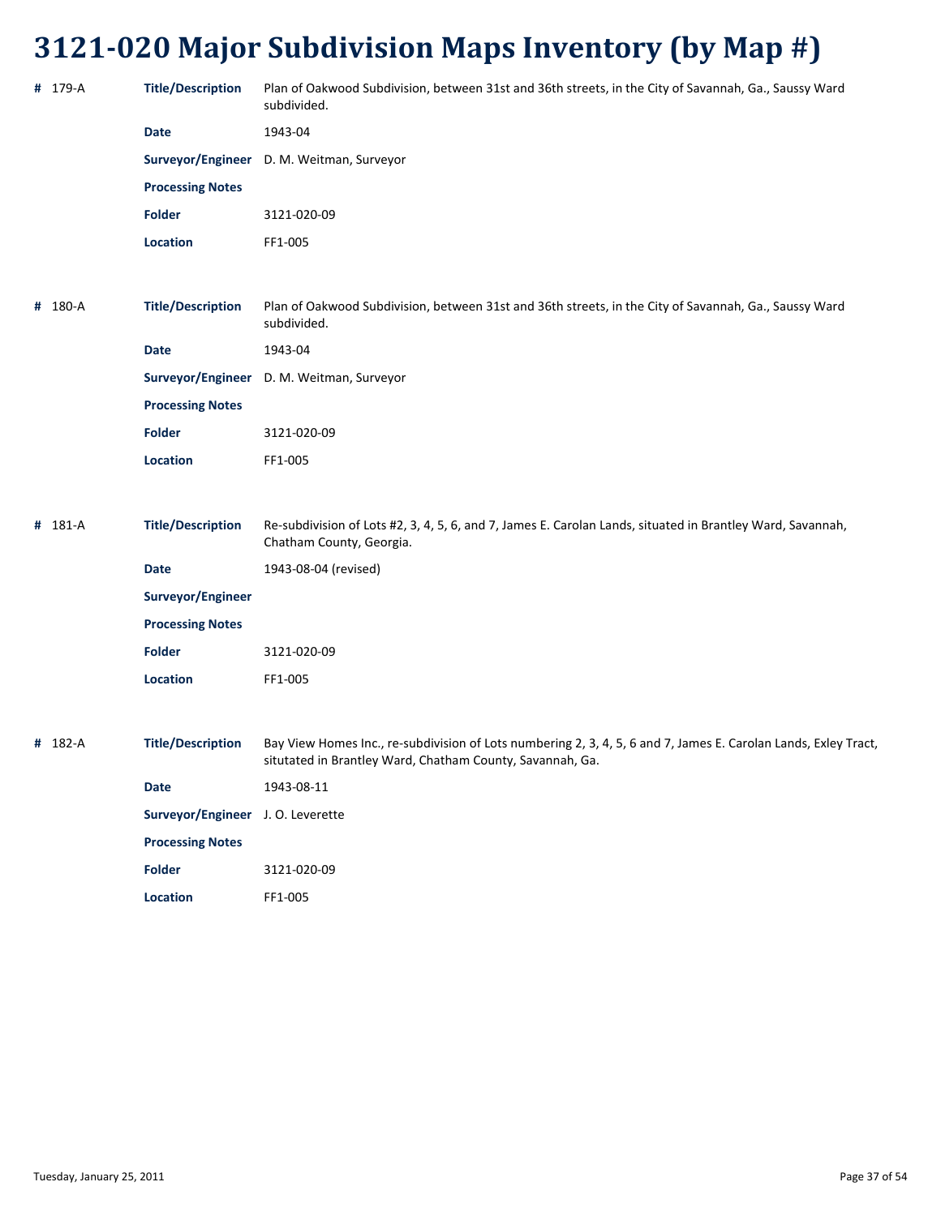# 3121-020 Major Subdivision Maps Inventory (by Map #)

**#** 179-A

| | |
|---|---|
| **Title/Description** | Plan of Oakwood Subdivision, between 31st and 36th streets, in the City of Savannah, Ga., Saussy Ward subdivided. |
| **Date** | 1943-04 |
| **Surveyor/Engineer** | D. M. Weitman, Surveyor |
| **Processing Notes** | |
| **Folder** | 3121-020-09 |
| **Location** | FF1-005 |

**#** 180-A

| | |
|---|---|
| **Title/Description** | Plan of Oakwood Subdivision, between 31st and 36th streets, in the City of Savannah, Ga., Saussy Ward subdivided. |
| **Date** | 1943-04 |
| **Surveyor/Engineer** | D. M. Weitman, Surveyor |
| **Processing Notes** | |
| **Folder** | 3121-020-09 |
| **Location** | FF1-005 |

**#** 181-A

| | |
|---|---|
| **Title/Description** | Re-subdivision of Lots #2, 3, 4, 5, 6, and 7, James E. Carolan Lands, situated in Brantley Ward, Savannah, Chatham County, Georgia. |
| **Date** | 1943-08-04 (revised) |
| **Surveyor/Engineer** | |
| **Processing Notes** | |
| **Folder** | 3121-020-09 |
| **Location** | FF1-005 |

**#** 182-A

| | |
|---|---|
| **Title/Description** | Bay View Homes Inc., re-subdivision of Lots numbering 2, 3, 4, 5, 6 and 7, James E. Carolan Lands, Exley Tract, situtated in Brantley Ward, Chatham County, Savannah, Ga. |
| **Date** | 1943-08-11 |
| **Surveyor/Engineer** | J. O. Leverette |
| **Processing Notes** | |
| **Folder** | 3121-020-09 |
| **Location** | FF1-005 |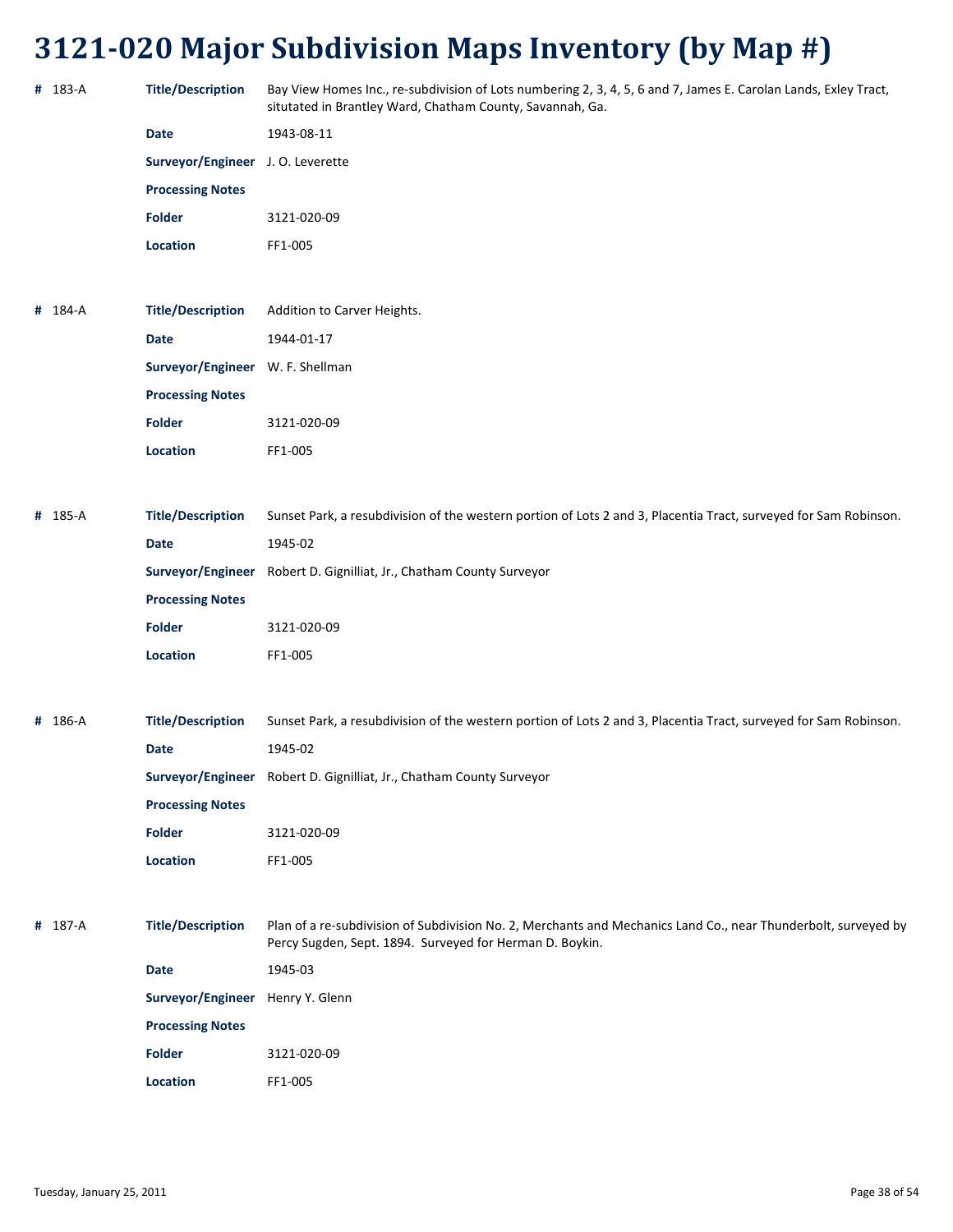# 3121-020 Major Subdivision Maps Inventory (by Map #)

**#** 183-A

| | |
|---|---|
| **Title/Description** | Bay View Homes Inc., re-subdivision of Lots numbering 2, 3, 4, 5, 6 and 7, James E. Carolan Lands, Exley Tract, situtated in Brantley Ward, Chatham County, Savannah, Ga. |
| **Date** | 1943-08-11 |
| **Surveyor/Engineer** | J. O. Leverette |
| **Processing Notes** | |
| **Folder** | 3121-020-09 |
| **Location** | FF1-005 |

**#** 184-A

| | |
|---|---|
| **Title/Description** | Addition to Carver Heights. |
| **Date** | 1944-01-17 |
| **Surveyor/Engineer** | W. F. Shellman |
| **Processing Notes** | |
| **Folder** | 3121-020-09 |
| **Location** | FF1-005 |

**#** 185-A

| | |
|---|---|
| **Title/Description** | Sunset Park, a resubdivision of the western portion of Lots 2 and 3, Placentia Tract, surveyed for Sam Robinson. |
| **Date** | 1945-02 |
| **Surveyor/Engineer** | Robert D. Gignilliat, Jr., Chatham County Surveyor |
| **Processing Notes** | |
| **Folder** | 3121-020-09 |
| **Location** | FF1-005 |

**#** 186-A

| | |
|---|---|
| **Title/Description** | Sunset Park, a resubdivision of the western portion of Lots 2 and 3, Placentia Tract, surveyed for Sam Robinson. |
| **Date** | 1945-02 |
| **Surveyor/Engineer** | Robert D. Gignilliat, Jr., Chatham County Surveyor |
| **Processing Notes** | |
| **Folder** | 3121-020-09 |
| **Location** | FF1-005 |

**#** 187-A

| | |
|---|---|
| **Title/Description** | Plan of a re-subdivision of Subdivision No. 2, Merchants and Mechanics Land Co., near Thunderbolt, surveyed by Percy Sugden, Sept. 1894. Surveyed for Herman D. Boykin. |
| **Date** | 1945-03 |
| **Surveyor/Engineer** | Henry Y. Glenn |
| **Processing Notes** | |
| **Folder** | 3121-020-09 |
| **Location** | FF1-005 |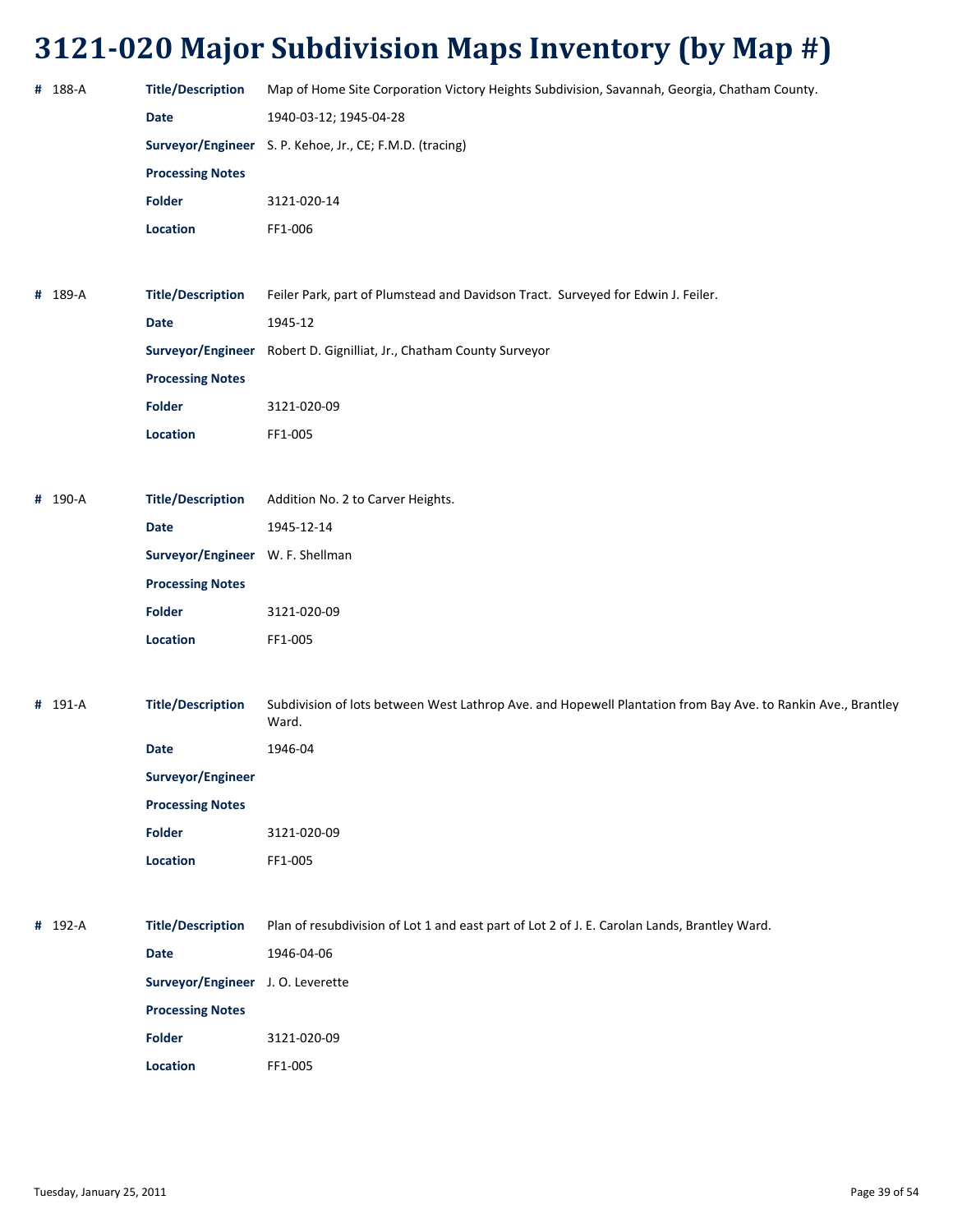# 3121-020 Major Subdivision Maps Inventory (by Map #)

| # | Field | Value |
|---|---|---|
| # 188-A | **Title/Description** | Map of Home Site Corporation Victory Heights Subdivision, Savannah, Georgia, Chatham County. |
| | **Date** | 1940-03-12; 1945-04-28 |
| | **Surveyor/Engineer** | S. P. Kehoe, Jr., CE; F.M.D. (tracing) |
| | **Processing Notes** | |
| | **Folder** | 3121-020-14 |
| | **Location** | FF1-006 |

| # | Field | Value |
|---|---|---|
| # 189-A | **Title/Description** | Feiler Park, part of Plumstead and Davidson Tract. Surveyed for Edwin J. Feiler. |
| | **Date** | 1945-12 |
| | **Surveyor/Engineer** | Robert D. Gignilliat, Jr., Chatham County Surveyor |
| | **Processing Notes** | |
| | **Folder** | 3121-020-09 |
| | **Location** | FF1-005 |

| # | Field | Value |
|---|---|---|
| # 190-A | **Title/Description** | Addition No. 2 to Carver Heights. |
| | **Date** | 1945-12-14 |
| | **Surveyor/Engineer** | W. F. Shellman |
| | **Processing Notes** | |
| | **Folder** | 3121-020-09 |
| | **Location** | FF1-005 |

| # | Field | Value |
|---|---|---|
| # 191-A | **Title/Description** | Subdivision of lots between West Lathrop Ave. and Hopewell Plantation from Bay Ave. to Rankin Ave., Brantley Ward. |
| | **Date** | 1946-04 |
| | **Surveyor/Engineer** | |
| | **Processing Notes** | |
| | **Folder** | 3121-020-09 |
| | **Location** | FF1-005 |

| # | Field | Value |
|---|---|---|
| # 192-A | **Title/Description** | Plan of resubdivision of Lot 1 and east part of Lot 2 of J. E. Carolan Lands, Brantley Ward. |
| | **Date** | 1946-04-06 |
| | **Surveyor/Engineer** | J. O. Leverette |
| | **Processing Notes** | |
| | **Folder** | 3121-020-09 |
| | **Location** | FF1-005 |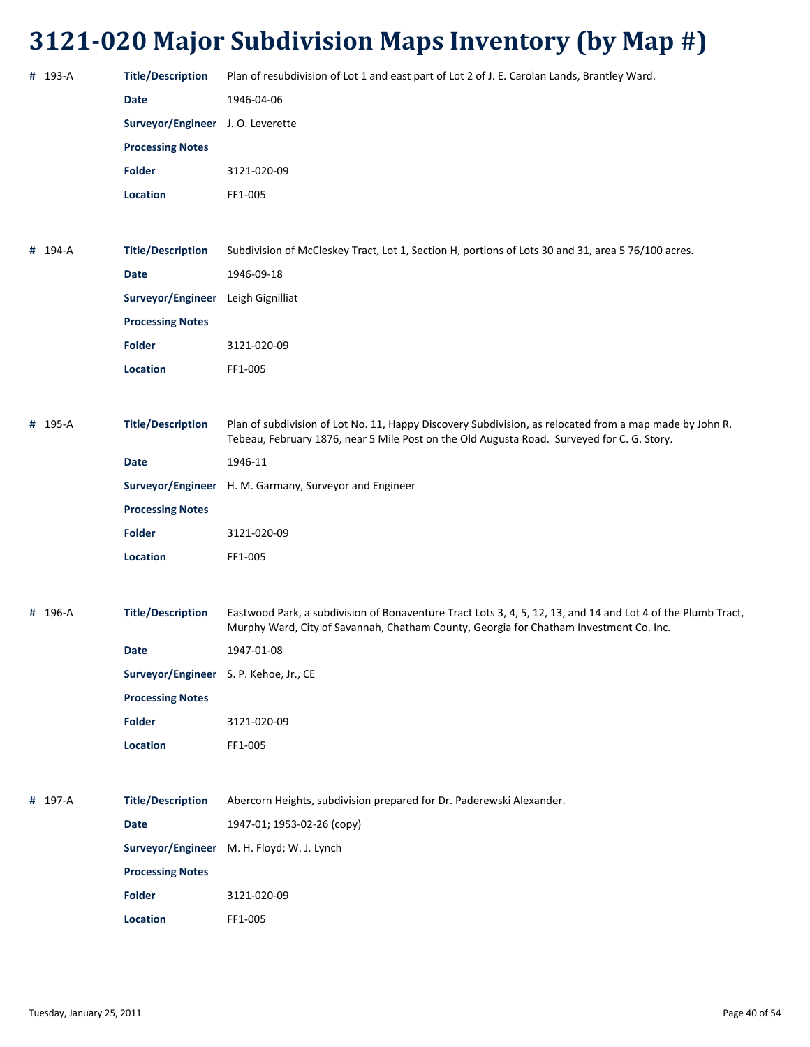# 3121-020 Major Subdivision Maps Inventory (by Map #)

**#** 193-A

**Title/Description** Plan of resubdivision of Lot 1 and east part of Lot 2 of J. E. Carolan Lands, Brantley Ward.

**Date** 1946-04-06

**Surveyor/Engineer** J. O. Leverette

**Processing Notes**

**Folder** 3121-020-09

**Location** FF1-005

**#** 194-A

**Title/Description** Subdivision of McCleskey Tract, Lot 1, Section H, portions of Lots 30 and 31, area 5 76/100 acres.

**Date** 1946-09-18

**Surveyor/Engineer** Leigh Gignilliat

**Processing Notes**

**Folder** 3121-020-09

**Location** FF1-005

**#** 195-A

**Title/Description** Plan of subdivision of Lot No. 11, Happy Discovery Subdivision, as relocated from a map made by John R. Tebeau, February 1876, near 5 Mile Post on the Old Augusta Road. Surveyed for C. G. Story.

**Date** 1946-11

**Surveyor/Engineer** H. M. Garmany, Surveyor and Engineer

**Processing Notes**

**Folder** 3121-020-09

**Location** FF1-005

**#** 196-A

**Title/Description** Eastwood Park, a subdivision of Bonaventure Tract Lots 3, 4, 5, 12, 13, and 14 and Lot 4 of the Plumb Tract, Murphy Ward, City of Savannah, Chatham County, Georgia for Chatham Investment Co. Inc.

**Date** 1947-01-08

**Surveyor/Engineer** S. P. Kehoe, Jr., CE

**Processing Notes**

**Folder** 3121-020-09

**Location** FF1-005

**#** 197-A

**Title/Description** Abercorn Heights, subdivision prepared for Dr. Paderewski Alexander.

**Date** 1947-01; 1953-02-26 (copy)

**Surveyor/Engineer** M. H. Floyd; W. J. Lynch

**Processing Notes**

**Folder** 3121-020-09

**Location** FF1-005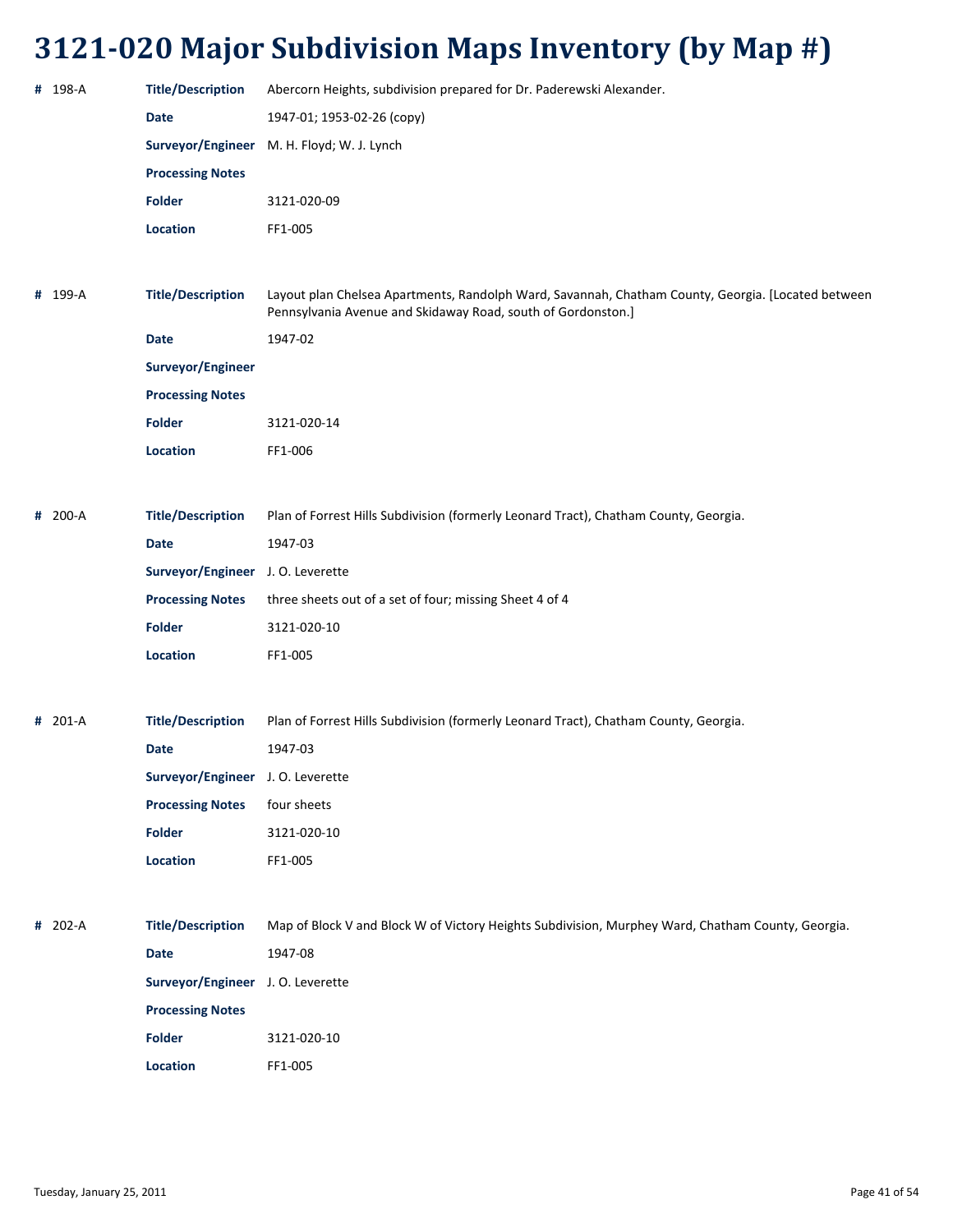# 3121-020 Major Subdivision Maps Inventory (by Map #)

**#** 198-A

**Title/Description** Abercorn Heights, subdivision prepared for Dr. Paderewski Alexander.

**Date** 1947-01; 1953-02-26 (copy)

**Surveyor/Engineer** M. H. Floyd; W. J. Lynch

**Processing Notes**

**Folder** 3121-020-09

**Location** FF1-005

**#** 199-A

**Title/Description** Layout plan Chelsea Apartments, Randolph Ward, Savannah, Chatham County, Georgia. [Located between Pennsylvania Avenue and Skidaway Road, south of Gordonston.]

**Date** 1947-02

**Surveyor/Engineer**

**Processing Notes**

**Folder** 3121-020-14

**Location** FF1-006

**#** 200-A

**Title/Description** Plan of Forrest Hills Subdivision (formerly Leonard Tract), Chatham County, Georgia.

**Date** 1947-03

**Surveyor/Engineer** J. O. Leverette

**Processing Notes** three sheets out of a set of four; missing Sheet 4 of 4

**Folder** 3121-020-10

**Location** FF1-005

**#** 201-A

**Title/Description** Plan of Forrest Hills Subdivision (formerly Leonard Tract), Chatham County, Georgia.

**Date** 1947-03

**Surveyor/Engineer** J. O. Leverette

**Processing Notes** four sheets

**Folder** 3121-020-10

**Location** FF1-005

**#** 202-A

**Title/Description** Map of Block V and Block W of Victory Heights Subdivision, Murphey Ward, Chatham County, Georgia.

**Date** 1947-08

**Surveyor/Engineer** J. O. Leverette

**Processing Notes**

**Folder** 3121-020-10

**Location** FF1-005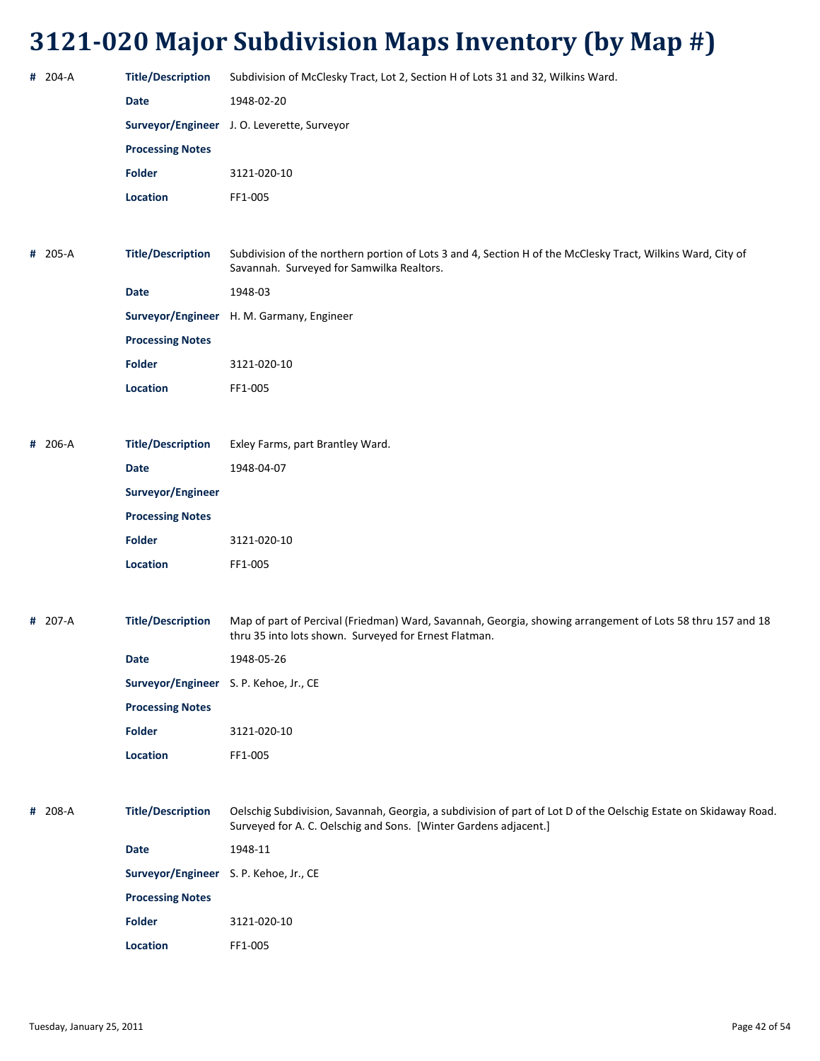# 3121-020 Major Subdivision Maps Inventory (by Map #)

**#** 204-A

| | |
|---|---|
| **Title/Description** | Subdivision of McClesky Tract, Lot 2, Section H of Lots 31 and 32, Wilkins Ward. |
| **Date** | 1948-02-20 |
| **Surveyor/Engineer** | J. O. Leverette, Surveyor |
| **Processing Notes** | |
| **Folder** | 3121-020-10 |
| **Location** | FF1-005 |

**#** 205-A

| | |
|---|---|
| **Title/Description** | Subdivision of the northern portion of Lots 3 and 4, Section H of the McClesky Tract, Wilkins Ward, City of Savannah. Surveyed for Samwilka Realtors. |
| **Date** | 1948-03 |
| **Surveyor/Engineer** | H. M. Garmany, Engineer |
| **Processing Notes** | |
| **Folder** | 3121-020-10 |
| **Location** | FF1-005 |

**#** 206-A

| | |
|---|---|
| **Title/Description** | Exley Farms, part Brantley Ward. |
| **Date** | 1948-04-07 |
| **Surveyor/Engineer** | |
| **Processing Notes** | |
| **Folder** | 3121-020-10 |
| **Location** | FF1-005 |

**#** 207-A

| | |
|---|---|
| **Title/Description** | Map of part of Percival (Friedman) Ward, Savannah, Georgia, showing arrangement of Lots 58 thru 157 and 18 thru 35 into lots shown. Surveyed for Ernest Flatman. |
| **Date** | 1948-05-26 |
| **Surveyor/Engineer** | S. P. Kehoe, Jr., CE |
| **Processing Notes** | |
| **Folder** | 3121-020-10 |
| **Location** | FF1-005 |

**#** 208-A

| | |
|---|---|
| **Title/Description** | Oelschig Subdivision, Savannah, Georgia, a subdivision of part of Lot D of the Oelschig Estate on Skidaway Road. Surveyed for A. C. Oelschig and Sons. [Winter Gardens adjacent.] |
| **Date** | 1948-11 |
| **Surveyor/Engineer** | S. P. Kehoe, Jr., CE |
| **Processing Notes** | |
| **Folder** | 3121-020-10 |
| **Location** | FF1-005 |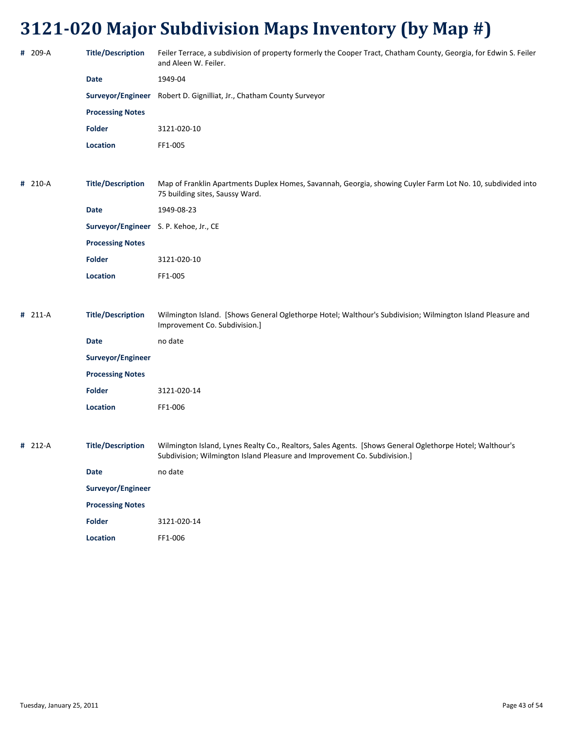# 3121-020 Major Subdivision Maps Inventory (by Map #)

**#** 209-A

| | |
|---|---|
| **Title/Description** | Feiler Terrace, a subdivision of property formerly the Cooper Tract, Chatham County, Georgia, for Edwin S. Feiler and Aleen W. Feiler. |
| **Date** | 1949-04 |
| **Surveyor/Engineer** | Robert D. Gignilliat, Jr., Chatham County Surveyor |
| **Processing Notes** | |
| **Folder** | 3121-020-10 |
| **Location** | FF1-005 |

**#** 210-A

| | |
|---|---|
| **Title/Description** | Map of Franklin Apartments Duplex Homes, Savannah, Georgia, showing Cuyler Farm Lot No. 10, subdivided into 75 building sites, Saussy Ward. |
| **Date** | 1949-08-23 |
| **Surveyor/Engineer** | S. P. Kehoe, Jr., CE |
| **Processing Notes** | |
| **Folder** | 3121-020-10 |
| **Location** | FF1-005 |

**#** 211-A

| | |
|---|---|
| **Title/Description** | Wilmington Island. [Shows General Oglethorpe Hotel; Walthour's Subdivision; Wilmington Island Pleasure and Improvement Co. Subdivision.] |
| **Date** | no date |
| **Surveyor/Engineer** | |
| **Processing Notes** | |
| **Folder** | 3121-020-14 |
| **Location** | FF1-006 |

**#** 212-A

| | |
|---|---|
| **Title/Description** | Wilmington Island, Lynes Realty Co., Realtors, Sales Agents. [Shows General Oglethorpe Hotel; Walthour's Subdivision; Wilmington Island Pleasure and Improvement Co. Subdivision.] |
| **Date** | no date |
| **Surveyor/Engineer** | |
| **Processing Notes** | |
| **Folder** | 3121-020-14 |
| **Location** | FF1-006 |

Tuesday, January 25, 2011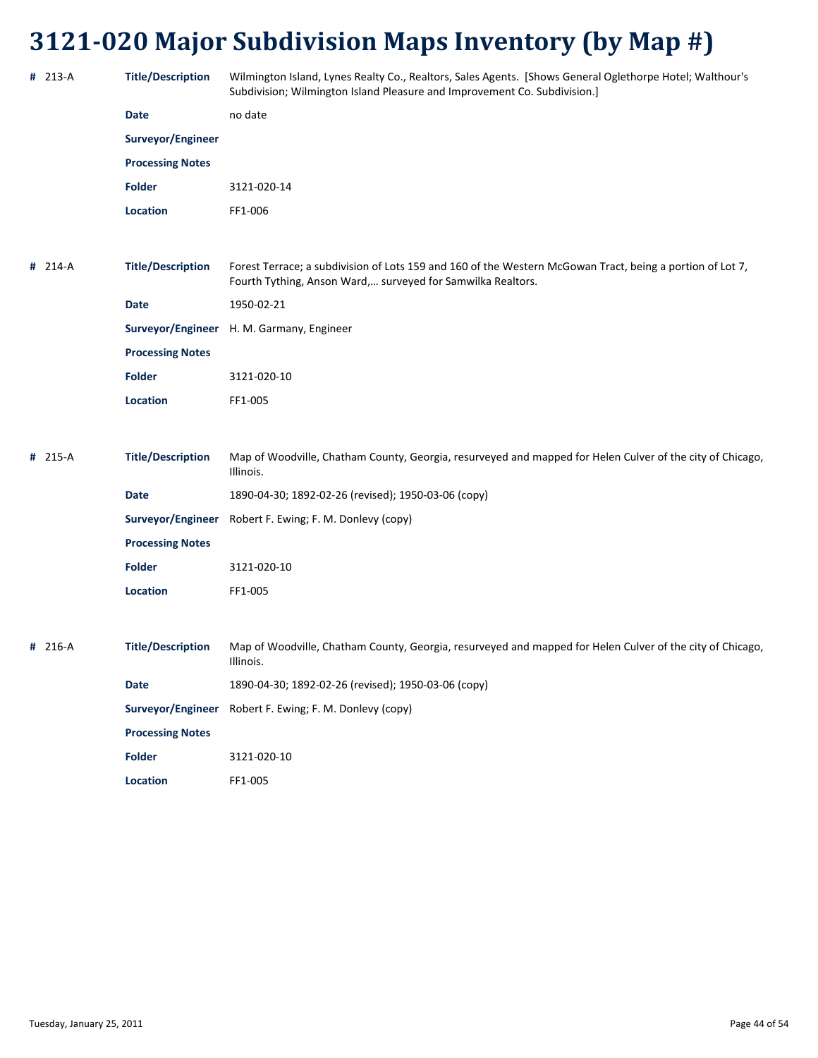# 3121-020 Major Subdivision Maps Inventory (by Map #)

**#** 213-A

**Title/Description** Wilmington Island, Lynes Realty Co., Realtors, Sales Agents. [Shows General Oglethorpe Hotel; Walthour's Subdivision; Wilmington Island Pleasure and Improvement Co. Subdivision.]

**Date** no date

**Surveyor/Engineer**

**Processing Notes**

**Folder** 3121-020-14

**Location** FF1-006

**#** 214-A

**Title/Description** Forest Terrace; a subdivision of Lots 159 and 160 of the Western McGowan Tract, being a portion of Lot 7, Fourth Tything, Anson Ward,… surveyed for Samwilka Realtors.

**Date** 1950-02-21

**Surveyor/Engineer** H. M. Garmany, Engineer

**Processing Notes**

**Folder** 3121-020-10

**Location** FF1-005

**#** 215-A

**Title/Description** Map of Woodville, Chatham County, Georgia, resurveyed and mapped for Helen Culver of the city of Chicago, Illinois.

**Date** 1890-04-30; 1892-02-26 (revised); 1950-03-06 (copy)

**Surveyor/Engineer** Robert F. Ewing; F. M. Donlevy (copy)

**Processing Notes**

**Folder** 3121-020-10

**Location** FF1-005

**#** 216-A

**Title/Description** Map of Woodville, Chatham County, Georgia, resurveyed and mapped for Helen Culver of the city of Chicago, Illinois.

**Date** 1890-04-30; 1892-02-26 (revised); 1950-03-06 (copy)

**Surveyor/Engineer** Robert F. Ewing; F. M. Donlevy (copy)

**Processing Notes**

**Folder** 3121-020-10

**Location** FF1-005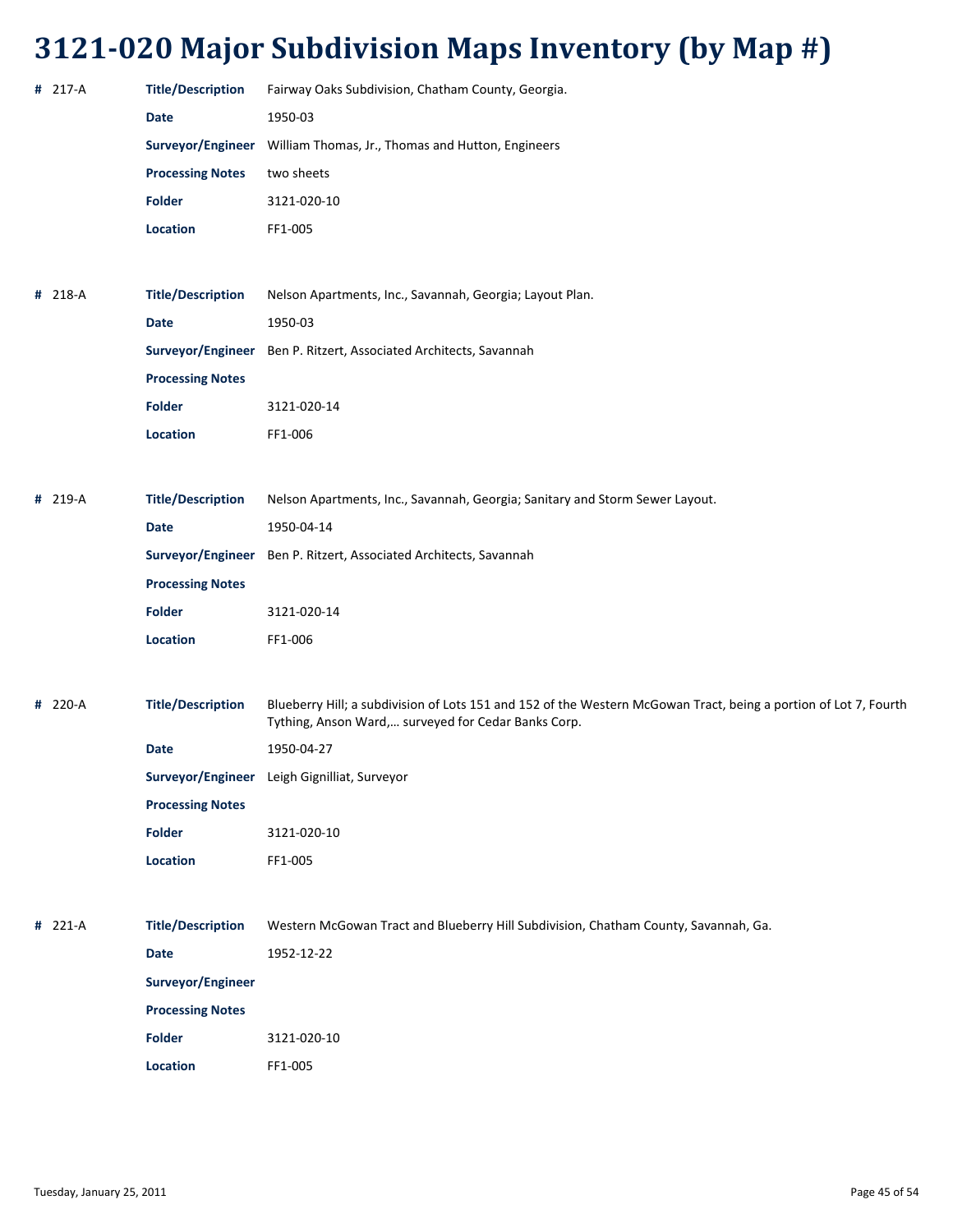# 3121-020 Major Subdivision Maps Inventory (by Map #)

**#** 217-A

| | |
|---|---|
| **Title/Description** | Fairway Oaks Subdivision, Chatham County, Georgia. |
| **Date** | 1950-03 |
| **Surveyor/Engineer** | William Thomas, Jr., Thomas and Hutton, Engineers |
| **Processing Notes** | two sheets |
| **Folder** | 3121-020-10 |
| **Location** | FF1-005 |

**#** 218-A

| | |
|---|---|
| **Title/Description** | Nelson Apartments, Inc., Savannah, Georgia; Layout Plan. |
| **Date** | 1950-03 |
| **Surveyor/Engineer** | Ben P. Ritzert, Associated Architects, Savannah |
| **Processing Notes** | |
| **Folder** | 3121-020-14 |
| **Location** | FF1-006 |

**#** 219-A

| | |
|---|---|
| **Title/Description** | Nelson Apartments, Inc., Savannah, Georgia; Sanitary and Storm Sewer Layout. |
| **Date** | 1950-04-14 |
| **Surveyor/Engineer** | Ben P. Ritzert, Associated Architects, Savannah |
| **Processing Notes** | |
| **Folder** | 3121-020-14 |
| **Location** | FF1-006 |

**#** 220-A

| | |
|---|---|
| **Title/Description** | Blueberry Hill; a subdivision of Lots 151 and 152 of the Western McGowan Tract, being a portion of Lot 7, Fourth Tything, Anson Ward,… surveyed for Cedar Banks Corp. |
| **Date** | 1950-04-27 |
| **Surveyor/Engineer** | Leigh Gignilliat, Surveyor |
| **Processing Notes** | |
| **Folder** | 3121-020-10 |
| **Location** | FF1-005 |

**#** 221-A

| | |
|---|---|
| **Title/Description** | Western McGowan Tract and Blueberry Hill Subdivision, Chatham County, Savannah, Ga. |
| **Date** | 1952-12-22 |
| **Surveyor/Engineer** | |
| **Processing Notes** | |
| **Folder** | 3121-020-10 |
| **Location** | FF1-005 |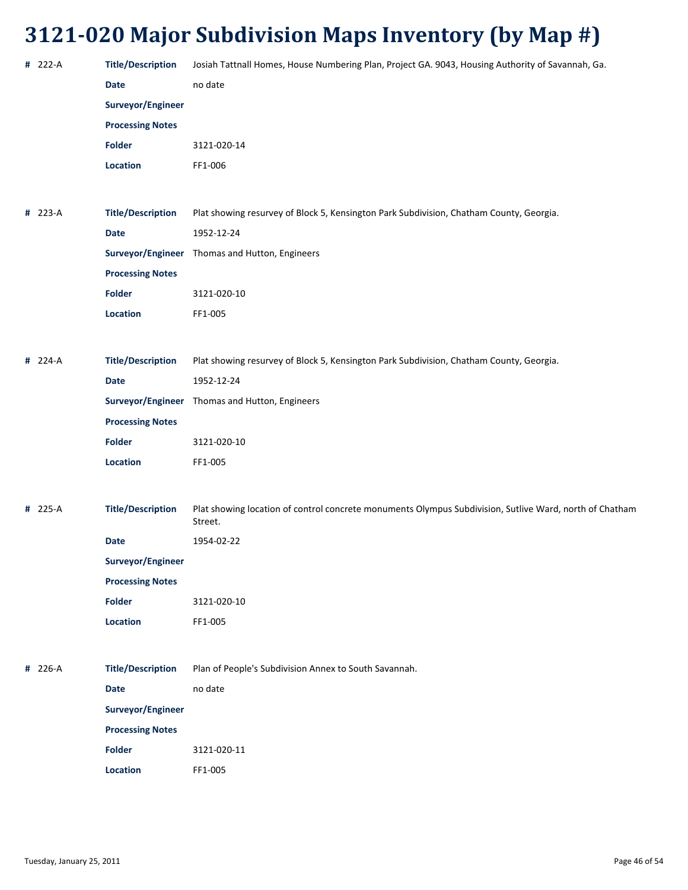# 3121-020 Major Subdivision Maps Inventory (by Map #)

**#** 222-A

**Title/Description** Josiah Tattnall Homes, House Numbering Plan, Project GA. 9043, Housing Authority of Savannah, Ga.

**Date** no date

**Surveyor/Engineer**

**Processing Notes**

**Folder** 3121-020-14

**Location** FF1-006

**#** 223-A

**Title/Description** Plat showing resurvey of Block 5, Kensington Park Subdivision, Chatham County, Georgia.

**Date** 1952-12-24

**Surveyor/Engineer** Thomas and Hutton, Engineers

**Processing Notes**

**Folder** 3121-020-10

**Location** FF1-005

**#** 224-A

**Title/Description** Plat showing resurvey of Block 5, Kensington Park Subdivision, Chatham County, Georgia.

**Date** 1952-12-24

**Surveyor/Engineer** Thomas and Hutton, Engineers

**Processing Notes**

**Folder** 3121-020-10

**Location** FF1-005

**#** 225-A

**Title/Description** Plat showing location of control concrete monuments Olympus Subdivision, Sutlive Ward, north of Chatham Street.

**Date** 1954-02-22

**Surveyor/Engineer**

**Processing Notes**

**Folder** 3121-020-10

**Location** FF1-005

**#** 226-A

**Title/Description** Plan of People's Subdivision Annex to South Savannah.

**Date** no date

**Surveyor/Engineer**

**Processing Notes**

**Folder** 3121-020-11

**Location** FF1-005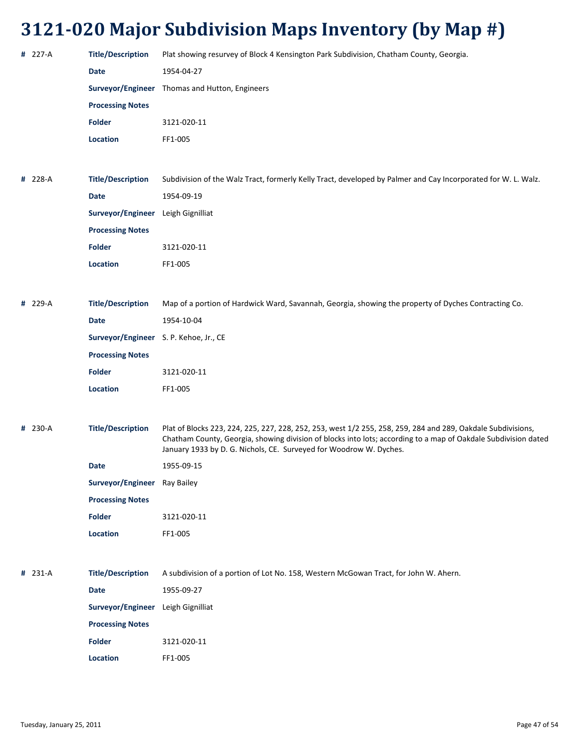# 3121-020 Major Subdivision Maps Inventory (by Map #)

**#** 227-A

| | |
|---|---|
| **Title/Description** | Plat showing resurvey of Block 4 Kensington Park Subdivision, Chatham County, Georgia. |
| **Date** | 1954-04-27 |
| **Surveyor/Engineer** | Thomas and Hutton, Engineers |
| **Processing Notes** | |
| **Folder** | 3121-020-11 |
| **Location** | FF1-005 |

**#** 228-A

| | |
|---|---|
| **Title/Description** | Subdivision of the Walz Tract, formerly Kelly Tract, developed by Palmer and Cay Incorporated for W. L. Walz. |
| **Date** | 1954-09-19 |
| **Surveyor/Engineer** | Leigh Gignilliat |
| **Processing Notes** | |
| **Folder** | 3121-020-11 |
| **Location** | FF1-005 |

**#** 229-A

| | |
|---|---|
| **Title/Description** | Map of a portion of Hardwick Ward, Savannah, Georgia, showing the property of Dyches Contracting Co. |
| **Date** | 1954-10-04 |
| **Surveyor/Engineer** | S. P. Kehoe, Jr., CE |
| **Processing Notes** | |
| **Folder** | 3121-020-11 |
| **Location** | FF1-005 |

**#** 230-A

| | |
|---|---|
| **Title/Description** | Plat of Blocks 223, 224, 225, 227, 228, 252, 253, west 1/2 255, 258, 259, 284 and 289, Oakdale Subdivisions, Chatham County, Georgia, showing division of blocks into lots; according to a map of Oakdale Subdivision dated January 1933 by D. G. Nichols, CE. Surveyed for Woodrow W. Dyches. |
| **Date** | 1955-09-15 |
| **Surveyor/Engineer** | Ray Bailey |
| **Processing Notes** | |
| **Folder** | 3121-020-11 |
| **Location** | FF1-005 |

**#** 231-A

| | |
|---|---|
| **Title/Description** | A subdivision of a portion of Lot No. 158, Western McGowan Tract, for John W. Ahern. |
| **Date** | 1955-09-27 |
| **Surveyor/Engineer** | Leigh Gignilliat |
| **Processing Notes** | |
| **Folder** | 3121-020-11 |
| **Location** | FF1-005 |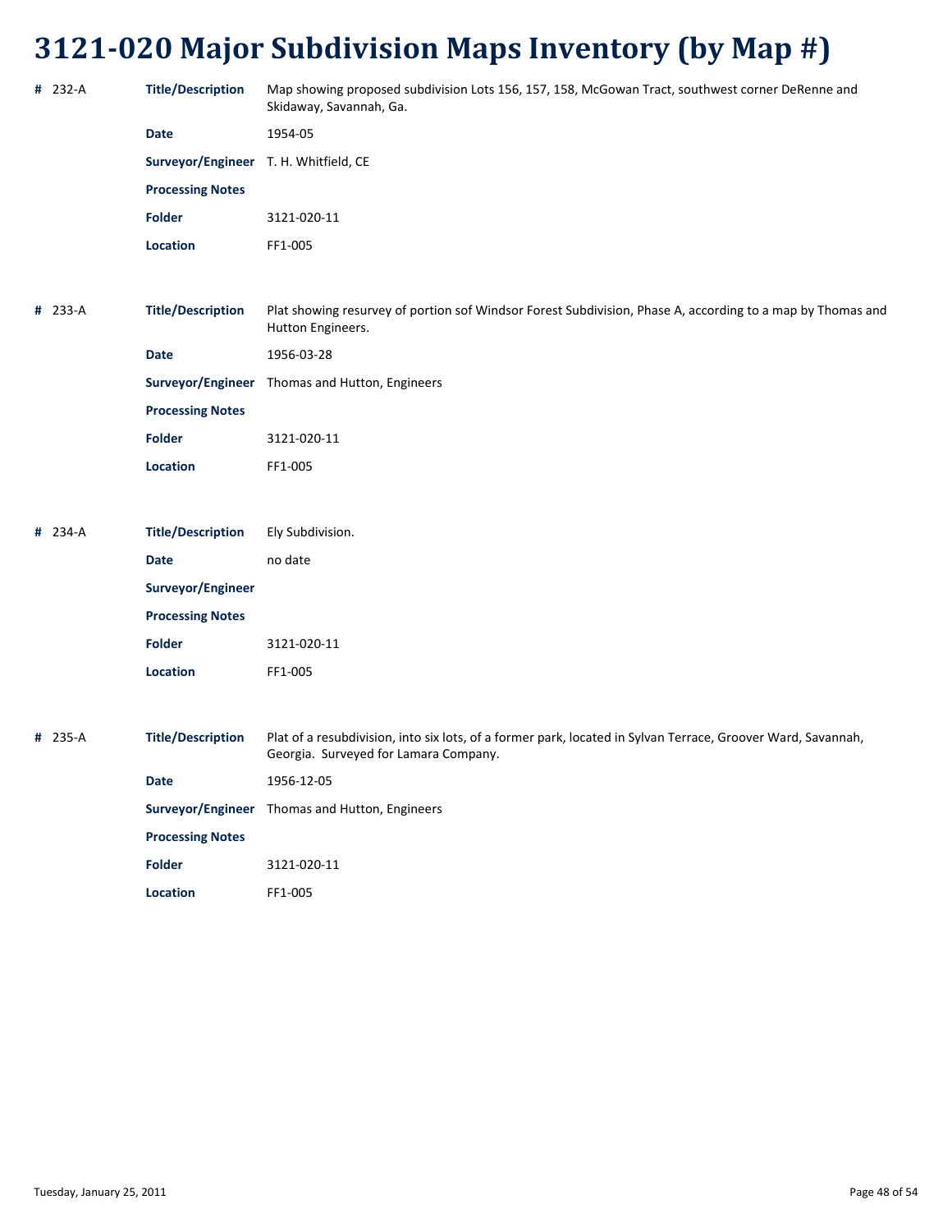# 3121-020 Major Subdivision Maps Inventory (by Map #)

**#** 232-A

| | |
|---|---|
| **Title/Description** | Map showing proposed subdivision Lots 156, 157, 158, McGowan Tract, southwest corner DeRenne and Skidaway, Savannah, Ga. |
| **Date** | 1954-05 |
| **Surveyor/Engineer** | T. H. Whitfield, CE |
| **Processing Notes** | |
| **Folder** | 3121-020-11 |
| **Location** | FF1-005 |

**#** 233-A

| | |
|---|---|
| **Title/Description** | Plat showing resurvey of portion sof Windsor Forest Subdivision, Phase A, according to a map by Thomas and Hutton Engineers. |
| **Date** | 1956-03-28 |
| **Surveyor/Engineer** | Thomas and Hutton, Engineers |
| **Processing Notes** | |
| **Folder** | 3121-020-11 |
| **Location** | FF1-005 |

**#** 234-A

| | |
|---|---|
| **Title/Description** | Ely Subdivision. |
| **Date** | no date |
| **Surveyor/Engineer** | |
| **Processing Notes** | |
| **Folder** | 3121-020-11 |
| **Location** | FF1-005 |

**#** 235-A

| | |
|---|---|
| **Title/Description** | Plat of a resubdivision, into six lots, of a former park, located in Sylvan Terrace, Groover Ward, Savannah, Georgia. Surveyed for Lamara Company. |
| **Date** | 1956-12-05 |
| **Surveyor/Engineer** | Thomas and Hutton, Engineers |
| **Processing Notes** | |
| **Folder** | 3121-020-11 |
| **Location** | FF1-005 |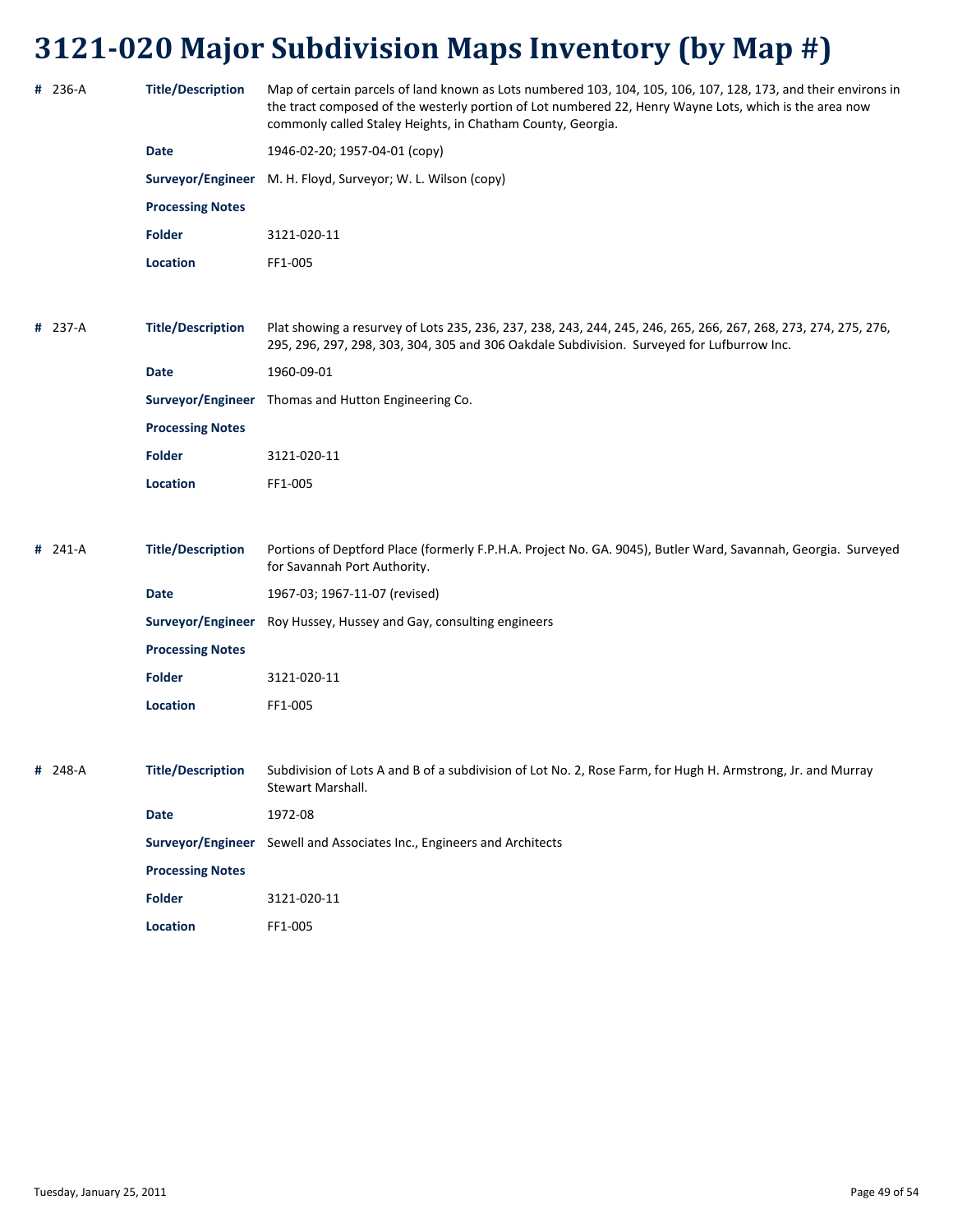# 3121-020 Major Subdivision Maps Inventory (by Map #)

**#** 236-A

**Title/Description** Map of certain parcels of land known as Lots numbered 103, 104, 105, 106, 107, 128, 173, and their environs in the tract composed of the westerly portion of Lot numbered 22, Henry Wayne Lots, which is the area now commonly called Staley Heights, in Chatham County, Georgia.

**Date** 1946-02-20; 1957-04-01 (copy)

**Surveyor/Engineer** M. H. Floyd, Surveyor; W. L. Wilson (copy)

**Processing Notes**

**Folder** 3121-020-11

**Location** FF1-005

**#** 237-A

**Title/Description** Plat showing a resurvey of Lots 235, 236, 237, 238, 243, 244, 245, 246, 265, 266, 267, 268, 273, 274, 275, 276, 295, 296, 297, 298, 303, 304, 305 and 306 Oakdale Subdivision. Surveyed for Lufburrow Inc.

**Date** 1960-09-01

**Surveyor/Engineer** Thomas and Hutton Engineering Co.

**Processing Notes**

**Folder** 3121-020-11

**Location** FF1-005

**#** 241-A

**Title/Description** Portions of Deptford Place (formerly F.P.H.A. Project No. GA. 9045), Butler Ward, Savannah, Georgia. Surveyed for Savannah Port Authority.

**Date** 1967-03; 1967-11-07 (revised)

**Surveyor/Engineer** Roy Hussey, Hussey and Gay, consulting engineers

**Processing Notes**

**Folder** 3121-020-11

**Location** FF1-005

**#** 248-A

**Title/Description** Subdivision of Lots A and B of a subdivision of Lot No. 2, Rose Farm, for Hugh H. Armstrong, Jr. and Murray Stewart Marshall.

**Date** 1972-08

**Surveyor/Engineer** Sewell and Associates Inc., Engineers and Architects

**Processing Notes**

**Folder** 3121-020-11

**Location** FF1-005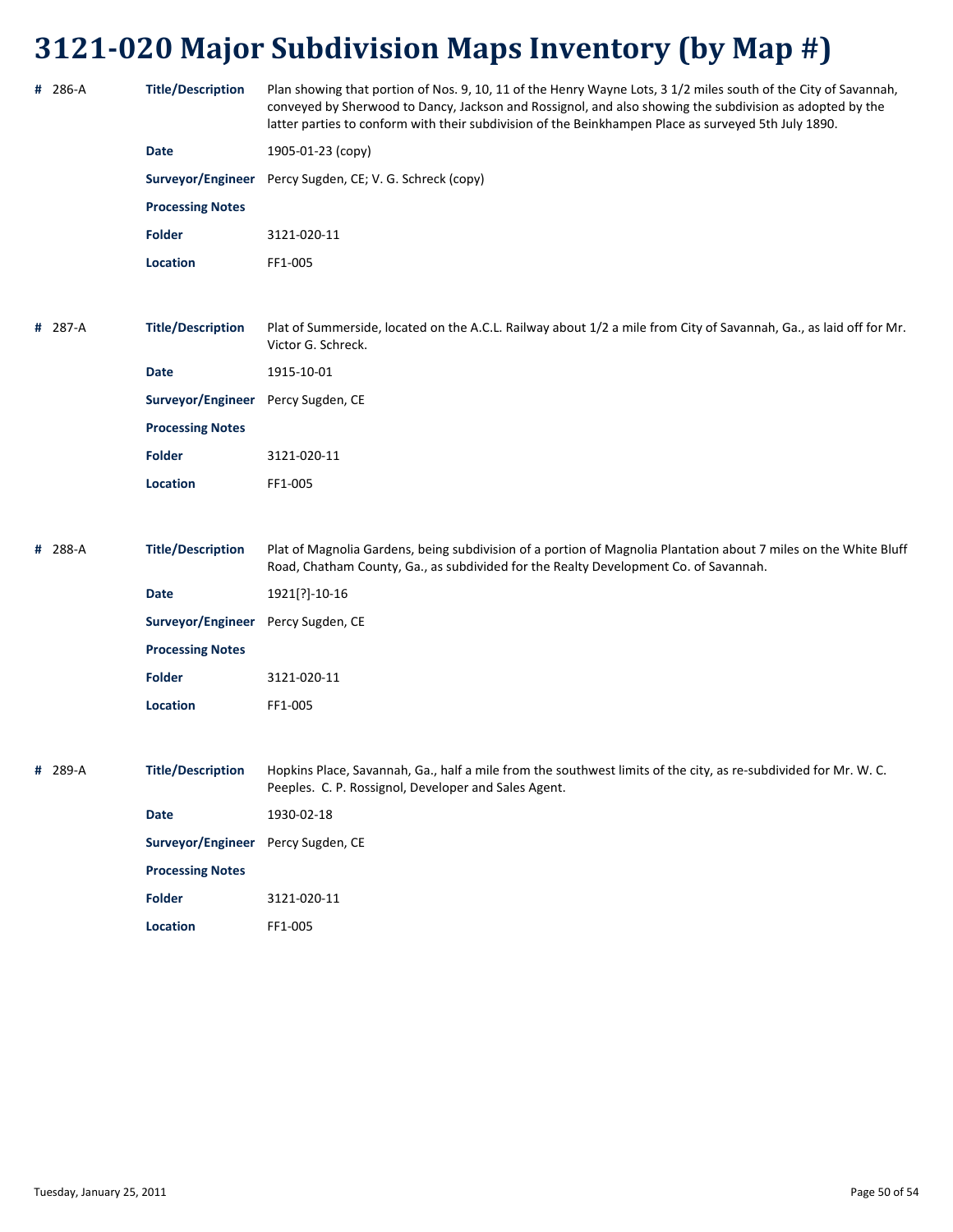# 3121-020 Major Subdivision Maps Inventory (by Map #)

**#** 286-A

**Title/Description** Plan showing that portion of Nos. 9, 10, 11 of the Henry Wayne Lots, 3 1/2 miles south of the City of Savannah, conveyed by Sherwood to Dancy, Jackson and Rossignol, and also showing the subdivision as adopted by the latter parties to conform with their subdivision of the Beinkhampen Place as surveyed 5th July 1890.

**Date** 1905-01-23 (copy)

**Surveyor/Engineer** Percy Sugden, CE; V. G. Schreck (copy)

**Processing Notes**

**Folder** 3121-020-11

**Location** FF1-005

**#** 287-A

**Title/Description** Plat of Summerside, located on the A.C.L. Railway about 1/2 a mile from City of Savannah, Ga., as laid off for Mr. Victor G. Schreck.

**Date** 1915-10-01

**Surveyor/Engineer** Percy Sugden, CE

**Processing Notes**

**Folder** 3121-020-11

**Location** FF1-005

**#** 288-A

**Title/Description** Plat of Magnolia Gardens, being subdivision of a portion of Magnolia Plantation about 7 miles on the White Bluff Road, Chatham County, Ga., as subdivided for the Realty Development Co. of Savannah.

**Date** 1921[?]-10-16

**Surveyor/Engineer** Percy Sugden, CE

**Processing Notes**

**Folder** 3121-020-11

**Location** FF1-005

**#** 289-A

**Title/Description** Hopkins Place, Savannah, Ga., half a mile from the southwest limits of the city, as re-subdivided for Mr. W. C. Peeples. C. P. Rossignol, Developer and Sales Agent.

**Date** 1930-02-18

**Surveyor/Engineer** Percy Sugden, CE

**Processing Notes**

**Folder** 3121-020-11

**Location** FF1-005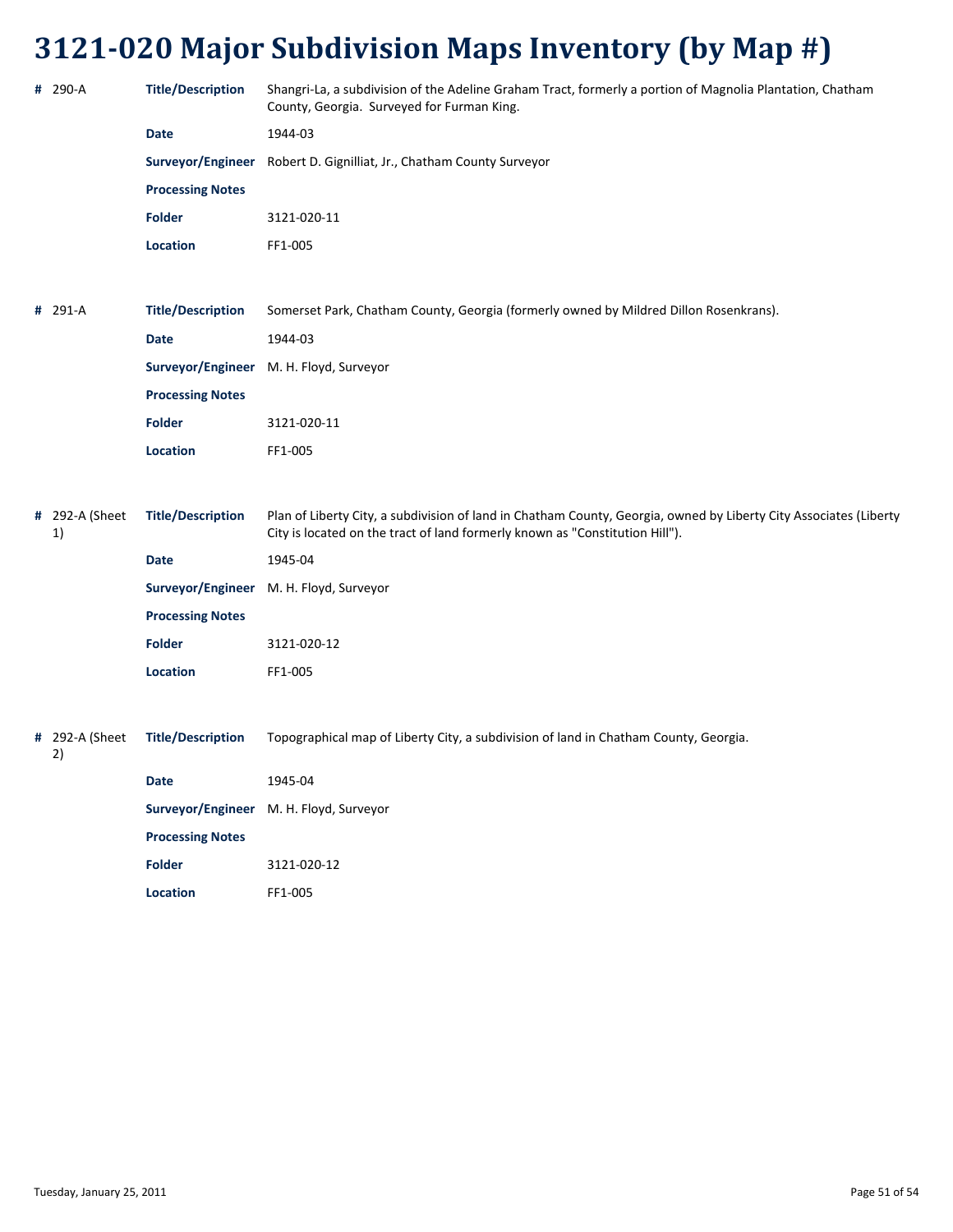# 3121-020 Major Subdivision Maps Inventory (by Map #)

| # | Field | Value |
|---|---|---|
| 290-A | Title/Description | Shangri-La, a subdivision of the Adeline Graham Tract, formerly a portion of Magnolia Plantation, Chatham County, Georgia. Surveyed for Furman King. |
| | Date | 1944-03 |
| | Surveyor/Engineer | Robert D. Gignilliat, Jr., Chatham County Surveyor |
| | Processing Notes | |
| | Folder | 3121-020-11 |
| | Location | FF1-005 |

| # | Field | Value |
|---|---|---|
| 291-A | Title/Description | Somerset Park, Chatham County, Georgia (formerly owned by Mildred Dillon Rosenkrans). |
| | Date | 1944-03 |
| | Surveyor/Engineer | M. H. Floyd, Surveyor |
| | Processing Notes | |
| | Folder | 3121-020-11 |
| | Location | FF1-005 |

| # | Field | Value |
|---|---|---|
| 292-A (Sheet 1) | Title/Description | Plan of Liberty City, a subdivision of land in Chatham County, Georgia, owned by Liberty City Associates (Liberty City is located on the tract of land formerly known as "Constitution Hill"). |
| | Date | 1945-04 |
| | Surveyor/Engineer | M. H. Floyd, Surveyor |
| | Processing Notes | |
| | Folder | 3121-020-12 |
| | Location | FF1-005 |

| # | Field | Value |
|---|---|---|
| 292-A (Sheet 2) | Title/Description | Topographical map of Liberty City, a subdivision of land in Chatham County, Georgia. |
| | Date | 1945-04 |
| | Surveyor/Engineer | M. H. Floyd, Surveyor |
| | Processing Notes | |
| | Folder | 3121-020-12 |
| | Location | FF1-005 |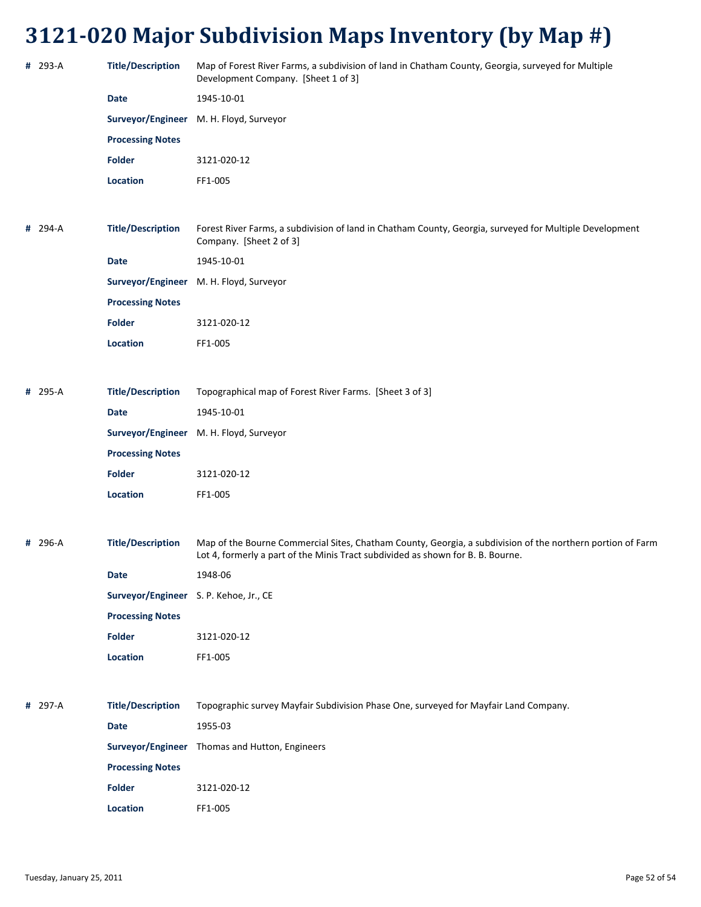# 3121-020 Major Subdivision Maps Inventory (by Map #)

**#** 293-A

**Title/Description** Map of Forest River Farms, a subdivision of land in Chatham County, Georgia, surveyed for Multiple Development Company. [Sheet 1 of 3]

**Date** 1945-10-01

**Surveyor/Engineer** M. H. Floyd, Surveyor

**Processing Notes**

**Folder** 3121-020-12

**Location** FF1-005

**#** 294-A

**Title/Description** Forest River Farms, a subdivision of land in Chatham County, Georgia, surveyed for Multiple Development Company. [Sheet 2 of 3]

**Date** 1945-10-01

**Surveyor/Engineer** M. H. Floyd, Surveyor

**Processing Notes**

**Folder** 3121-020-12

**Location** FF1-005

**#** 295-A

**Title/Description** Topographical map of Forest River Farms. [Sheet 3 of 3]

**Date** 1945-10-01

**Surveyor/Engineer** M. H. Floyd, Surveyor

**Processing Notes**

**Folder** 3121-020-12

**Location** FF1-005

**#** 296-A

**Title/Description** Map of the Bourne Commercial Sites, Chatham County, Georgia, a subdivision of the northern portion of Farm Lot 4, formerly a part of the Minis Tract subdivided as shown for B. B. Bourne.

**Date** 1948-06

**Surveyor/Engineer** S. P. Kehoe, Jr., CE

**Processing Notes**

**Folder** 3121-020-12

**Location** FF1-005

**#** 297-A

**Title/Description** Topographic survey Mayfair Subdivision Phase One, surveyed for Mayfair Land Company.

**Date** 1955-03

**Surveyor/Engineer** Thomas and Hutton, Engineers

**Processing Notes**

**Folder** 3121-020-12

**Location** FF1-005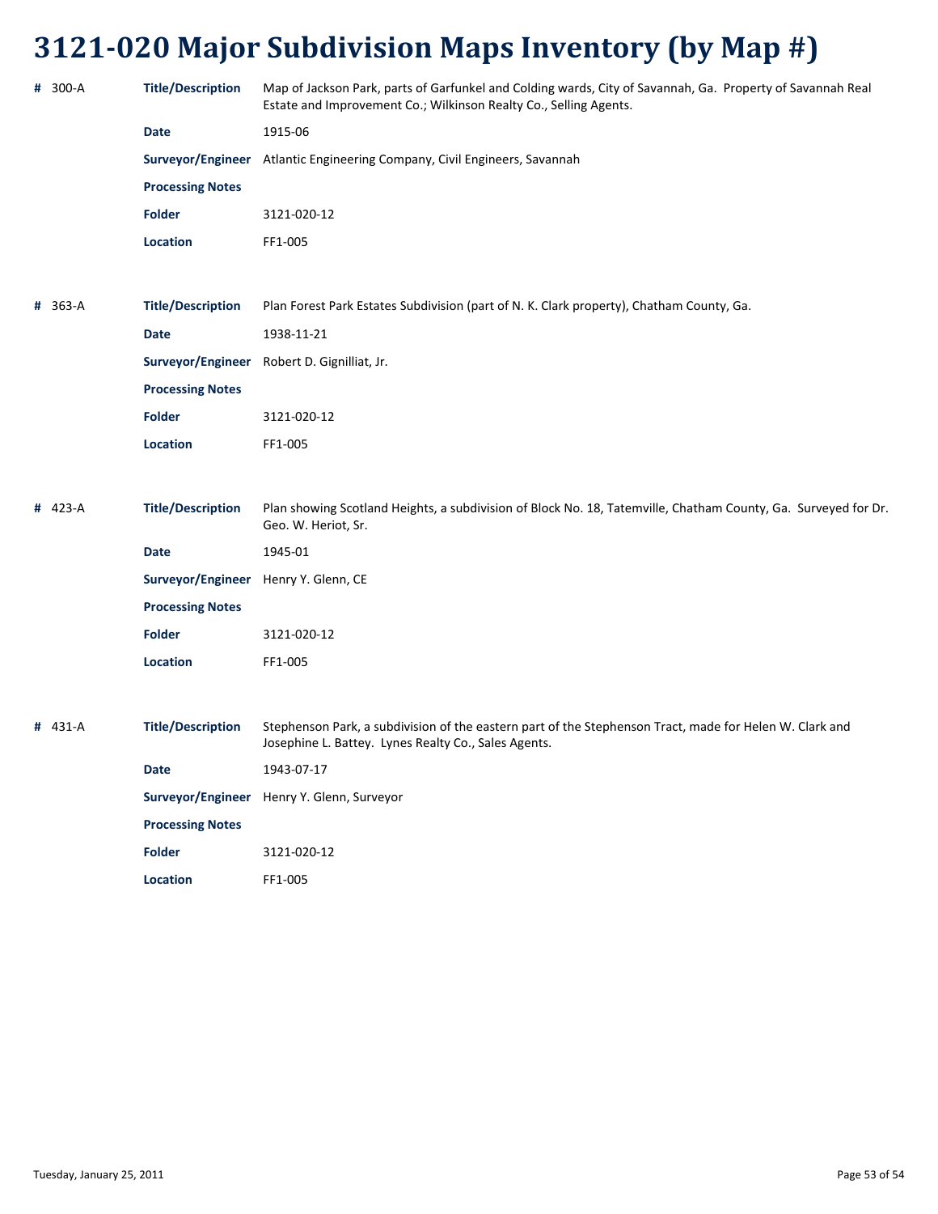# 3121-020 Major Subdivision Maps Inventory (by Map #)

**#** 300-A

| | |
|---|---|
| **Title/Description** | Map of Jackson Park, parts of Garfunkel and Colding wards, City of Savannah, Ga. Property of Savannah Real Estate and Improvement Co.; Wilkinson Realty Co., Selling Agents. |
| **Date** | 1915-06 |
| **Surveyor/Engineer** | Atlantic Engineering Company, Civil Engineers, Savannah |
| **Processing Notes** | |
| **Folder** | 3121-020-12 |
| **Location** | FF1-005 |

**#** 363-A

| | |
|---|---|
| **Title/Description** | Plan Forest Park Estates Subdivision (part of N. K. Clark property), Chatham County, Ga. |
| **Date** | 1938-11-21 |
| **Surveyor/Engineer** | Robert D. Gignilliat, Jr. |
| **Processing Notes** | |
| **Folder** | 3121-020-12 |
| **Location** | FF1-005 |

**#** 423-A

| | |
|---|---|
| **Title/Description** | Plan showing Scotland Heights, a subdivision of Block No. 18, Tatemville, Chatham County, Ga. Surveyed for Dr. Geo. W. Heriot, Sr. |
| **Date** | 1945-01 |
| **Surveyor/Engineer** | Henry Y. Glenn, CE |
| **Processing Notes** | |
| **Folder** | 3121-020-12 |
| **Location** | FF1-005 |

**#** 431-A

| | |
|---|---|
| **Title/Description** | Stephenson Park, a subdivision of the eastern part of the Stephenson Tract, made for Helen W. Clark and Josephine L. Battey. Lynes Realty Co., Sales Agents. |
| **Date** | 1943-07-17 |
| **Surveyor/Engineer** | Henry Y. Glenn, Surveyor |
| **Processing Notes** | |
| **Folder** | 3121-020-12 |
| **Location** | FF1-005 |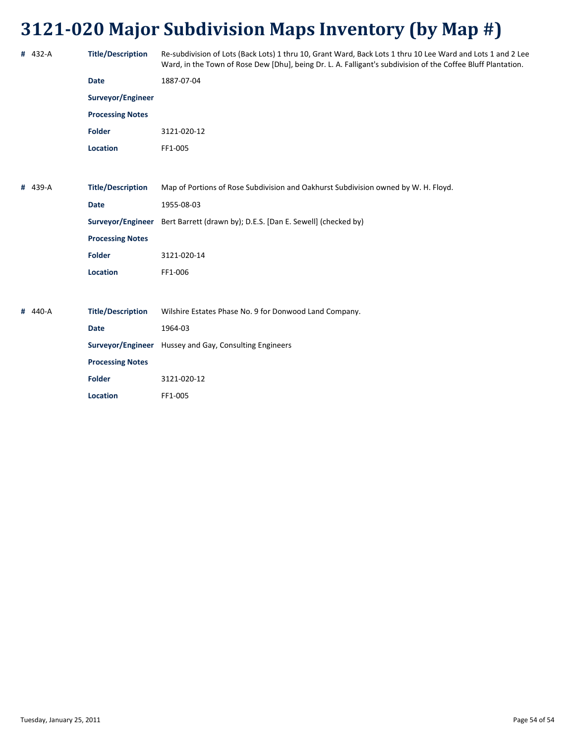# 3121-020 Major Subdivision Maps Inventory (by Map #)

**#** 432-A

| | |
|---|---|
| **Title/Description** | Re-subdivision of Lots (Back Lots) 1 thru 10, Grant Ward, Back Lots 1 thru 10 Lee Ward and Lots 1 and 2 Lee Ward, in the Town of Rose Dew [Dhu], being Dr. L. A. Falligant's subdivision of the Coffee Bluff Plantation. |
| **Date** | 1887-07-04 |
| **Surveyor/Engineer** | |
| **Processing Notes** | |
| **Folder** | 3121-020-12 |
| **Location** | FF1-005 |

**#** 439-A

| | |
|---|---|
| **Title/Description** | Map of Portions of Rose Subdivision and Oakhurst Subdivision owned by W. H. Floyd. |
| **Date** | 1955-08-03 |
| **Surveyor/Engineer** | Bert Barrett (drawn by); D.E.S. [Dan E. Sewell] (checked by) |
| **Processing Notes** | |
| **Folder** | 3121-020-14 |
| **Location** | FF1-006 |

**#** 440-A

| | |
|---|---|
| **Title/Description** | Wilshire Estates Phase No. 9 for Donwood Land Company. |
| **Date** | 1964-03 |
| **Surveyor/Engineer** | Hussey and Gay, Consulting Engineers |
| **Processing Notes** | |
| **Folder** | 3121-020-12 |
| **Location** | FF1-005 |

Tuesday, January 25, 2011